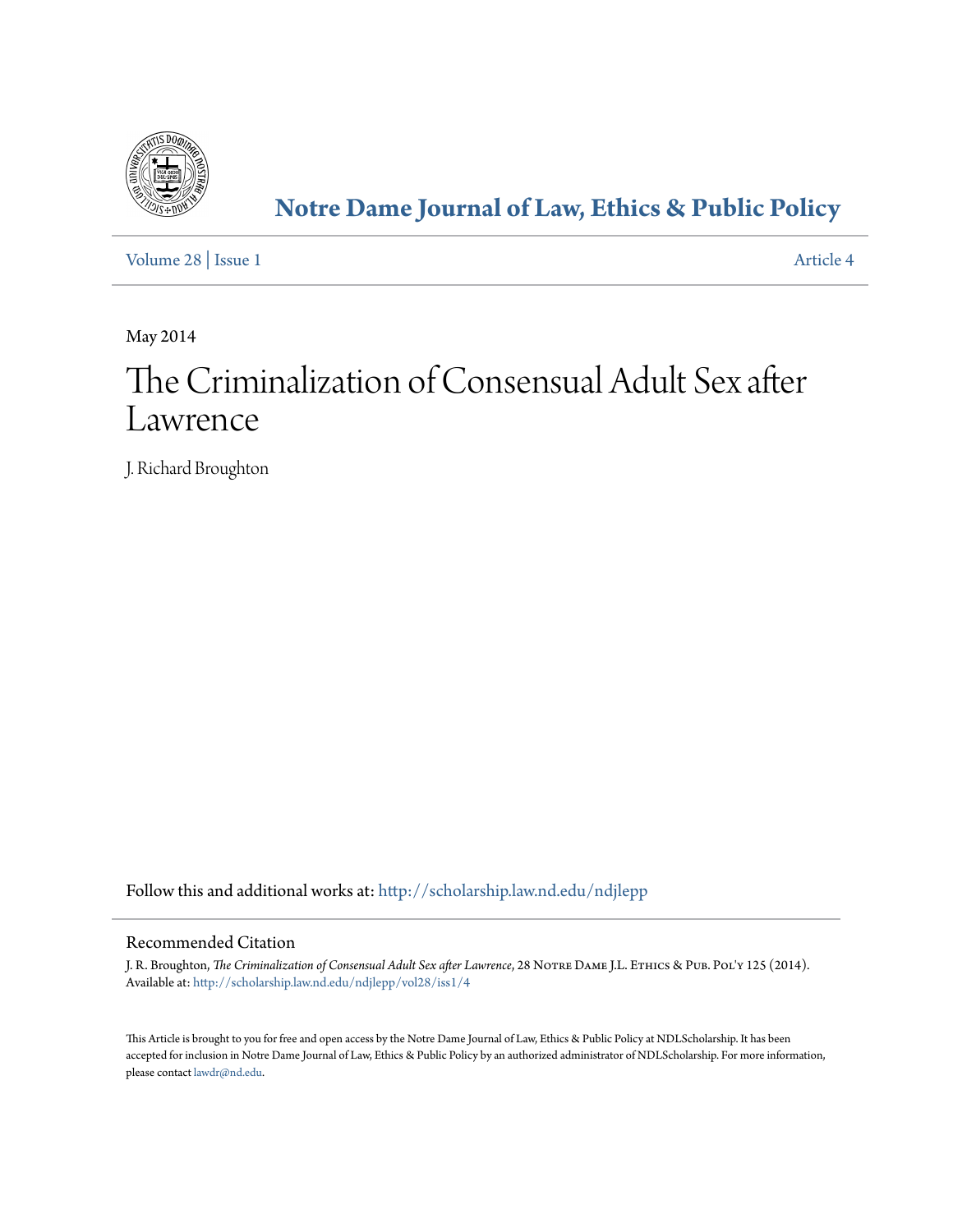# Notre Dame Journal of Law, Ethics & Public Policy

Volume 28 | Issue 1 Article 4

May 2014

# The Criminalization of Consensual Adult Sex after Lawrence

J. Richard Broughton

Follow this and additional works at: http://scholarship.law.nd.edu/ndjlepp

## Recommended Citation

J. R. Broughton, *The Criminalization of Consensual Adult Sex after Lawrence*, 28 Notre Dame J.L. Ethics & Pub. Pol'y 125 (2014).
Available at: http://scholarship.law.nd.edu/ndjlepp/vol28/iss1/4

This Article is brought to you for free and open access by the Notre Dame Journal of Law, Ethics & Public Policy at NDLScholarship. It has been accepted for inclusion in Notre Dame Journal of Law, Ethics & Public Policy by an authorized administrator of NDLScholarship. For more information, please contact lawdr@nd.edu.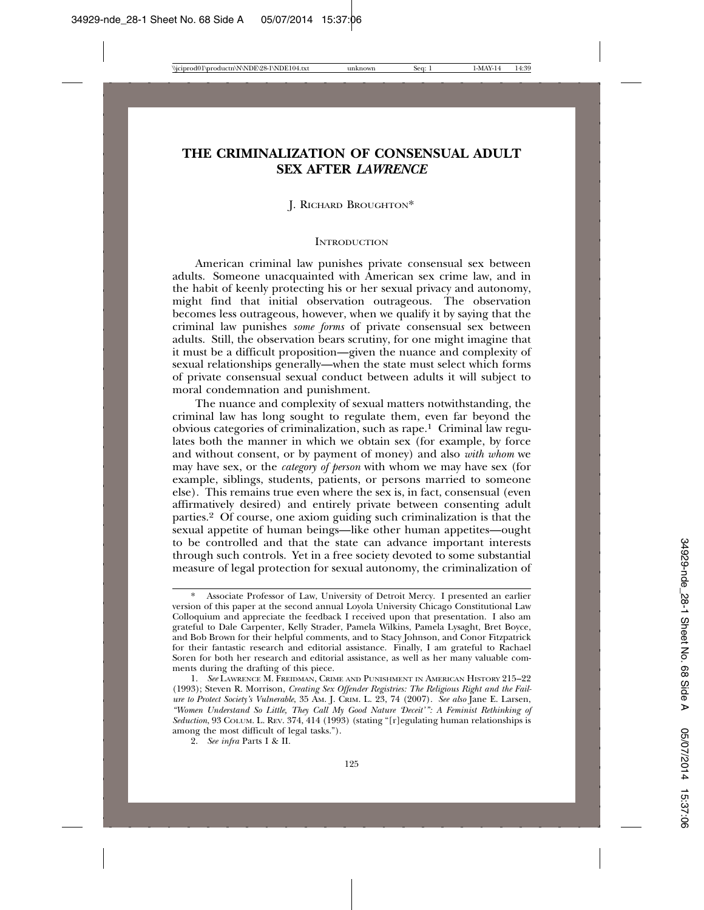# THE CRIMINALIZATION OF CONSENSUAL ADULT SEX AFTER *LAWRENCE*

J. Richard Broughton*

## Introduction

American criminal law punishes private consensual sex between adults. Someone unacquainted with American sex crime law, and in the habit of keenly protecting his or her sexual privacy and autonomy, might find that initial observation outrageous. The observation becomes less outrageous, however, when we qualify it by saying that the criminal law punishes *some forms* of private consensual sex between adults. Still, the observation bears scrutiny, for one might imagine that it must be a difficult proposition—given the nuance and complexity of sexual relationships generally—when the state must select which forms of private consensual sexual conduct between adults it will subject to moral condemnation and punishment.

The nuance and complexity of sexual matters notwithstanding, the criminal law has long sought to regulate them, even far beyond the obvious categories of criminalization, such as rape.[1] Criminal law regulates both the manner in which we obtain sex (for example, by force and without consent, or by payment of money) and also *with whom* we may have sex, or the *category of person* with whom we may have sex (for example, siblings, students, patients, or persons married to someone else). This remains true even where the sex is, in fact, consensual (even affirmatively desired) and entirely private between consenting adult parties.[2] Of course, one axiom guiding such criminalization is that the sexual appetite of human beings—like other human appetites—ought to be controlled and that the state can advance important interests through such controls. Yet in a free society devoted to some substantial measure of legal protection for sexual autonomy, the criminalization of

---

\* Associate Professor of Law, University of Detroit Mercy. I presented an earlier version of this paper at the second annual Loyola University Chicago Constitutional Law Colloquium and appreciate the feedback I received upon that presentation. I also am grateful to Dale Carpenter, Kelly Strader, Pamela Wilkins, Pamela Lysaght, Bret Boyce, and Bob Brown for their helpful comments, and to Stacy Johnson, and Conor Fitzpatrick for their fantastic research and editorial assistance. Finally, I am grateful to Rachael Soren for both her research and editorial assistance, as well as her many valuable comments during the drafting of this piece.

1. *See* Lawrence M. Freidman, Crime and Punishment in American History 215–22 (1993); Steven R. Morrison, *Creating Sex Offender Registries: The Religious Right and the Failure to Protect Society's Vulnerable*, 35 Am. J. Crim. L. 23, 74 (2007). *See also* Jane E. Larsen, *"Women Understand So Little, They Call My Good Nature 'Deceit'": A Feminist Rethinking of Seduction*, 93 Colum. L. Rev. 374, 414 (1993) (stating "[r]egulating human relationships is among the most difficult of legal tasks.").

2. *See infra* Parts I & II.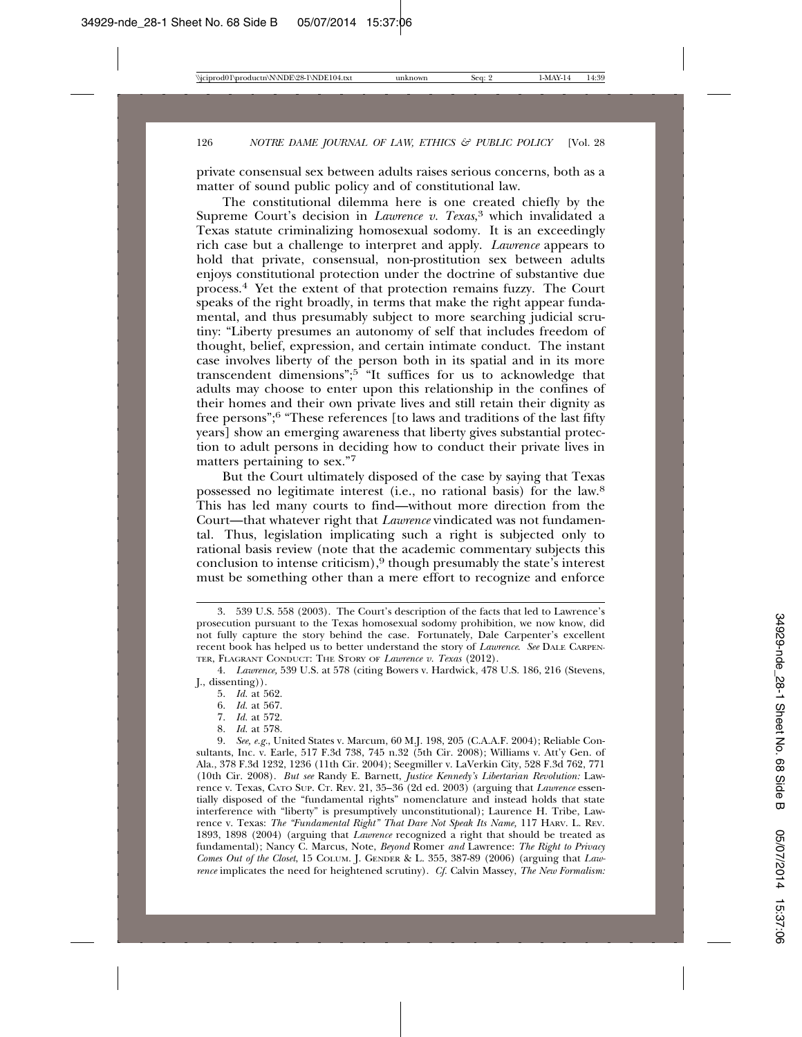private consensual sex between adults raises serious concerns, both as a matter of sound public policy and of constitutional law.

The constitutional dilemma here is one created chiefly by the Supreme Court's decision in *Lawrence v. Texas*,[3] which invalidated a Texas statute criminalizing homosexual sodomy. It is an exceedingly rich case but a challenge to interpret and apply. *Lawrence* appears to hold that private, consensual, non-prostitution sex between adults enjoys constitutional protection under the doctrine of substantive due process.[4] Yet the extent of that protection remains fuzzy. The Court speaks of the right broadly, in terms that make the right appear fundamental, and thus presumably subject to more searching judicial scrutiny: "Liberty presumes an autonomy of self that includes freedom of thought, belief, expression, and certain intimate conduct. The instant case involves liberty of the person both in its spatial and in its more transcendent dimensions";[5] "It suffices for us to acknowledge that adults may choose to enter upon this relationship in the confines of their homes and their own private lives and still retain their dignity as free persons";[6] "These references [to laws and traditions of the last fifty years] show an emerging awareness that liberty gives substantial protection to adult persons in deciding how to conduct their private lives in matters pertaining to sex."[7]

But the Court ultimately disposed of the case by saying that Texas possessed no legitimate interest (i.e., no rational basis) for the law.[8] This has led many courts to find—without more direction from the Court—that whatever right that *Lawrence* vindicated was not fundamental. Thus, legislation implicating such a right is subjected only to rational basis review (note that the academic commentary subjects this conclusion to intense criticism),[9] though presumably the state's interest must be something other than a mere effort to recognize and enforce

---

3. 539 U.S. 558 (2003). The Court's description of the facts that led to Lawrence's prosecution pursuant to the Texas homosexual sodomy prohibition, we now know, did not fully capture the story behind the case. Fortunately, Dale Carpenter's excellent recent book has helped us to better understand the story of *Lawrence*. *See* DALE CARPENTER, FLAGRANT CONDUCT: THE STORY OF *Lawrence v. Texas* (2012).

4. *Lawrence*, 539 U.S. at 578 (citing Bowers v. Hardwick, 478 U.S. 186, 216 (Stevens, J., dissenting)).

5. *Id.* at 562.

6. *Id.* at 567.

7. *Id.* at 572.

8. *Id.* at 578.

9. *See, e.g.*, United States v. Marcum, 60 M.J. 198, 205 (C.A.A.F. 2004); Reliable Consultants, Inc. v. Earle, 517 F.3d 738, 745 n.32 (5th Cir. 2008); Williams v. Att'y Gen. of Ala., 378 F.3d 1232, 1236 (11th Cir. 2004); Seegmiller v. LaVerkin City, 528 F.3d 762, 771 (10th Cir. 2008). *But see* Randy E. Barnett, *Justice Kennedy's Libertarian Revolution:* Lawrence v. Texas, CATO SUP. CT. REV. 21, 35–36 (2d ed. 2003) (arguing that *Lawrence* essentially disposed of the "fundamental rights" nomenclature and instead holds that state interference with "liberty" is presumptively unconstitutional); Laurence H. Tribe, Lawrence v. Texas: *The "Fundamental Right" That Dare Not Speak Its Name*, 117 HARV. L. REV. 1893, 1898 (2004) (arguing that *Lawrence* recognized a right that should be treated as fundamental); Nancy C. Marcus, Note, *Beyond* Romer *and* Lawrence: *The Right to Privacy Comes Out of the Closet*, 15 COLUM. J. GENDER & L. 355, 387-89 (2006) (arguing that *Lawrence* implicates the need for heightened scrutiny). *Cf.* Calvin Massey, *The New Formalism:*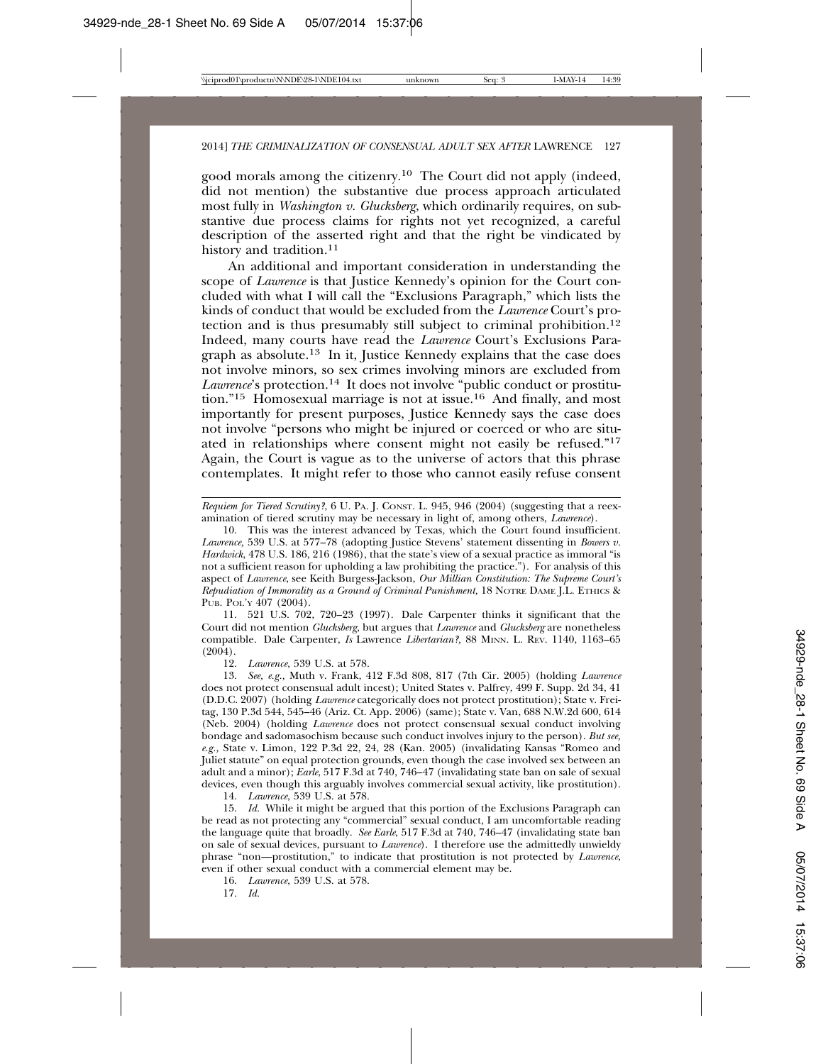good morals among the citizenry.[10] The Court did not apply (indeed, did not mention) the substantive due process approach articulated most fully in *Washington v. Glucksberg*, which ordinarily requires, on substantive due process claims for rights not yet recognized, a careful description of the asserted right and that the right be vindicated by history and tradition.[11]

An additional and important consideration in understanding the scope of *Lawrence* is that Justice Kennedy's opinion for the Court concluded with what I will call the "Exclusions Paragraph," which lists the kinds of conduct that would be excluded from the *Lawrence* Court's protection and is thus presumably still subject to criminal prohibition.[12] Indeed, many courts have read the *Lawrence* Court's Exclusions Paragraph as absolute.[13] In it, Justice Kennedy explains that the case does not involve minors, so sex crimes involving minors are excluded from *Lawrence*'s protection.[14] It does not involve "public conduct or prostitution."[15] Homosexual marriage is not at issue.[16] And finally, and most importantly for present purposes, Justice Kennedy says the case does not involve "persons who might be injured or coerced or who are situated in relationships where consent might not easily be refused."[17] Again, the Court is vague as to the universe of actors that this phrase contemplates. It might refer to those who cannot easily refuse consent

---

*Requiem for Tiered Scrutiny?*, 6 U. PA. J. CONST. L. 945, 946 (2004) (suggesting that a reexamination of tiered scrutiny may be necessary in light of, among others, *Lawrence*).

10. This was the interest advanced by Texas, which the Court found insufficient. *Lawrence*, 539 U.S. at 577–78 (adopting Justice Stevens' statement dissenting in *Bowers v. Hardwick*, 478 U.S. 186, 216 (1986), that the state's view of a sexual practice as immoral "is not a sufficient reason for upholding a law prohibiting the practice."). For analysis of this aspect of *Lawrence*, see Keith Burgess-Jackson, *Our Millian Constitution: The Supreme Court's Repudiation of Immorality as a Ground of Criminal Punishment,* 18 NOTRE DAME J.L. ETHICS & PUB. POL'Y 407 (2004).

11. 521 U.S. 702, 720–23 (1997). Dale Carpenter thinks it significant that the Court did not mention *Glucksberg*, but argues that *Lawrence* and *Glucksberg* are nonetheless compatible. Dale Carpenter, *Is* Lawrence *Libertarian?,* 88 MINN. L. REV. 1140, 1163–65 (2004).

12. *Lawrence*, 539 U.S. at 578.

13. *See, e.g.,* Muth v. Frank, 412 F.3d 808, 817 (7th Cir. 2005) (holding *Lawrence* does not protect consensual adult incest); United States v. Palfrey, 499 F. Supp. 2d 34, 41 (D.D.C. 2007) (holding *Lawrence* categorically does not protect prostitution); State v. Freitag, 130 P.3d 544, 545–46 (Ariz. Ct. App. 2006) (same); State v. Van, 688 N.W.2d 600, 614 (Neb. 2004) (holding *Lawrence* does not protect consensual sexual conduct involving bondage and sadomasochism because such conduct involves injury to the person). *But see, e.g.,* State v. Limon, 122 P.3d 22, 24, 28 (Kan. 2005) (invalidating Kansas "Romeo and Juliet statute" on equal protection grounds, even though the case involved sex between an adult and a minor); *Earle*, 517 F.3d at 740, 746–47 (invalidating state ban on sale of sexual devices, even though this arguably involves commercial sexual activity, like prostitution).

14. *Lawrence*, 539 U.S. at 578.

15. *Id.* While it might be argued that this portion of the Exclusions Paragraph can be read as not protecting any "commercial" sexual conduct, I am uncomfortable reading the language quite that broadly. *See Earle*, 517 F.3d at 740, 746–47 (invalidating state ban on sale of sexual devices, pursuant to *Lawrence*). I therefore use the admittedly unwieldy phrase "non—prostitution," to indicate that prostitution is not protected by *Lawrence*, even if other sexual conduct with a commercial element may be.

16. *Lawrence*, 539 U.S. at 578.

17. *Id.*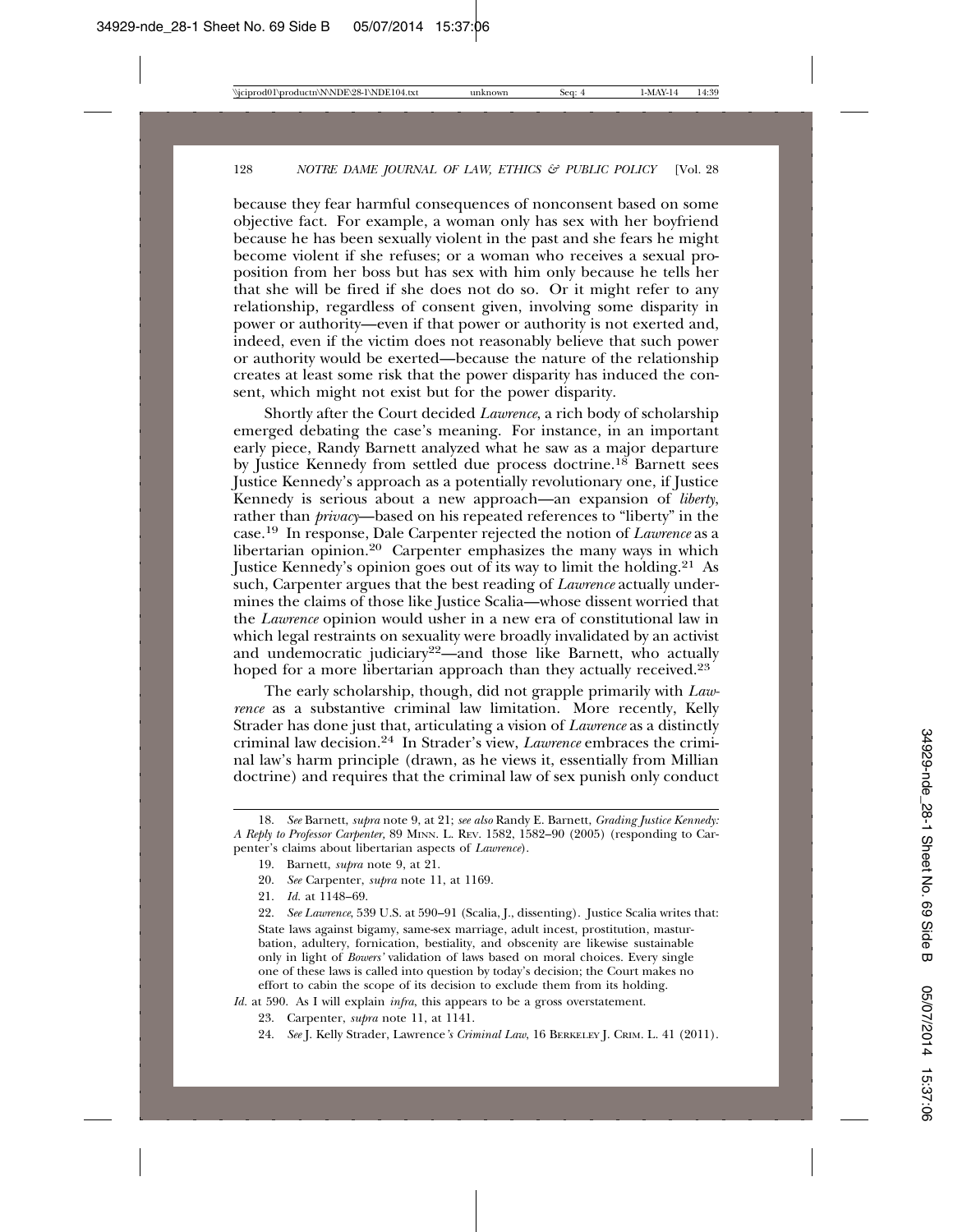because they fear harmful consequences of nonconsent based on some objective fact. For example, a woman only has sex with her boyfriend because he has been sexually violent in the past and she fears he might become violent if she refuses; or a woman who receives a sexual proposition from her boss but has sex with him only because he tells her that she will be fired if she does not do so. Or it might refer to any relationship, regardless of consent given, involving some disparity in power or authority—even if that power or authority is not exerted and, indeed, even if the victim does not reasonably believe that such power or authority would be exerted—because the nature of the relationship creates at least some risk that the power disparity has induced the consent, which might not exist but for the power disparity.

Shortly after the Court decided *Lawrence*, a rich body of scholarship emerged debating the case's meaning. For instance, in an important early piece, Randy Barnett analyzed what he saw as a major departure by Justice Kennedy from settled due process doctrine.[18] Barnett sees Justice Kennedy's approach as a potentially revolutionary one, if Justice Kennedy is serious about a new approach—an expansion of *liberty*, rather than *privacy*—based on his repeated references to "liberty" in the case.[19] In response, Dale Carpenter rejected the notion of *Lawrence* as a libertarian opinion.[20] Carpenter emphasizes the many ways in which Justice Kennedy's opinion goes out of its way to limit the holding.[21] As such, Carpenter argues that the best reading of *Lawrence* actually undermines the claims of those like Justice Scalia—whose dissent worried that the *Lawrence* opinion would usher in a new era of constitutional law in which legal restraints on sexuality were broadly invalidated by an activist and undemocratic judiciary[22]—and those like Barnett, who actually hoped for a more libertarian approach than they actually received.[23]

The early scholarship, though, did not grapple primarily with *Lawrence* as a substantive criminal law limitation. More recently, Kelly Strader has done just that, articulating a vision of *Lawrence* as a distinctly criminal law decision.[24] In Strader's view, *Lawrence* embraces the criminal law's harm principle (drawn, as he views it, essentially from Millian doctrine) and requires that the criminal law of sex punish only conduct

---

18. *See* Barnett, *supra* note 9, at 21; *see also* Randy E. Barnett, *Grading Justice Kennedy: A Reply to Professor Carpenter*, 89 MINN. L. REV. 1582, 1582–90 (2005) (responding to Carpenter's claims about libertarian aspects of *Lawrence*).

19. Barnett, *supra* note 9, at 21.

20. *See* Carpenter, *supra* note 11, at 1169.

21. *Id.* at 1148–69.

22. *See Lawrence*, 539 U.S. at 590–91 (Scalia, J., dissenting). Justice Scalia writes that:

> State laws against bigamy, same-sex marriage, adult incest, prostitution, masturbation, adultery, fornication, bestiality, and obscenity are likewise sustainable only in light of *Bowers'* validation of laws based on moral choices. Every single one of these laws is called into question by today's decision; the Court makes no effort to cabin the scope of its decision to exclude them from its holding.

*Id.* at 590. As I will explain *infra*, this appears to be a gross overstatement.

23. Carpenter, *supra* note 11, at 1141.

24. *See* J. Kelly Strader, Lawrence*'s Criminal Law*, 16 BERKELEY J. CRIM. L. 41 (2011).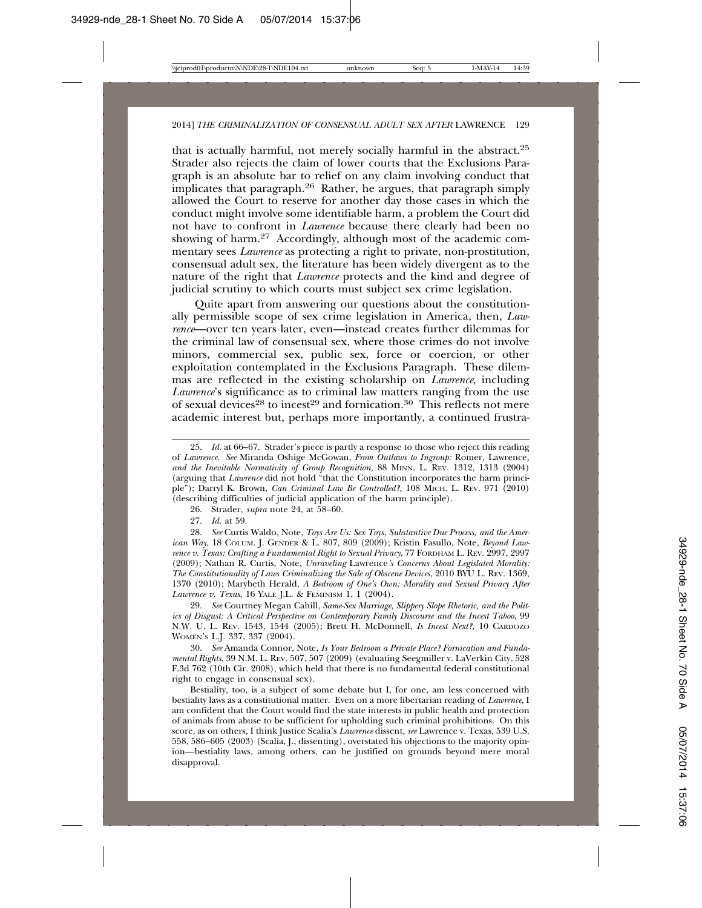that is actually harmful, not merely socially harmful in the abstract.[25] Strader also rejects the claim of lower courts that the Exclusions Paragraph is an absolute bar to relief on any claim involving conduct that implicates that paragraph.[26] Rather, he argues, that paragraph simply allowed the Court to reserve for another day those cases in which the conduct might involve some identifiable harm, a problem the Court did not have to confront in *Lawrence* because there clearly had been no showing of harm.[27] Accordingly, although most of the academic commentary sees *Lawrence* as protecting a right to private, non-prostitution, consensual adult sex, the literature has been widely divergent as to the nature of the right that *Lawrence* protects and the kind and degree of judicial scrutiny to which courts must subject sex crime legislation.

Quite apart from answering our questions about the constitutionally permissible scope of sex crime legislation in America, then, *Lawrence*—over ten years later, even—instead creates further dilemmas for the criminal law of consensual sex, where those crimes do not involve minors, commercial sex, public sex, force or coercion, or other exploitation contemplated in the Exclusions Paragraph. These dilemmas are reflected in the existing scholarship on *Lawrence*, including *Lawrence*'s significance as to criminal law matters ranging from the use of sexual devices[28] to incest[29] and fornication.[30] This reflects not mere academic interest but, perhaps more importantly, a continued frustra-

---

25. *Id.* at 66–67. Strader's piece is partly a response to those who reject this reading of *Lawrence*. *See* Miranda Oshige McGowan, *From Outlaws to Ingroup:* Romer, Lawrence, *and the Inevitable Normativity of Group Recognition*, 88 MINN. L. REV. 1312, 1313 (2004) (arguing that *Lawrence* did not hold "that the Constitution incorporates the harm principle"); Darryl K. Brown, *Can Criminal Law Be Controlled?*, 108 MICH. L. REV. 971 (2010) (describing difficulties of judicial application of the harm principle).

26. Strader, *supra* note 24, at 58–60.

27. *Id.* at 59.

28. *See* Curtis Waldo, Note, *Toys Are Us: Sex Toys, Substantive Due Process, and the American Way*, 18 COLUM. J. GENDER & L. 807, 809 (2009); Kristin Fasullo, Note, *Beyond Lawrence v. Texas: Crafting a Fundamental Right to Sexual Privacy*, 77 FORDHAM L. REV. 2997, 2997 (2009); Nathan R. Curtis, Note, *Unraveling* Lawrence*'s Concerns About Legislated Morality: The Constitutionality of Laws Criminalizing the Sale of Obscene Devices*, 2010 BYU L. REV. 1369, 1370 (2010); Marybeth Herald, *A Bedroom of One's Own: Morality and Sexual Privacy After Lawrence v. Texas*, 16 YALE J.L. & FEMINISM 1, 1 (2004).

29. *See* Courtney Megan Cahill, *Same-Sex Marriage, Slippery Slope Rhetoric, and the Politics of Disgust: A Critical Perspective on Contemporary Family Discourse and the Incest Taboo*, 99 N.W. U. L. REV. 1543, 1544 (2005); Brett H. McDonnell, *Is Incest Next?*, 10 CARDOZO WOMEN'S L.J. 337, 337 (2004).

30. *See* Amanda Connor, Note, *Is Your Bedroom a Private Place? Fornication and Fundamental Rights*, 39 N.M. L. REV. 507, 507 (2009) (evaluating Seegmiller v. LaVerkin City, 528 F.3d 762 (10th Cir. 2008), which held that there is no fundamental federal constitutional right to engage in consensual sex).

Bestiality, too, is a subject of some debate but I, for one, am less concerned with bestiality laws as a constitutional matter. Even on a more libertarian reading of *Lawrence*, I am confident that the Court would find the state interests in public health and protection of animals from abuse to be sufficient for upholding such criminal prohibitions. On this score, as on others, I think Justice Scalia's *Lawrence* dissent, *see* Lawrence v. Texas, 539 U.S. 558, 586–605 (2003) (Scalia, J., dissenting), overstated his objections to the majority opinion—bestiality laws, among others, can be justified on grounds beyond mere moral disapproval.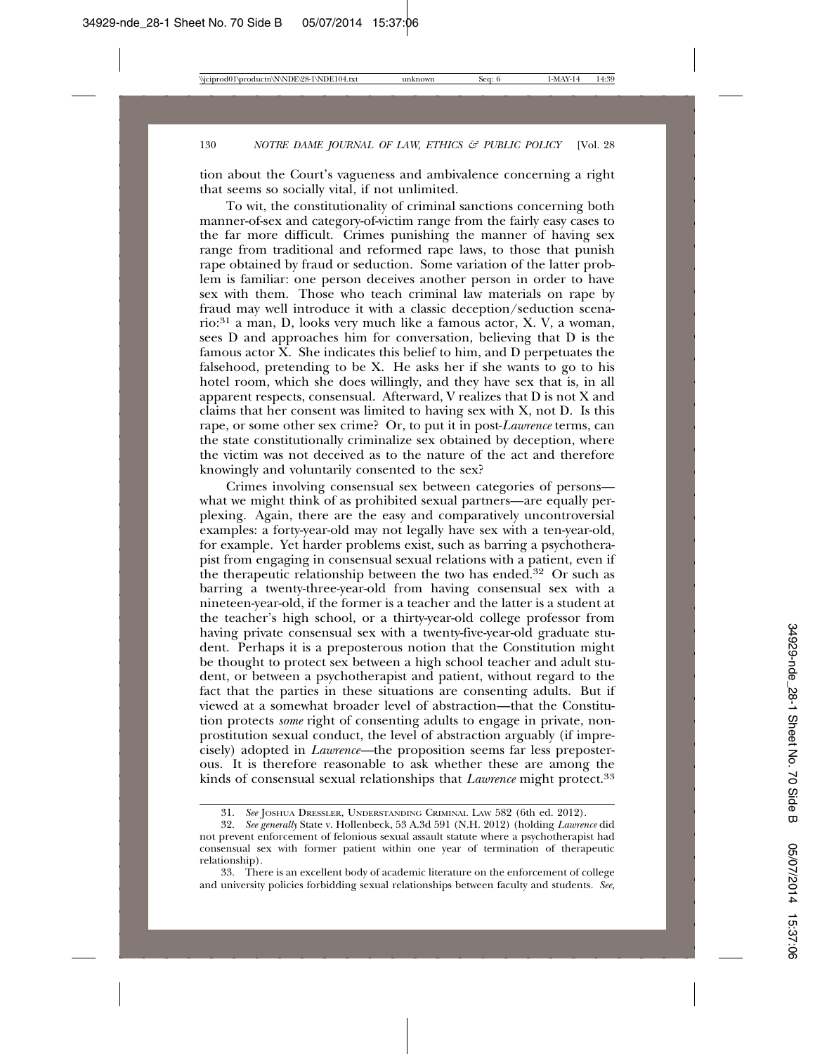tion about the Court's vagueness and ambivalence concerning a right that seems so socially vital, if not unlimited.

To wit, the constitutionality of criminal sanctions concerning both manner-of-sex and category-of-victim range from the fairly easy cases to the far more difficult. Crimes punishing the manner of having sex range from traditional and reformed rape laws, to those that punish rape obtained by fraud or seduction. Some variation of the latter problem is familiar: one person deceives another person in order to have sex with them. Those who teach criminal law materials on rape by fraud may well introduce it with a classic deception/seduction scenario:[31] a man, D, looks very much like a famous actor, X. V, a woman, sees D and approaches him for conversation, believing that D is the famous actor X. She indicates this belief to him, and D perpetuates the falsehood, pretending to be X. He asks her if she wants to go to his hotel room, which she does willingly, and they have sex that is, in all apparent respects, consensual. Afterward, V realizes that D is not X and claims that her consent was limited to having sex with X, not D. Is this rape, or some other sex crime? Or, to put it in post-*Lawrence* terms, can the state constitutionally criminalize sex obtained by deception, where the victim was not deceived as to the nature of the act and therefore knowingly and voluntarily consented to the sex?

Crimes involving consensual sex between categories of persons—what we might think of as prohibited sexual partners—are equally perplexing. Again, there are the easy and comparatively uncontroversial examples: a forty-year-old may not legally have sex with a ten-year-old, for example. Yet harder problems exist, such as barring a psychotherapist from engaging in consensual sexual relations with a patient, even if the therapeutic relationship between the two has ended.[32] Or such as barring a twenty-three-year-old from having consensual sex with a nineteen-year-old, if the former is a teacher and the latter is a student at the teacher's high school, or a thirty-year-old college professor from having private consensual sex with a twenty-five-year-old graduate student. Perhaps it is a preposterous notion that the Constitution might be thought to protect sex between a high school teacher and adult student, or between a psychotherapist and patient, without regard to the fact that the parties in these situations are consenting adults. But if viewed at a somewhat broader level of abstraction—that the Constitution protects *some* right of consenting adults to engage in private, non-prostitution sexual conduct, the level of abstraction arguably (if imprecisely) adopted in *Lawrence*—the proposition seems far less preposterous. It is therefore reasonable to ask whether these are among the kinds of consensual sexual relationships that *Lawrence* might protect.[33]

---

31. *See* Joshua Dressler, Understanding Criminal Law 582 (6th ed. 2012).

32. *See generally* State v. Hollenbeck, 53 A.3d 591 (N.H. 2012) (holding *Lawrence* did not prevent enforcement of felonious sexual assault statute where a psychotherapist had consensual sex with former patient within one year of termination of therapeutic relationship).

33. There is an excellent body of academic literature on the enforcement of college and university policies forbidding sexual relationships between faculty and students. *See,*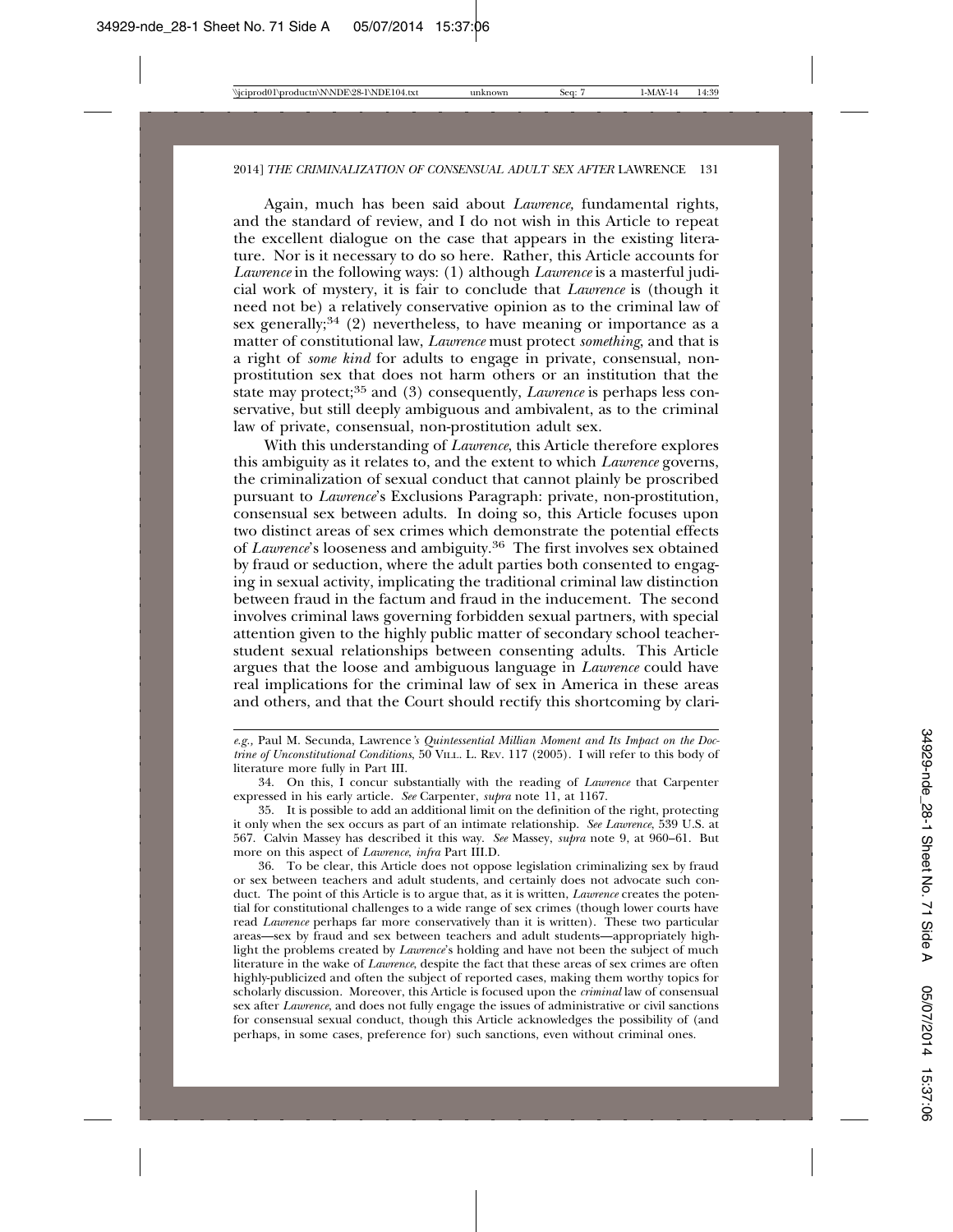Again, much has been said about *Lawrence,* fundamental rights, and the standard of review, and I do not wish in this Article to repeat the excellent dialogue on the case that appears in the existing literature. Nor is it necessary to do so here. Rather, this Article accounts for *Lawrence* in the following ways: (1) although *Lawrence* is a masterful judicial work of mystery, it is fair to conclude that *Lawrence* is (though it need not be) a relatively conservative opinion as to the criminal law of sex generally;[34] (2) nevertheless, to have meaning or importance as a matter of constitutional law, *Lawrence* must protect *something*, and that is a right of *some kind* for adults to engage in private, consensual, non-prostitution sex that does not harm others or an institution that the state may protect;[35] and (3) consequently, *Lawrence* is perhaps less conservative, but still deeply ambiguous and ambivalent, as to the criminal law of private, consensual, non-prostitution adult sex.

With this understanding of *Lawrence*, this Article therefore explores this ambiguity as it relates to, and the extent to which *Lawrence* governs, the criminalization of sexual conduct that cannot plainly be proscribed pursuant to *Lawrence*'s Exclusions Paragraph: private, non-prostitution, consensual sex between adults. In doing so, this Article focuses upon two distinct areas of sex crimes which demonstrate the potential effects of *Lawrence*'s looseness and ambiguity.[36] The first involves sex obtained by fraud or seduction, where the adult parties both consented to engaging in sexual activity, implicating the traditional criminal law distinction between fraud in the factum and fraud in the inducement. The second involves criminal laws governing forbidden sexual partners, with special attention given to the highly public matter of secondary school teacher-student sexual relationships between consenting adults. This Article argues that the loose and ambiguous language in *Lawrence* could have real implications for the criminal law of sex in America in these areas and others, and that the Court should rectify this shortcoming by clari-

---

*e.g.*, Paul M. Secunda, Lawrence*'s Quintessential Millian Moment and Its Impact on the Doctrine of Unconstitutional Conditions*, 50 VILL. L. REV. 117 (2005). I will refer to this body of literature more fully in Part III.

34. On this, I concur substantially with the reading of *Lawrence* that Carpenter expressed in his early article. *See* Carpenter, *supra* note 11, at 1167.

35. It is possible to add an additional limit on the definition of the right, protecting it only when the sex occurs as part of an intimate relationship. *See Lawrence*, 539 U.S. at 567. Calvin Massey has described it this way. *See* Massey, *supra* note 9, at 960–61. But more on this aspect of *Lawrence*, *infra* Part III.D.

36. To be clear, this Article does not oppose legislation criminalizing sex by fraud or sex between teachers and adult students, and certainly does not advocate such conduct. The point of this Article is to argue that, as it is written, *Lawrence* creates the potential for constitutional challenges to a wide range of sex crimes (though lower courts have read *Lawrence* perhaps far more conservatively than it is written). These two particular areas—sex by fraud and sex between teachers and adult students—appropriately highlight the problems created by *Lawrence*'s holding and have not been the subject of much literature in the wake of *Lawrence*, despite the fact that these areas of sex crimes are often highly-publicized and often the subject of reported cases, making them worthy topics for scholarly discussion. Moreover, this Article is focused upon the *criminal* law of consensual sex after *Lawrence*, and does not fully engage the issues of administrative or civil sanctions for consensual sexual conduct, though this Article acknowledges the possibility of (and perhaps, in some cases, preference for) such sanctions, even without criminal ones.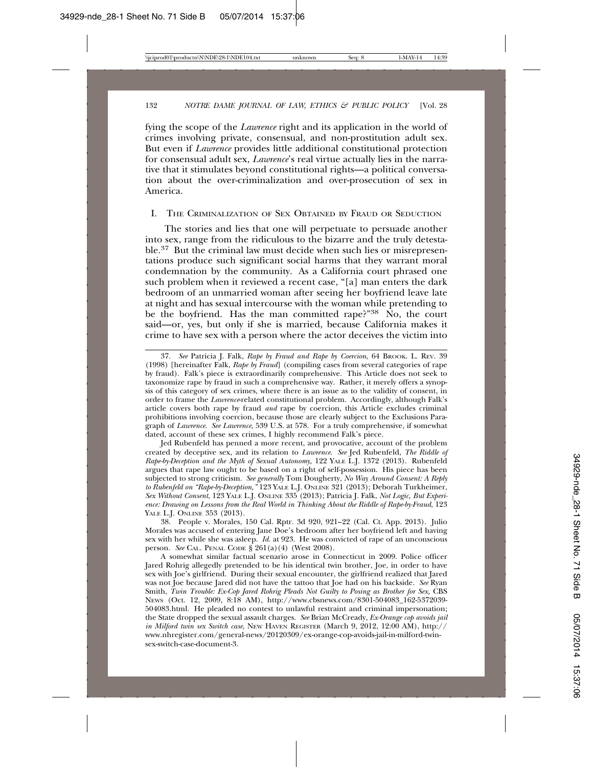fying the scope of the *Lawrence* right and its application in the world of crimes involving private, consensual, and non-prostitution adult sex. But even if *Lawrence* provides little additional constitutional protection for consensual adult sex, *Lawrence*'s real virtue actually lies in the narrative that it stimulates beyond constitutional rights—a political conversation about the over-criminalization and over-prosecution of sex in America.

## I. The Criminalization of Sex Obtained by Fraud or Seduction

The stories and lies that one will perpetuate to persuade another into sex, range from the ridiculous to the bizarre and the truly detestable.[37] But the criminal law must decide when such lies or misrepresentations produce such significant social harms that they warrant moral condemnation by the community. As a California court phrased one such problem when it reviewed a recent case, "[a] man enters the dark bedroom of an unmarried woman after seeing her boyfriend leave late at night and has sexual intercourse with the woman while pretending to be the boyfriend. Has the man committed rape?"[38] No, the court said—or, yes, but only if she is married, because California makes it crime to have sex with a person where the actor deceives the victim into

---

37. *See* Patricia J. Falk, *Rape by Fraud and Rape by Coercion*, 64 Brook. L. Rev. 39 (1998) [hereinafter Falk, *Rape by Fraud*] (compiling cases from several categories of rape by fraud). Falk's piece is extraordinarily comprehensive. This Article does not seek to taxonomize rape by fraud in such a comprehensive way. Rather, it merely offers a synopsis of this category of sex crimes, where there is an issue as to the validity of consent, in order to frame the *Lawrence*-related constitutional problem. Accordingly, although Falk's article covers both rape by fraud *and* rape by coercion, this Article excludes criminal prohibitions involving coercion, because those are clearly subject to the Exclusions Paragraph of *Lawrence*. *See Lawrence*, 539 U.S. at 578. For a truly comprehensive, if somewhat dated, account of these sex crimes, I highly recommend Falk's piece.

Jed Rubenfeld has penned a more recent, and provocative, account of the problem created by deceptive sex, and its relation to *Lawrence*. *See* Jed Rubenfeld, *The Riddle of Rape-by-Deception and the Myth of Sexual Autonomy,* 122 Yale L.J. 1372 (2013). Rubenfeld argues that rape law ought to be based on a right of self-possession. His piece has been subjected to strong criticism. *See generally* Tom Dougherty, *No Way Around Consent: A Reply to Rubenfeld on "Rape-by-Deception,"* 123 Yale L.J. Online 321 (2013); Deborah Turkheimer, *Sex Without Consent*, 123 Yale L.J. Online 335 (2013); Patricia J. Falk, *Not Logic, But Experience: Drawing on Lessons from the Real World in Thinking About the Riddle of Rape-by-Fraud*, 123 Yale L.J. Online 353 (2013).

38. People v. Morales, 150 Cal. Rptr. 3d 920, 921–22 (Cal. Ct. App. 2013). Julio Morales was accused of entering Jane Doe's bedroom after her boyfriend left and having sex with her while she was asleep. *Id.* at 923. He was convicted of rape of an unconscious person. *See* Cal. Penal Code § 261(a)(4) (West 2008).

A somewhat similar factual scenario arose in Connecticut in 2009. Police officer Jared Rohrig allegedly pretended to be his identical twin brother, Joe, in order to have sex with Joe's girlfriend. During their sexual encounter, the girlfriend realized that Jared was not Joe because Jared did not have the tattoo that Joe had on his backside. *See* Ryan Smith, *Twin Trouble: Ex-Cop Jared Rohrig Pleads Not Guilty to Posing as Brother for Sex*, CBS News (Oct. 12, 2009, 8:18 AM), http://www.cbsnews.com/8301-504083_162-5372039-504083.html. He pleaded no contest to unlawful restraint and criminal impersonation; the State dropped the sexual assault charges. *See* Brian McCready, *Ex-Orange cop avoids jail in Milford twin sex Switch case*, New Haven Register (March 9, 2012, 12:00 AM), http://www.nhregister.com/general-news/20120309/ex-orange-cop-avoids-jail-in-milford-twin-sex-switch-case-document-3.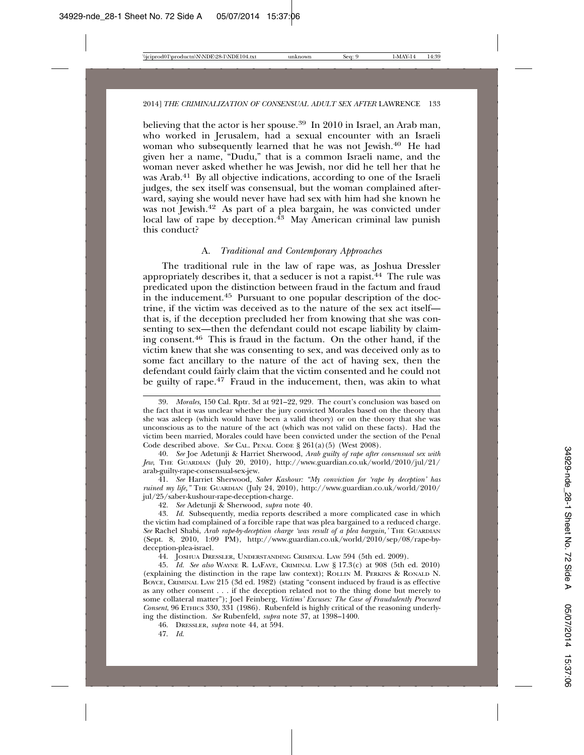believing that the actor is her spouse.[39] In 2010 in Israel, an Arab man, who worked in Jerusalem, had a sexual encounter with an Israeli woman who subsequently learned that he was not Jewish.[40] He had given her a name, "Dudu," that is a common Israeli name, and the woman never asked whether he was Jewish, nor did he tell her that he was Arab.[41] By all objective indications, according to one of the Israeli judges, the sex itself was consensual, but the woman complained afterward, saying she would never have had sex with him had she known he was not Jewish.[42] As part of a plea bargain, he was convicted under local law of rape by deception.[43] May American criminal law punish this conduct?

### A. *Traditional and Contemporary Approaches*

The traditional rule in the law of rape was, as Joshua Dressler appropriately describes it, that a seducer is not a rapist.[44] The rule was predicated upon the distinction between fraud in the factum and fraud in the inducement.[45] Pursuant to one popular description of the doctrine, if the victim was deceived as to the nature of the sex act itself—that is, if the deception precluded her from knowing that she was consenting to sex—then the defendant could not escape liability by claiming consent.[46] This is fraud in the factum. On the other hand, if the victim knew that she was consenting to sex, and was deceived only as to some fact ancillary to the nature of the act of having sex, then the defendant could fairly claim that the victim consented and he could not be guilty of rape.[47] Fraud in the inducement, then, was akin to what

---

39. *Morales,* 150 Cal. Rptr. 3d at 921–22, 929. The court's conclusion was based on the fact that it was unclear whether the jury convicted Morales based on the theory that she was asleep (which would have been a valid theory) or on the theory that she was unconscious as to the nature of the act (which was not valid on these facts). Had the victim been married, Morales could have been convicted under the section of the Penal Code described above. *See* CAL. PENAL CODE § 261(a)(5) (West 2008).

40. *See* Joe Adetunji & Harriet Sherwood, *Arab guilty of rape after consensual sex with Jew*, THE GUARDIAN (July 20, 2010), http://www.guardian.co.uk/world/2010/jul/21/arab-guilty-rape-consensual-sex-jew.

41. *See* Harriet Sherwood, *Saber Kashour: "My conviction for 'rape by deception' has ruined my life,"* THE GUARDIAN (July 24, 2010), http://www.guardian.co.uk/world/2010/jul/25/saber-kushour-rape-deception-charge.

42. *See* Adetunji & Sherwood, *supra* note 40.

43. *Id.* Subsequently, media reports described a more complicated case in which the victim had complained of a forcible rape that was plea bargained to a reduced charge. *See* Rachel Shabi, *Arab rape-by-deception charge 'was result of a plea bargain,'* THE GUARDIAN (Sept. 8, 2010, 1:09 PM), http://www.guardian.co.uk/world/2010/sep/08/rape-by-deception-plea-israel.

44. JOSHUA DRESSLER, UNDERSTANDING CRIMINAL LAW 594 (5th ed. 2009).

45. *Id. See also* WAYNE R. LAFAVE, CRIMINAL LAW § 17.3(c) at 908 (5th ed. 2010) (explaining the distinction in the rape law context); ROLLIN M. PERKINS & RONALD N. BOYCE, CRIMINAL LAW 215 (3d ed. 1982) (stating "consent induced by fraud is as effective as any other consent . . . if the deception related not to the thing done but merely to some collateral matter"); Joel Feinberg, *Victims' Excuses: The Case of Fraudulently Procured Consent*, 96 ETHICS 330, 331 (1986). Rubenfeld is highly critical of the reasoning underlying the distinction. *See* Rubenfeld, *supra* note 37, at 1398–1400.

46. DRESSLER, *supra* note 44, at 594.

47. *Id.*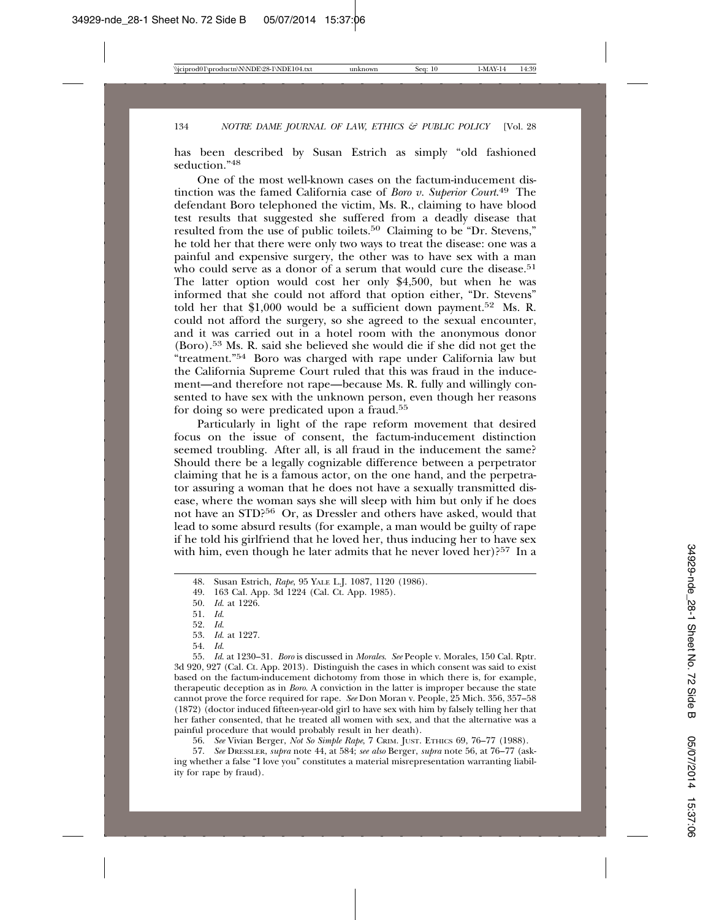has been described by Susan Estrich as simply "old fashioned seduction."[48]

One of the most well-known cases on the factum-inducement distinction was the famed California case of *Boro v. Superior Court*.[49] The defendant Boro telephoned the victim, Ms. R., claiming to have blood test results that suggested she suffered from a deadly disease that resulted from the use of public toilets.[50] Claiming to be "Dr. Stevens," he told her that there were only two ways to treat the disease: one was a painful and expensive surgery, the other was to have sex with a man who could serve as a donor of a serum that would cure the disease.[51] The latter option would cost her only $4,500, but when he was informed that she could not afford that option either, "Dr. Stevens" told her that $1,000 would be a sufficient down payment.[52] Ms. R. could not afford the surgery, so she agreed to the sexual encounter, and it was carried out in a hotel room with the anonymous donor (Boro).[53] Ms. R. said she believed she would die if she did not get the "treatment."[54] Boro was charged with rape under California law but the California Supreme Court ruled that this was fraud in the inducement—and therefore not rape—because Ms. R. fully and willingly consented to have sex with the unknown person, even though her reasons for doing so were predicated upon a fraud.[55]

Particularly in light of the rape reform movement that desired focus on the issue of consent, the factum-inducement distinction seemed troubling. After all, is all fraud in the inducement the same? Should there be a legally cognizable difference between a perpetrator claiming that he is a famous actor, on the one hand, and the perpetrator assuring a woman that he does not have a sexually transmitted disease, where the woman says she will sleep with him but only if he does not have an STD?[56] Or, as Dressler and others have asked, would that lead to some absurd results (for example, a man would be guilty of rape if he told his girlfriend that he loved her, thus inducing her to have sex with him, even though he later admits that he never loved her)?[57] In a

---

48. Susan Estrich, *Rape*, 95 YALE L.J. 1087, 1120 (1986).

49. 163 Cal. App. 3d 1224 (Cal. Ct. App. 1985).

50. *Id.* at 1226.

51. *Id.*

52. *Id.*

53. *Id.* at 1227.

54. *Id.*

55. *Id.* at 1230–31. *Boro* is discussed in *Morales*. *See* People v. Morales, 150 Cal. Rptr. 3d 920, 927 (Cal. Ct. App. 2013). Distinguish the cases in which consent was said to exist based on the factum-inducement dichotomy from those in which there is, for example, therapeutic deception as in *Boro*. A conviction in the latter is improper because the state cannot prove the force required for rape. *See* Don Moran v. People, 25 Mich. 356, 357–58 (1872) (doctor induced fifteen-year-old girl to have sex with him by falsely telling her that her father consented, that he treated all women with sex, and that the alternative was a painful procedure that would probably result in her death).

56. *See* Vivian Berger, *Not So Simple Rape*, 7 CRIM. JUST. ETHICS 69, 76–77 (1988).

57. *See* DRESSLER, *supra* note 44, at 584; *see also* Berger, *supra* note 56, at 76–77 (asking whether a false "I love you" constitutes a material misrepresentation warranting liability for rape by fraud).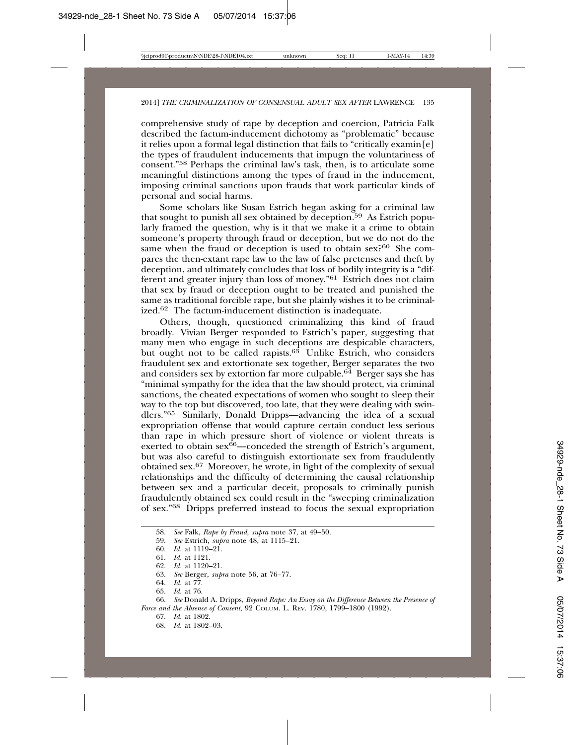comprehensive study of rape by deception and coercion, Patricia Falk described the factum-inducement dichotomy as "problematic" because it relies upon a formal legal distinction that fails to "critically examin[e] the types of fraudulent inducements that impugn the voluntariness of consent."[58] Perhaps the criminal law's task, then, is to articulate some meaningful distinctions among the types of fraud in the inducement, imposing criminal sanctions upon frauds that work particular kinds of personal and social harms.

Some scholars like Susan Estrich began asking for a criminal law that sought to punish all sex obtained by deception.[59] As Estrich popularly framed the question, why is it that we make it a crime to obtain someone's property through fraud or deception, but we do not do the same when the fraud or deception is used to obtain sex?[60] She compares the then-extant rape law to the law of false pretenses and theft by deception, and ultimately concludes that loss of bodily integrity is a "different and greater injury than loss of money."[61] Estrich does not claim that sex by fraud or deception ought to be treated and punished the same as traditional forcible rape, but she plainly wishes it to be criminalized.[62] The factum-inducement distinction is inadequate.

Others, though, questioned criminalizing this kind of fraud broadly. Vivian Berger responded to Estrich's paper, suggesting that many men who engage in such deceptions are despicable characters, but ought not to be called rapists.[63] Unlike Estrich, who considers fraudulent sex and extortionate sex together, Berger separates the two and considers sex by extortion far more culpable.[64] Berger says she has "minimal sympathy for the idea that the law should protect, via criminal sanctions, the cheated expectations of women who sought to sleep their way to the top but discovered, too late, that they were dealing with swindlers."[65] Similarly, Donald Dripps—advancing the idea of a sexual expropriation offense that would capture certain conduct less serious than rape in which pressure short of violence or violent threats is exerted to obtain sex[66]—conceded the strength of Estrich's argument, but was also careful to distinguish extortionate sex from fraudulently obtained sex.[67] Moreover, he wrote, in light of the complexity of sexual relationships and the difficulty of determining the causal relationship between sex and a particular deceit, proposals to criminally punish fraudulently obtained sex could result in the "sweeping criminalization of sex."[68] Dripps preferred instead to focus the sexual expropriation

---

58. *See* Falk, *Rape by Fraud*, *supra* note 37, at 49–50.
59. *See* Estrich, *supra* note 48, at 1115–21.
60. *Id.* at 1119–21.
61. *Id.* at 1121.
62. *Id.* at 1120–21.
63. *See* Berger, *supra* note 56, at 76–77.
64. *Id.* at 77.
65. *Id.* at 76.
66. *See* Donald A. Dripps, *Beyond Rape: An Essay on the Difference Between the Presence of Force and the Absence of Consent*, 92 COLUM. L. REV. 1780, 1799–1800 (1992).
67. *Id.* at 1802.
68. *Id.* at 1802–03.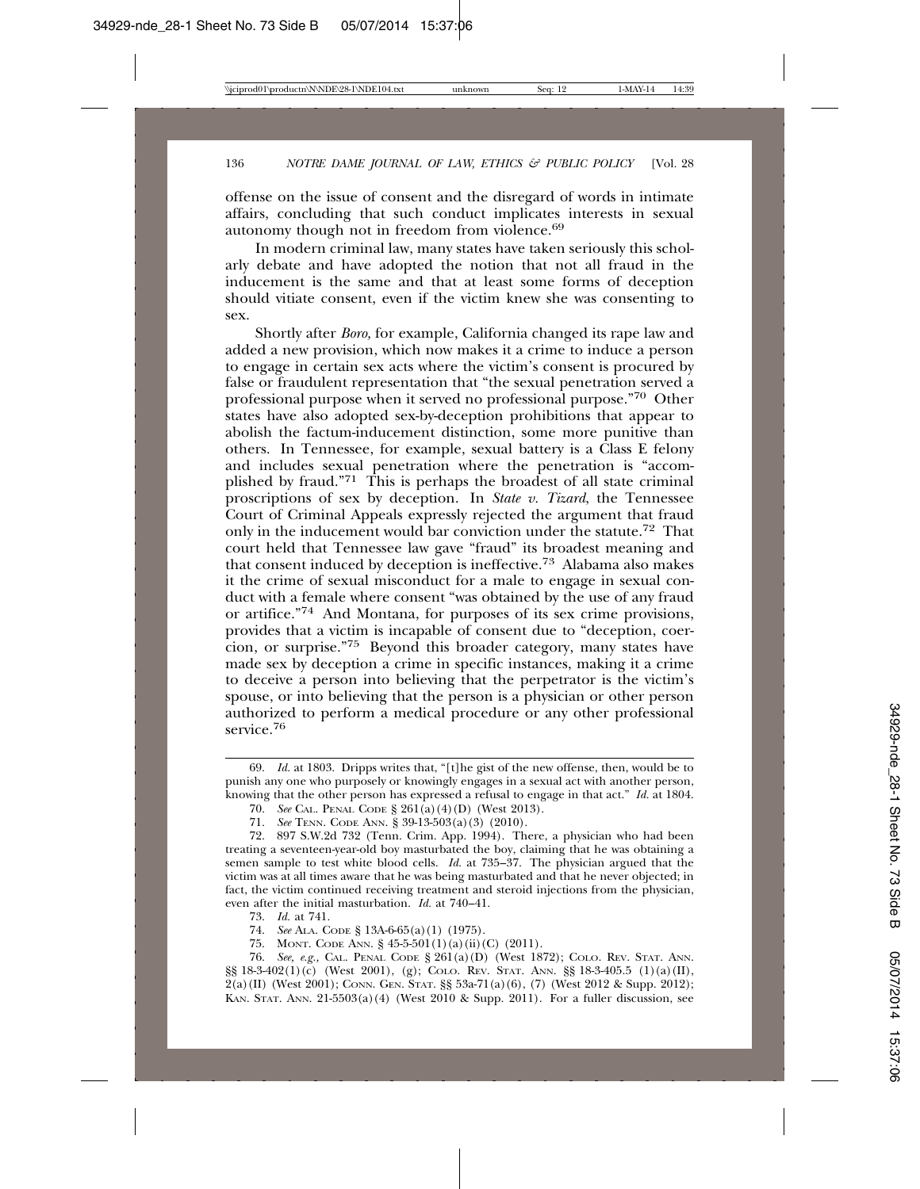offense on the issue of consent and the disregard of words in intimate affairs, concluding that such conduct implicates interests in sexual autonomy though not in freedom from violence.[69]

In modern criminal law, many states have taken seriously this scholarly debate and have adopted the notion that not all fraud in the inducement is the same and that at least some forms of deception should vitiate consent, even if the victim knew she was consenting to sex.

Shortly after *Boro,* for example, California changed its rape law and added a new provision, which now makes it a crime to induce a person to engage in certain sex acts where the victim's consent is procured by false or fraudulent representation that "the sexual penetration served a professional purpose when it served no professional purpose."[70] Other states have also adopted sex-by-deception prohibitions that appear to abolish the factum-inducement distinction, some more punitive than others. In Tennessee, for example, sexual battery is a Class E felony and includes sexual penetration where the penetration is "accomplished by fraud."[71] This is perhaps the broadest of all state criminal proscriptions of sex by deception. In *State v. Tizard*, the Tennessee Court of Criminal Appeals expressly rejected the argument that fraud only in the inducement would bar conviction under the statute.[72] That court held that Tennessee law gave "fraud" its broadest meaning and that consent induced by deception is ineffective.[73] Alabama also makes it the crime of sexual misconduct for a male to engage in sexual conduct with a female where consent "was obtained by the use of any fraud or artifice."[74] And Montana, for purposes of its sex crime provisions, provides that a victim is incapable of consent due to "deception, coercion, or surprise."[75] Beyond this broader category, many states have made sex by deception a crime in specific instances, making it a crime to deceive a person into believing that the perpetrator is the victim's spouse, or into believing that the person is a physician or other person authorized to perform a medical procedure or any other professional service.[76]

---

69. *Id.* at 1803. Dripps writes that, "[t]he gist of the new offense, then, would be to punish any one who purposely or knowingly engages in a sexual act with another person, knowing that the other person has expressed a refusal to engage in that act." *Id.* at 1804.

70. *See* CAL. PENAL CODE § 261(a)(4)(D) (West 2013).

71. *See* TENN. CODE ANN. § 39-13-503(a)(3) (2010).

72. 897 S.W.2d 732 (Tenn. Crim. App. 1994). There, a physician who had been treating a seventeen-year-old boy masturbated the boy, claiming that he was obtaining a semen sample to test white blood cells. *Id.* at 735–37. The physician argued that the victim was at all times aware that he was being masturbated and that he never objected; in fact, the victim continued receiving treatment and steroid injections from the physician, even after the initial masturbation. *Id.* at 740–41.

73. *Id.* at 741.

74. *See* ALA. CODE § 13A-6-65(a)(1) (1975).

75. MONT. CODE ANN. § 45-5-501(1)(a)(ii)(C) (2011).

76. *See, e.g.,* CAL. PENAL CODE § 261(a)(D) (West 1872); COLO. REV. STAT. ANN. §§ 18-3-402(1)(c) (West 2001), (g); COLO. REV. STAT. ANN. §§ 18-3-405.5 (1)(a)(II), 2(a)(II) (West 2001); CONN. GEN. STAT. §§ 53a-71(a)(6), (7) (West 2012 & Supp. 2012); KAN. STAT. ANN. 21-5503(a)(4) (West 2010 & Supp. 2011). For a fuller discussion, see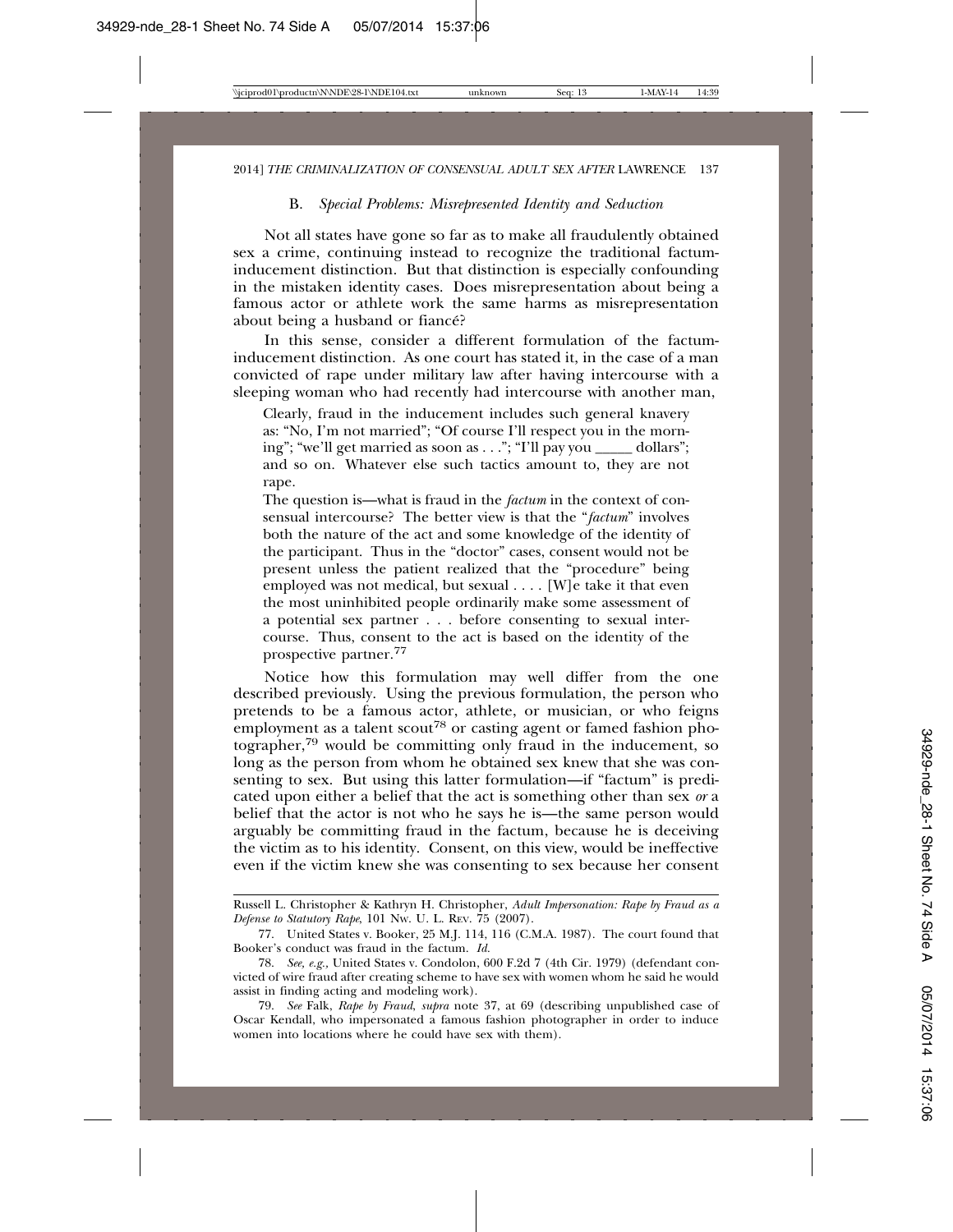### B. *Special Problems: Misrepresented Identity and Seduction*

Not all states have gone so far as to make all fraudulently obtained sex a crime, continuing instead to recognize the traditional factum-inducement distinction. But that distinction is especially confounding in the mistaken identity cases. Does misrepresentation about being a famous actor or athlete work the same harms as misrepresentation about being a husband or fiancé?

In this sense, consider a different formulation of the factum-inducement distinction. As one court has stated it, in the case of a man convicted of rape under military law after having intercourse with a sleeping woman who had recently had intercourse with another man,

> Clearly, fraud in the inducement includes such general knavery as: "No, I'm not married"; "Of course I'll respect you in the morning"; "we'll get married as soon as . . ."; "I'll pay you _____ dollars"; and so on. Whatever else such tactics amount to, they are not rape.
>
> The question is—what is fraud in the *factum* in the context of consensual intercourse? The better view is that the "*factum*" involves both the nature of the act and some knowledge of the identity of the participant. Thus in the "doctor" cases, consent would not be present unless the patient realized that the "procedure" being employed was not medical, but sexual . . . . [W]e take it that even the most uninhibited people ordinarily make some assessment of a potential sex partner . . . before consenting to sexual intercourse. Thus, consent to the act is based on the identity of the prospective partner.[77]

Notice how this formulation may well differ from the one described previously. Using the previous formulation, the person who pretends to be a famous actor, athlete, or musician, or who feigns employment as a talent scout[78] or casting agent or famed fashion photographer,[79] would be committing only fraud in the inducement, so long as the person from whom he obtained sex knew that she was consenting to sex. But using this latter formulation—if "factum" is predicated upon either a belief that the act is something other than sex *or* a belief that the actor is not who he says he is—the same person would arguably be committing fraud in the factum, because he is deceiving the victim as to his identity. Consent, on this view, would be ineffective even if the victim knew she was consenting to sex because her consent

---

Russell L. Christopher & Kathryn H. Christopher, *Adult Impersonation: Rape by Fraud as a Defense to Statutory Rape*, 101 Nw. U. L. Rev. 75 (2007).

77. United States v. Booker, 25 M.J. 114, 116 (C.M.A. 1987). The court found that Booker's conduct was fraud in the factum. *Id.*

78. *See, e.g.*, United States v. Condolon, 600 F.2d 7 (4th Cir. 1979) (defendant convicted of wire fraud after creating scheme to have sex with women whom he said he would assist in finding acting and modeling work).

79. *See* Falk, *Rape by Fraud*, *supra* note 37, at 69 (describing unpublished case of Oscar Kendall, who impersonated a famous fashion photographer in order to induce women into locations where he could have sex with them).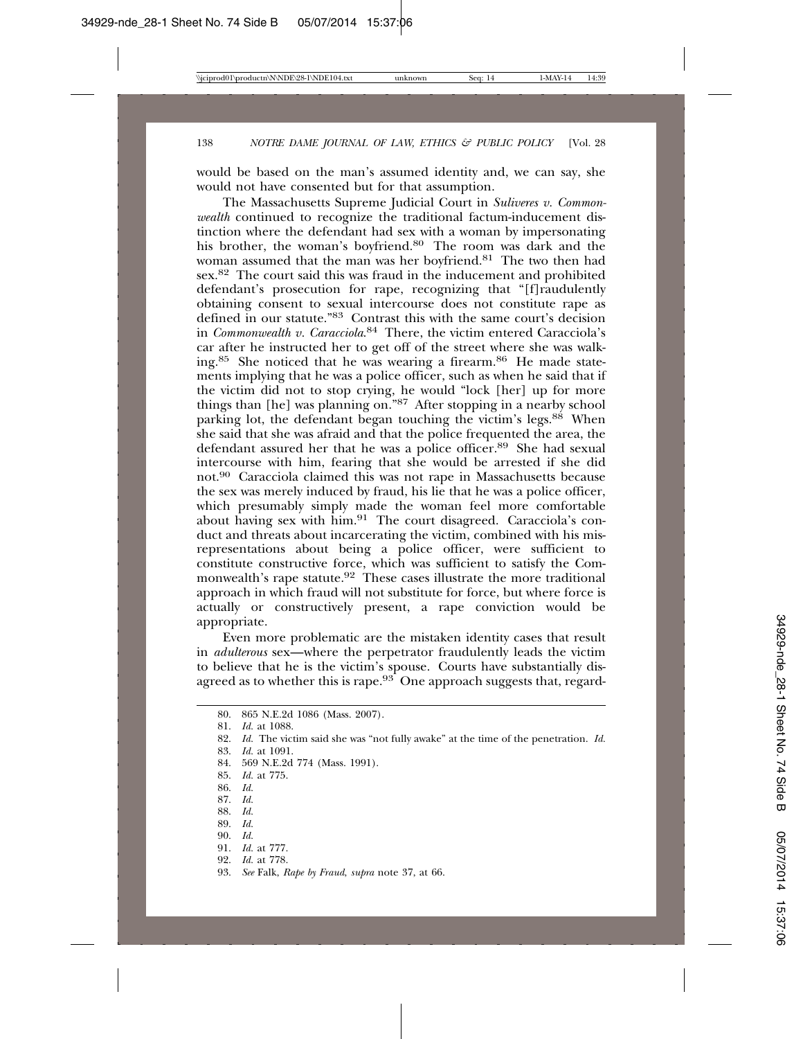would be based on the man's assumed identity and, we can say, she would not have consented but for that assumption.

The Massachusetts Supreme Judicial Court in *Suliveres v. Commonwealth* continued to recognize the traditional factum-inducement distinction where the defendant had sex with a woman by impersonating his brother, the woman's boyfriend.[80] The room was dark and the woman assumed that the man was her boyfriend.[81] The two then had sex.[82] The court said this was fraud in the inducement and prohibited defendant's prosecution for rape, recognizing that "[f]raudulently obtaining consent to sexual intercourse does not constitute rape as defined in our statute."[83] Contrast this with the same court's decision in *Commonwealth v. Caracciola*.[84] There, the victim entered Caracciola's car after he instructed her to get off of the street where she was walking.[85] She noticed that he was wearing a firearm.[86] He made statements implying that he was a police officer, such as when he said that if the victim did not to stop crying, he would "lock [her] up for more things than [he] was planning on."[87] After stopping in a nearby school parking lot, the defendant began touching the victim's legs.[88] When she said that she was afraid and that the police frequented the area, the defendant assured her that he was a police officer.[89] She had sexual intercourse with him, fearing that she would be arrested if she did not.[90] Caracciola claimed this was not rape in Massachusetts because the sex was merely induced by fraud, his lie that he was a police officer, which presumably simply made the woman feel more comfortable about having sex with him.[91] The court disagreed. Caracciola's conduct and threats about incarcerating the victim, combined with his misrepresentations about being a police officer, were sufficient to constitute constructive force, which was sufficient to satisfy the Commonwealth's rape statute.[92] These cases illustrate the more traditional approach in which fraud will not substitute for force, but where force is actually or constructively present, a rape conviction would be appropriate.

Even more problematic are the mistaken identity cases that result in *adulterous* sex—where the perpetrator fraudulently leads the victim to believe that he is the victim's spouse. Courts have substantially disagreed as to whether this is rape.[93] One approach suggests that, regard-

---

80. 865 N.E.2d 1086 (Mass. 2007).
81. *Id.* at 1088.
82. *Id.* The victim said she was "not fully awake" at the time of the penetration. *Id.*
83. *Id.* at 1091.
84. 569 N.E.2d 774 (Mass. 1991).
85. *Id.* at 775.
86. *Id.*
87. *Id.*
88. *Id.*
89. *Id.*
90. *Id.*
91. *Id.* at 777.
92. *Id.* at 778.
93. *See* Falk, *Rape by Fraud*, *supra* note 37, at 66.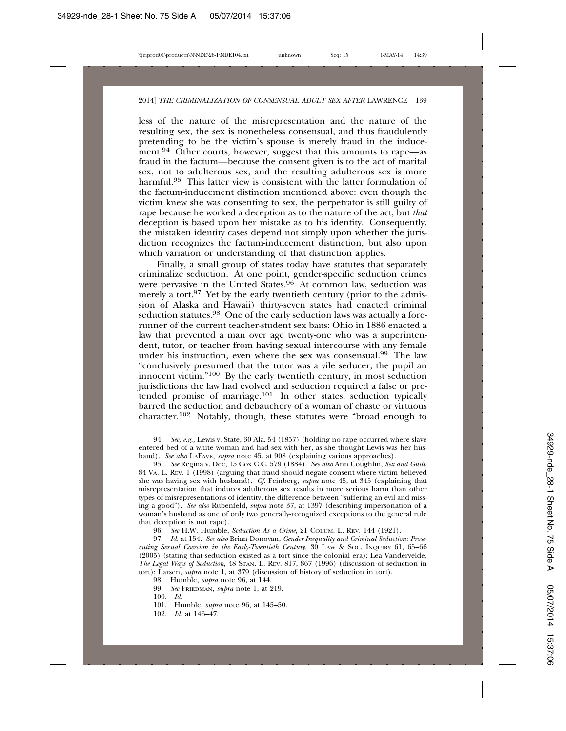less of the nature of the misrepresentation and the nature of the resulting sex, the sex is nonetheless consensual, and thus fraudulently pretending to be the victim's spouse is merely fraud in the inducement.[94] Other courts, however, suggest that this amounts to rape—as fraud in the factum—because the consent given is to the act of marital sex, not to adulterous sex, and the resulting adulterous sex is more harmful.[95] This latter view is consistent with the latter formulation of the factum-inducement distinction mentioned above: even though the victim knew she was consenting to sex, the perpetrator is still guilty of rape because he worked a deception as to the nature of the act, but *that* deception is based upon her mistake as to his identity. Consequently, the mistaken identity cases depend not simply upon whether the jurisdiction recognizes the factum-inducement distinction, but also upon which variation or understanding of that distinction applies.

Finally, a small group of states today have statutes that separately criminalize seduction. At one point, gender-specific seduction crimes were pervasive in the United States.[96] At common law, seduction was merely a tort.[97] Yet by the early twentieth century (prior to the admission of Alaska and Hawaii) thirty-seven states had enacted criminal seduction statutes.[98] One of the early seduction laws was actually a forerunner of the current teacher-student sex bans: Ohio in 1886 enacted a law that prevented a man over age twenty-one who was a superintendent, tutor, or teacher from having sexual intercourse with any female under his instruction, even where the sex was consensual.[99] The law "conclusively presumed that the tutor was a vile seducer, the pupil an innocent victim."[100] By the early twentieth century, in most seduction jurisdictions the law had evolved and seduction required a false or pretended promise of marriage.[101] In other states, seduction typically barred the seduction and debauchery of a woman of chaste or virtuous character.[102] Notably, though, these statutes were "broad enough to

---

94. *See, e.g.*, Lewis v. State, 30 Ala. 54 (1857) (holding no rape occurred where slave entered bed of a white woman and had sex with her, as she thought Lewis was her husband). *See also* LaFave, *supra* note 45, at 908 (explaining various approaches).

95. *See* Regina v. Dee, 15 Cox C.C. 579 (1884). *See also* Ann Coughlin, *Sex and Guilt*, 84 Va. L. Rev. 1 (1998) (arguing that fraud should negate consent where victim believed she was having sex with husband). *Cf.* Feinberg, *supra* note 45, at 345 (explaining that misrepresentation that induces adulterous sex results in more serious harm than other types of misrepresentations of identity, the difference between "suffering an evil and missing a good"). *See also* Rubenfeld, *supra* note 37, at 1397 (describing impersonation of a woman's husband as one of only two generally-recognized exceptions to the general rule that deception is not rape).

96. *See* H.W. Humble, *Seduction As a Crime*, 21 Colum. L. Rev. 144 (1921).

97. *Id.* at 154. *See also* Brian Donovan, *Gender Inequality and Criminal Seduction: Prosecuting Sexual Coercion in the Early-Twentieth Century*, 30 Law & Soc. Inquiry 61, 65–66 (2005) (stating that seduction existed as a tort since the colonial era); Lea Vandervelde, *The Legal Ways of Seduction*, 48 Stan. L. Rev. 817, 867 (1996) (discussion of seduction in tort); Larsen, *supra* note 1, at 379 (discussion of history of seduction in tort).

98. Humble, *supra* note 96, at 144.

99. *See* Friedman, *supra* note 1, at 219.

100. *Id.*

101. Humble, *supra* note 96, at 145–50.

102. *Id.* at 146–47.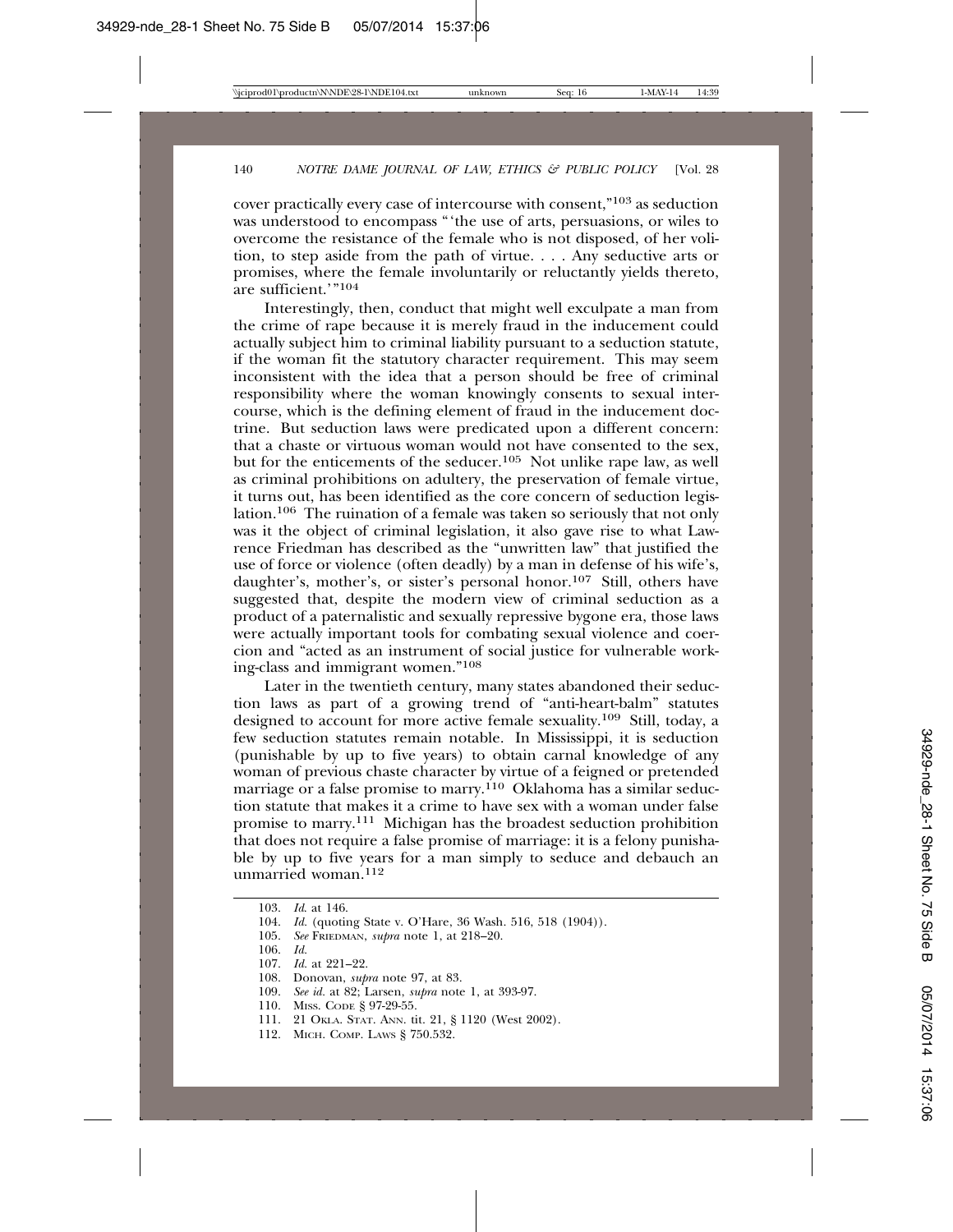cover practically every case of intercourse with consent,"[103] as seduction was understood to encompass "'the use of arts, persuasions, or wiles to overcome the resistance of the female who is not disposed, of her volition, to step aside from the path of virtue. . . . Any seductive arts or promises, where the female involuntarily or reluctantly yields thereto, are sufficient.'"[104]

Interestingly, then, conduct that might well exculpate a man from the crime of rape because it is merely fraud in the inducement could actually subject him to criminal liability pursuant to a seduction statute, if the woman fit the statutory character requirement. This may seem inconsistent with the idea that a person should be free of criminal responsibility where the woman knowingly consents to sexual intercourse, which is the defining element of fraud in the inducement doctrine. But seduction laws were predicated upon a different concern: that a chaste or virtuous woman would not have consented to the sex, but for the enticements of the seducer.[105] Not unlike rape law, as well as criminal prohibitions on adultery, the preservation of female virtue, it turns out, has been identified as the core concern of seduction legislation.[106] The ruination of a female was taken so seriously that not only was it the object of criminal legislation, it also gave rise to what Lawrence Friedman has described as the "unwritten law" that justified the use of force or violence (often deadly) by a man in defense of his wife's, daughter's, mother's, or sister's personal honor.[107] Still, others have suggested that, despite the modern view of criminal seduction as a product of a paternalistic and sexually repressive bygone era, those laws were actually important tools for combating sexual violence and coercion and "acted as an instrument of social justice for vulnerable working-class and immigrant women."[108]

Later in the twentieth century, many states abandoned their seduction laws as part of a growing trend of "anti-heart-balm" statutes designed to account for more active female sexuality.[109] Still, today, a few seduction statutes remain notable. In Mississippi, it is seduction (punishable by up to five years) to obtain carnal knowledge of any woman of previous chaste character by virtue of a feigned or pretended marriage or a false promise to marry.[110] Oklahoma has a similar seduction statute that makes it a crime to have sex with a woman under false promise to marry.[111] Michigan has the broadest seduction prohibition that does not require a false promise of marriage: it is a felony punishable by up to five years for a man simply to seduce and debauch an unmarried woman.[112]

---

103. *Id.* at 146.
104. *Id.* (quoting State v. O'Hare, 36 Wash. 516, 518 (1904)).
105. *See* FRIEDMAN, *supra* note 1, at 218–20.
106. *Id.*
107. *Id.* at 221–22.
108. Donovan, *supra* note 97, at 83.
109. *See id.* at 82; Larsen, *supra* note 1, at 393-97.
110. MISS. CODE § 97-29-55.
111. 21 OKLA. STAT. ANN. tit. 21, § 1120 (West 2002).
112. MICH. COMP. LAWS § 750.532.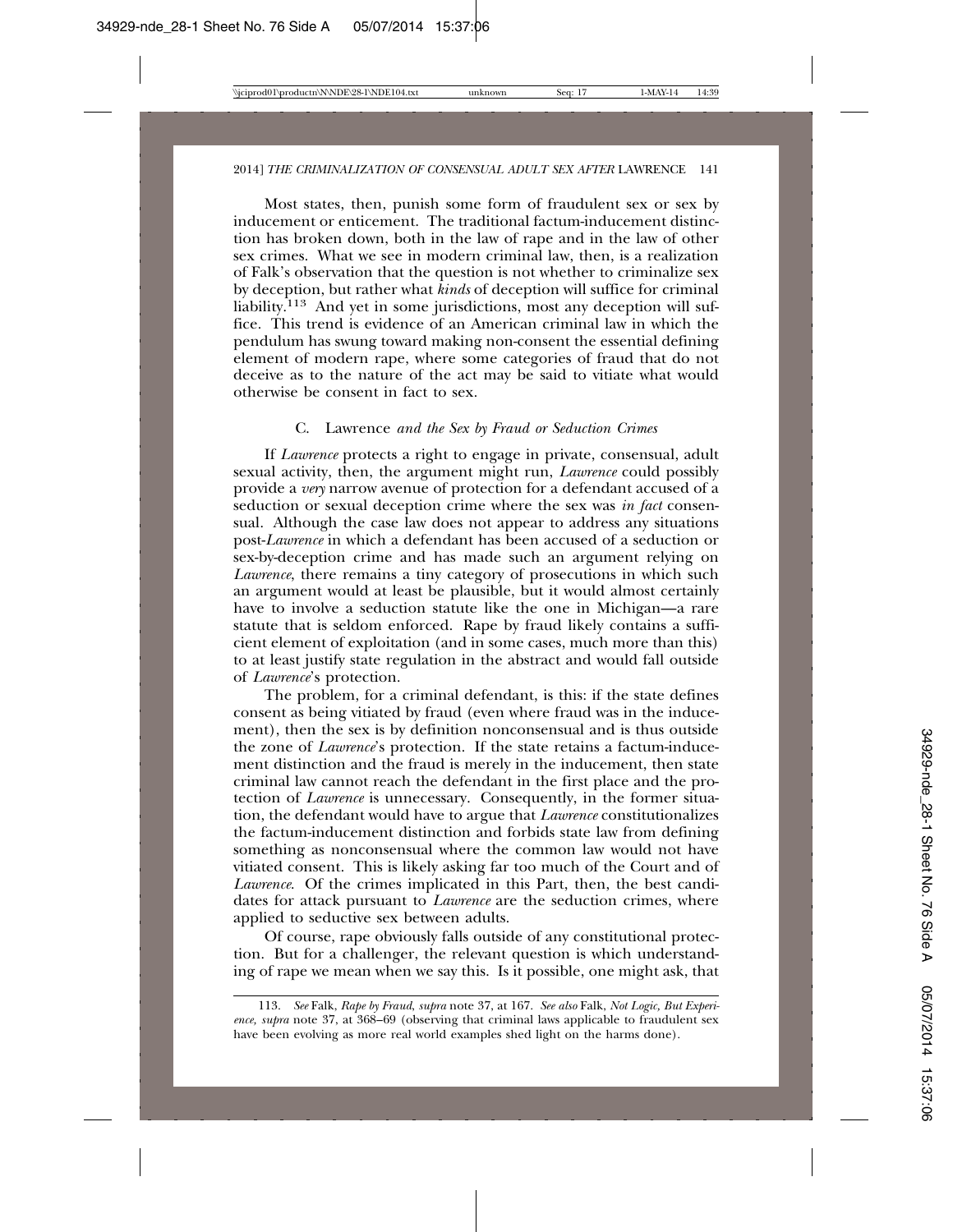Most states, then, punish some form of fraudulent sex or sex by inducement or enticement. The traditional factum-inducement distinction has broken down, both in the law of rape and in the law of other sex crimes. What we see in modern criminal law, then, is a realization of Falk's observation that the question is not whether to criminalize sex by deception, but rather what *kinds* of deception will suffice for criminal liability.[113] And yet in some jurisdictions, most any deception will suffice. This trend is evidence of an American criminal law in which the pendulum has swung toward making non-consent the essential defining element of modern rape, where some categories of fraud that do not deceive as to the nature of the act may be said to vitiate what would otherwise be consent in fact to sex.

### C. *Lawrence and the Sex by Fraud or Seduction Crimes*

If *Lawrence* protects a right to engage in private, consensual, adult sexual activity, then, the argument might run, *Lawrence* could possibly provide a *very* narrow avenue of protection for a defendant accused of a seduction or sexual deception crime where the sex was *in fact* consensual. Although the case law does not appear to address any situations post-*Lawrence* in which a defendant has been accused of a seduction or sex-by-deception crime and has made such an argument relying on *Lawrence*, there remains a tiny category of prosecutions in which such an argument would at least be plausible, but it would almost certainly have to involve a seduction statute like the one in Michigan—a rare statute that is seldom enforced. Rape by fraud likely contains a sufficient element of exploitation (and in some cases, much more than this) to at least justify state regulation in the abstract and would fall outside of *Lawrence*'s protection.

The problem, for a criminal defendant, is this: if the state defines consent as being vitiated by fraud (even where fraud was in the inducement), then the sex is by definition nonconsensual and is thus outside the zone of *Lawrence*'s protection. If the state retains a factum-inducement distinction and the fraud is merely in the inducement, then state criminal law cannot reach the defendant in the first place and the protection of *Lawrence* is unnecessary. Consequently, in the former situation, the defendant would have to argue that *Lawrence* constitutionalizes the factum-inducement distinction and forbids state law from defining something as nonconsensual where the common law would not have vitiated consent. This is likely asking far too much of the Court and of *Lawrence*. Of the crimes implicated in this Part, then, the best candidates for attack pursuant to *Lawrence* are the seduction crimes, where applied to seductive sex between adults.

Of course, rape obviously falls outside of any constitutional protection. But for a challenger, the relevant question is which understanding of rape we mean when we say this. Is it possible, one might ask, that

---

113. *See* Falk, *Rape by Fraud*, *supra* note 37, at 167. *See also* Falk, *Not Logic, But Experience*, *supra* note 37, at 368–69 (observing that criminal laws applicable to fraudulent sex have been evolving as more real world examples shed light on the harms done).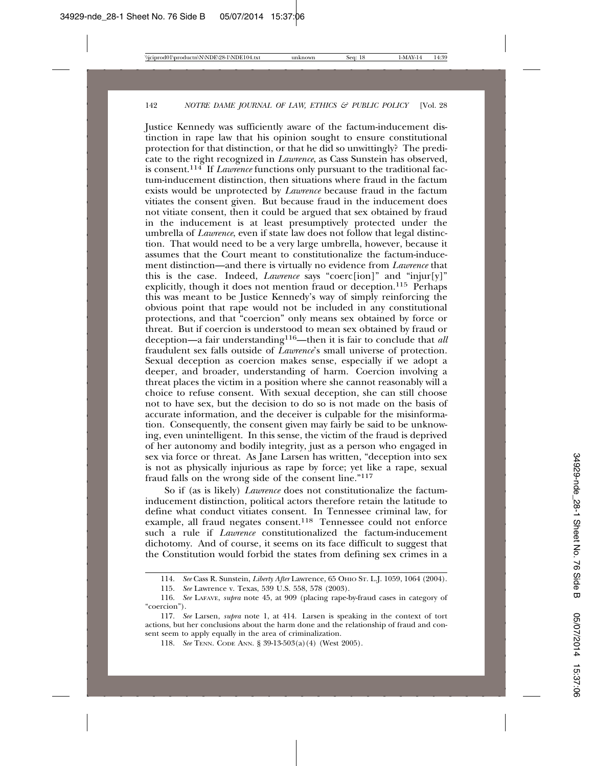Justice Kennedy was sufficiently aware of the factum-inducement distinction in rape law that his opinion sought to ensure constitutional protection for that distinction, or that he did so unwittingly? The predicate to the right recognized in *Lawrence*, as Cass Sunstein has observed, is consent.[114] If *Lawrence* functions only pursuant to the traditional factum-inducement distinction, then situations where fraud in the factum exists would be unprotected by *Lawrence* because fraud in the factum vitiates the consent given. But because fraud in the inducement does not vitiate consent, then it could be argued that sex obtained by fraud in the inducement is at least presumptively protected under the umbrella of *Lawrence*, even if state law does not follow that legal distinction. That would need to be a very large umbrella, however, because it assumes that the Court meant to constitutionalize the factum-inducement distinction—and there is virtually no evidence from *Lawrence* that this is the case. Indeed, *Lawrence* says "coerc[ion]" and "injur[y]" explicitly, though it does not mention fraud or deception.[115] Perhaps this was meant to be Justice Kennedy's way of simply reinforcing the obvious point that rape would not be included in any constitutional protections, and that "coercion" only means sex obtained by force or threat. But if coercion is understood to mean sex obtained by fraud or deception—a fair understanding[116]—then it is fair to conclude that *all* fraudulent sex falls outside of *Lawrence*'s small universe of protection. Sexual deception as coercion makes sense, especially if we adopt a deeper, and broader, understanding of harm. Coercion involving a threat places the victim in a position where she cannot reasonably will a choice to refuse consent. With sexual deception, she can still choose not to have sex, but the decision to do so is not made on the basis of accurate information, and the deceiver is culpable for the misinformation. Consequently, the consent given may fairly be said to be unknowing, even unintelligent. In this sense, the victim of the fraud is deprived of her autonomy and bodily integrity, just as a person who engaged in sex via force or threat. As Jane Larsen has written, "deception into sex is not as physically injurious as rape by force; yet like a rape, sexual fraud falls on the wrong side of the consent line."[117]

So if (as is likely) *Lawrence* does not constitutionalize the factum-inducement distinction, political actors therefore retain the latitude to define what conduct vitiates consent. In Tennessee criminal law, for example, all fraud negates consent.[118] Tennessee could not enforce such a rule if *Lawrence* constitutionalized the factum-inducement dichotomy. And of course, it seems on its face difficult to suggest that the Constitution would forbid the states from defining sex crimes in a

---

114. *See* Cass R. Sunstein, *Liberty After* Lawrence, 65 OHIO ST. L.J. 1059, 1064 (2004).

115. *See* Lawrence v. Texas, 539 U.S. 558, 578 (2003).

116. *See* LAFAVE, *supra* note 45, at 909 (placing rape-by-fraud cases in category of "coercion").

117. *See* Larsen, *supra* note 1, at 414. Larsen is speaking in the context of tort actions, but her conclusions about the harm done and the relationship of fraud and consent seem to apply equally in the area of criminalization.

118. *See* TENN. CODE ANN. § 39-13-503(a)(4) (West 2005).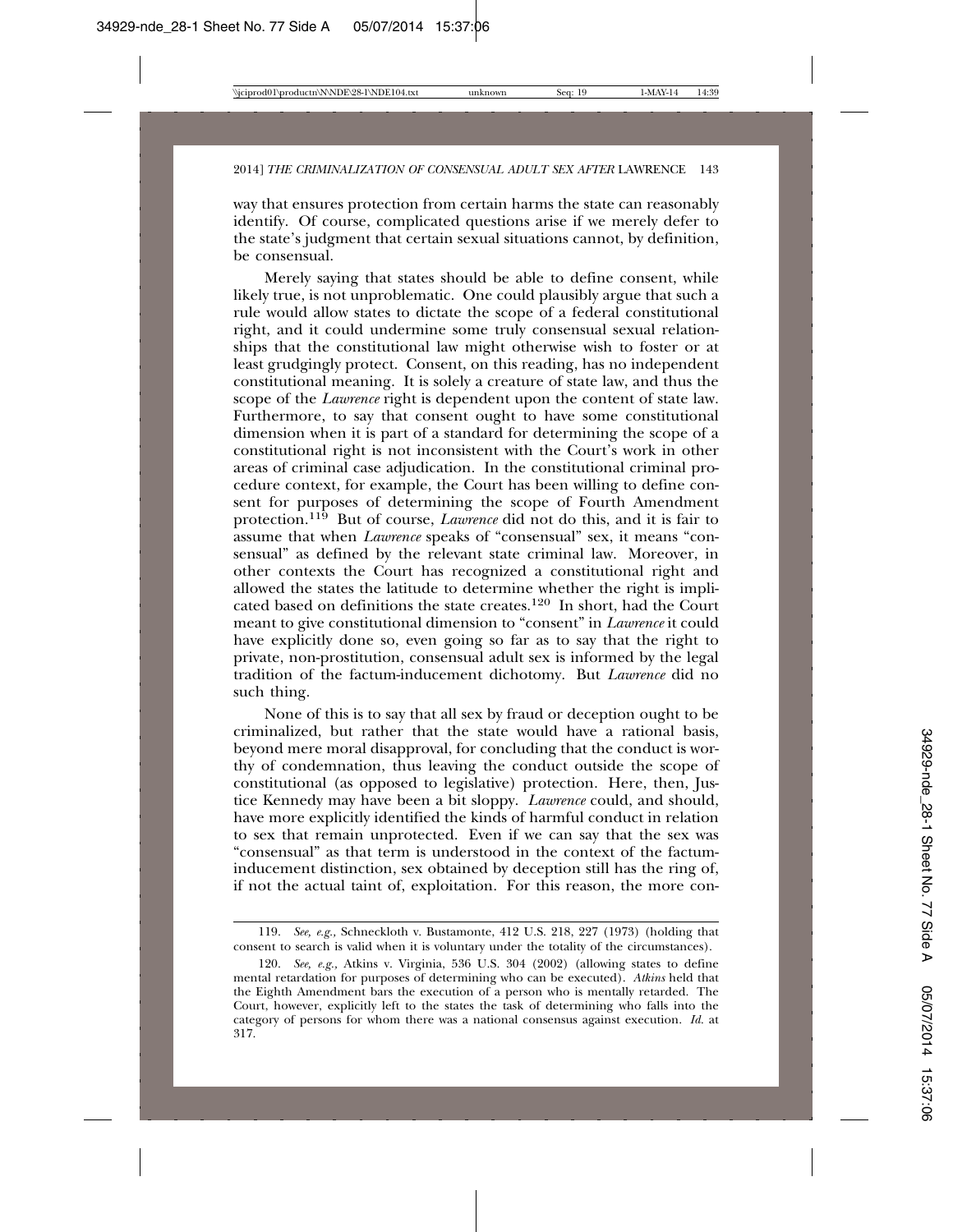way that ensures protection from certain harms the state can reasonably identify. Of course, complicated questions arise if we merely defer to the state's judgment that certain sexual situations cannot, by definition, be consensual.

Merely saying that states should be able to define consent, while likely true, is not unproblematic. One could plausibly argue that such a rule would allow states to dictate the scope of a federal constitutional right, and it could undermine some truly consensual sexual relationships that the constitutional law might otherwise wish to foster or at least grudgingly protect. Consent, on this reading, has no independent constitutional meaning. It is solely a creature of state law, and thus the scope of the *Lawrence* right is dependent upon the content of state law. Furthermore, to say that consent ought to have some constitutional dimension when it is part of a standard for determining the scope of a constitutional right is not inconsistent with the Court's work in other areas of criminal case adjudication. In the constitutional criminal procedure context, for example, the Court has been willing to define consent for purposes of determining the scope of Fourth Amendment protection.[119] But of course, *Lawrence* did not do this, and it is fair to assume that when *Lawrence* speaks of "consensual" sex, it means "consensual" as defined by the relevant state criminal law. Moreover, in other contexts the Court has recognized a constitutional right and allowed the states the latitude to determine whether the right is implicated based on definitions the state creates.[120] In short, had the Court meant to give constitutional dimension to "consent" in *Lawrence* it could have explicitly done so, even going so far as to say that the right to private, non-prostitution, consensual adult sex is informed by the legal tradition of the factum-inducement dichotomy. But *Lawrence* did no such thing.

None of this is to say that all sex by fraud or deception ought to be criminalized, but rather that the state would have a rational basis, beyond mere moral disapproval, for concluding that the conduct is worthy of condemnation, thus leaving the conduct outside the scope of constitutional (as opposed to legislative) protection. Here, then, Justice Kennedy may have been a bit sloppy. *Lawrence* could, and should, have more explicitly identified the kinds of harmful conduct in relation to sex that remain unprotected. Even if we can say that the sex was "consensual" as that term is understood in the context of the factum-inducement distinction, sex obtained by deception still has the ring of, if not the actual taint of, exploitation. For this reason, the more con-

---

119. *See, e.g.,* Schneckloth v. Bustamonte, 412 U.S. 218, 227 (1973) (holding that consent to search is valid when it is voluntary under the totality of the circumstances).

120. *See, e.g.,* Atkins v. Virginia, 536 U.S. 304 (2002) (allowing states to define mental retardation for purposes of determining who can be executed). *Atkins* held that the Eighth Amendment bars the execution of a person who is mentally retarded. The Court, however, explicitly left to the states the task of determining who falls into the category of persons for whom there was a national consensus against execution. *Id.* at 317.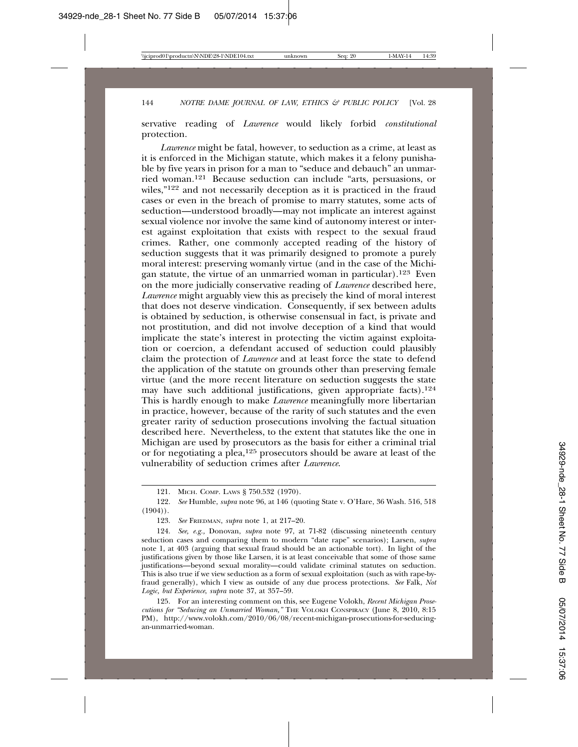servative reading of *Lawrence* would likely forbid *constitutional* protection.

*Lawrence* might be fatal, however, to seduction as a crime, at least as it is enforced in the Michigan statute, which makes it a felony punishable by five years in prison for a man to "seduce and debauch" an unmarried woman.[121] Because seduction can include "arts, persuasions, or wiles,"[122] and not necessarily deception as it is practiced in the fraud cases or even in the breach of promise to marry statutes, some acts of seduction—understood broadly—may not implicate an interest against sexual violence nor involve the same kind of autonomy interest or interest against exploitation that exists with respect to the sexual fraud crimes. Rather, one commonly accepted reading of the history of seduction suggests that it was primarily designed to promote a purely moral interest: preserving womanly virtue (and in the case of the Michigan statute, the virtue of an unmarried woman in particular).[123] Even on the more judicially conservative reading of *Lawrence* described here, *Lawrence* might arguably view this as precisely the kind of moral interest that does not deserve vindication. Consequently, if sex between adults is obtained by seduction, is otherwise consensual in fact, is private and not prostitution, and did not involve deception of a kind that would implicate the state's interest in protecting the victim against exploitation or coercion, a defendant accused of seduction could plausibly claim the protection of *Lawrence* and at least force the state to defend the application of the statute on grounds other than preserving female virtue (and the more recent literature on seduction suggests the state may have such additional justifications, given appropriate facts).[124] This is hardly enough to make *Lawrence* meaningfully more libertarian in practice, however, because of the rarity of such statutes and the even greater rarity of seduction prosecutions involving the factual situation described here. Nevertheless, to the extent that statutes like the one in Michigan are used by prosecutors as the basis for either a criminal trial or for negotiating a plea,[125] prosecutors should be aware at least of the vulnerability of seduction crimes after *Lawrence*.

---

121. Mich. Comp. Laws § 750.532 (1970).

122. *See* Humble, *supra* note 96, at 146 (quoting State v. O'Hare, 36 Wash. 516, 518 (1904)).

123. *See* Friedman, *supra* note 1, at 217–20.

124. *See, e.g.,* Donovan, *supra* note 97, at 71-82 (discussing nineteenth century seduction cases and comparing them to modern "date rape" scenarios); Larsen, *supra* note 1, at 403 (arguing that sexual fraud should be an actionable tort). In light of the justifications given by those like Larsen, it is at least conceivable that some of those same justifications—beyond sexual morality—could validate criminal statutes on seduction. This is also true if we view seduction as a form of sexual exploitation (such as with rape-by-fraud generally), which I view as outside of any due process protections. *See* Falk, *Not Logic, but Experience*, *supra* note 37, at 357–59.

125. For an interesting comment on this, see Eugene Volokh, *Recent Michigan Prosecutions for "Seducing an Unmarried Woman,"* The Volokh Conspiracy (June 8, 2010, 8:15 PM), http://www.volokh.com/2010/06/08/recent-michigan-prosecutions-for-seducing-an-unmarried-woman.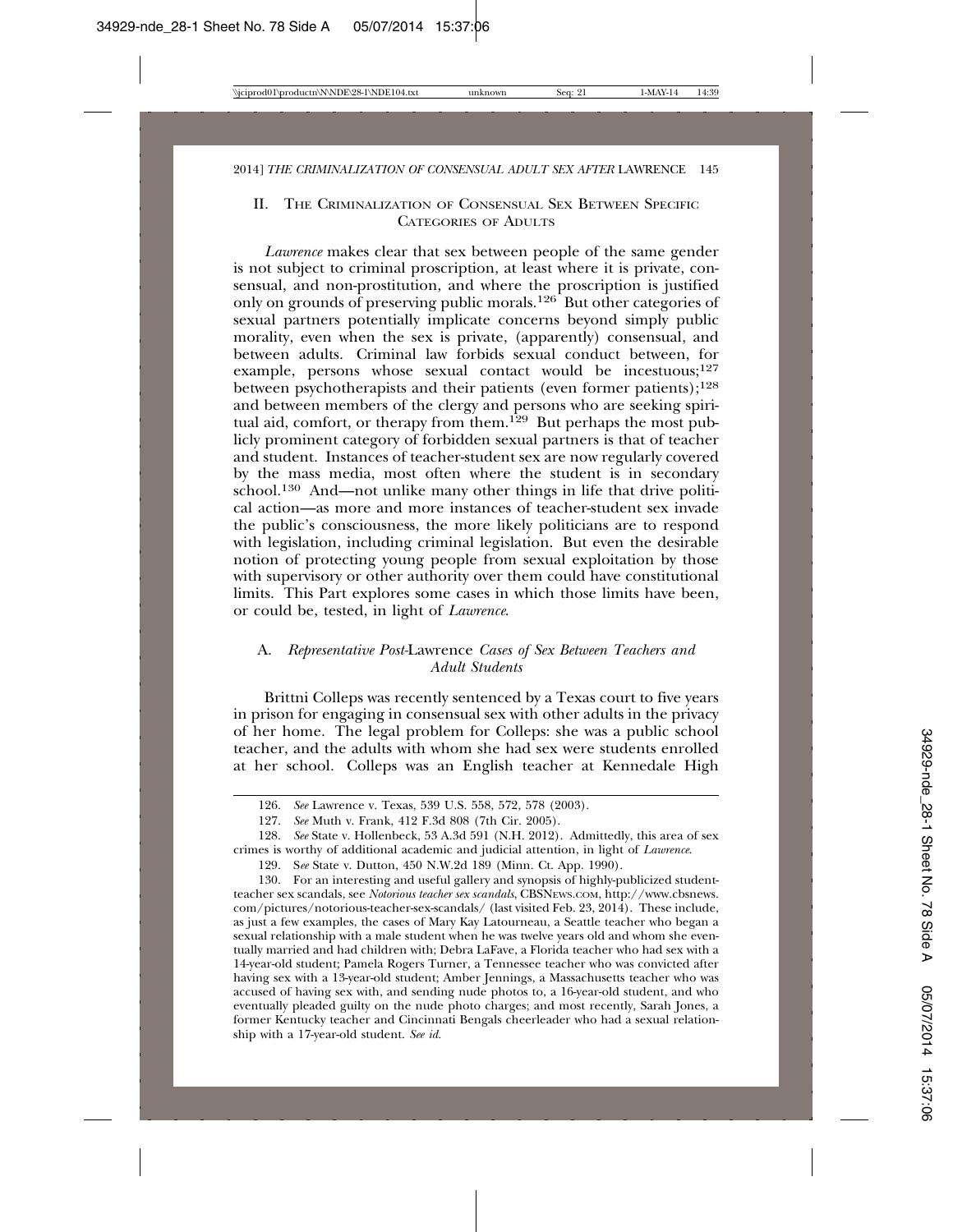## II. The Criminalization of Consensual Sex Between Specific Categories of Adults

*Lawrence* makes clear that sex between people of the same gender is not subject to criminal proscription, at least where it is private, consensual, and non-prostitution, and where the proscription is justified only on grounds of preserving public morals.[126] But other categories of sexual partners potentially implicate concerns beyond simply public morality, even when the sex is private, (apparently) consensual, and between adults. Criminal law forbids sexual conduct between, for example, persons whose sexual contact would be incestuous;[127] between psychotherapists and their patients (even former patients);[128] and between members of the clergy and persons who are seeking spiritual aid, comfort, or therapy from them.[129] But perhaps the most publicly prominent category of forbidden sexual partners is that of teacher and student. Instances of teacher-student sex are now regularly covered by the mass media, most often where the student is in secondary school.[130] And—not unlike many other things in life that drive political action—as more and more instances of teacher-student sex invade the public's consciousness, the more likely politicians are to respond with legislation, including criminal legislation. But even the desirable notion of protecting young people from sexual exploitation by those with supervisory or other authority over them could have constitutional limits. This Part explores some cases in which those limits have been, or could be, tested, in light of *Lawrence*.

### A. *Representative Post-*Lawrence *Cases of Sex Between Teachers and Adult Students*

Brittni Colleps was recently sentenced by a Texas court to five years in prison for engaging in consensual sex with other adults in the privacy of her home. The legal problem for Colleps: she was a public school teacher, and the adults with whom she had sex were students enrolled at her school. Colleps was an English teacher at Kennedale High

---

126. *See* Lawrence v. Texas, 539 U.S. 558, 572, 578 (2003).

127. *See* Muth v. Frank, 412 F.3d 808 (7th Cir. 2005).

128. *See* State v. Hollenbeck, 53 A.3d 591 (N.H. 2012). Admittedly, this area of sex crimes is worthy of additional academic and judicial attention, in light of *Lawrence*.

129. *See* State v. Dutton, 450 N.W.2d 189 (Minn. Ct. App. 1990).

130. For an interesting and useful gallery and synopsis of highly-publicized student-teacher sex scandals, see *Notorious teacher sex scandals*, CBSNEWS.COM, http://www.cbsnews.com/pictures/notorious-teacher-sex-scandals/ (last visited Feb. 23, 2014). These include, as just a few examples, the cases of Mary Kay Latourneau, a Seattle teacher who began a sexual relationship with a male student when he was twelve years old and whom she eventually married and had children with; Debra LaFave, a Florida teacher who had sex with a 14-year-old student; Pamela Rogers Turner, a Tennessee teacher who was convicted after having sex with a 13-year-old student; Amber Jennings, a Massachusetts teacher who was accused of having sex with, and sending nude photos to, a 16-year-old student, and who eventually pleaded guilty on the nude photo charges; and most recently, Sarah Jones, a former Kentucky teacher and Cincinnati Bengals cheerleader who had a sexual relationship with a 17-year-old student. *See id.*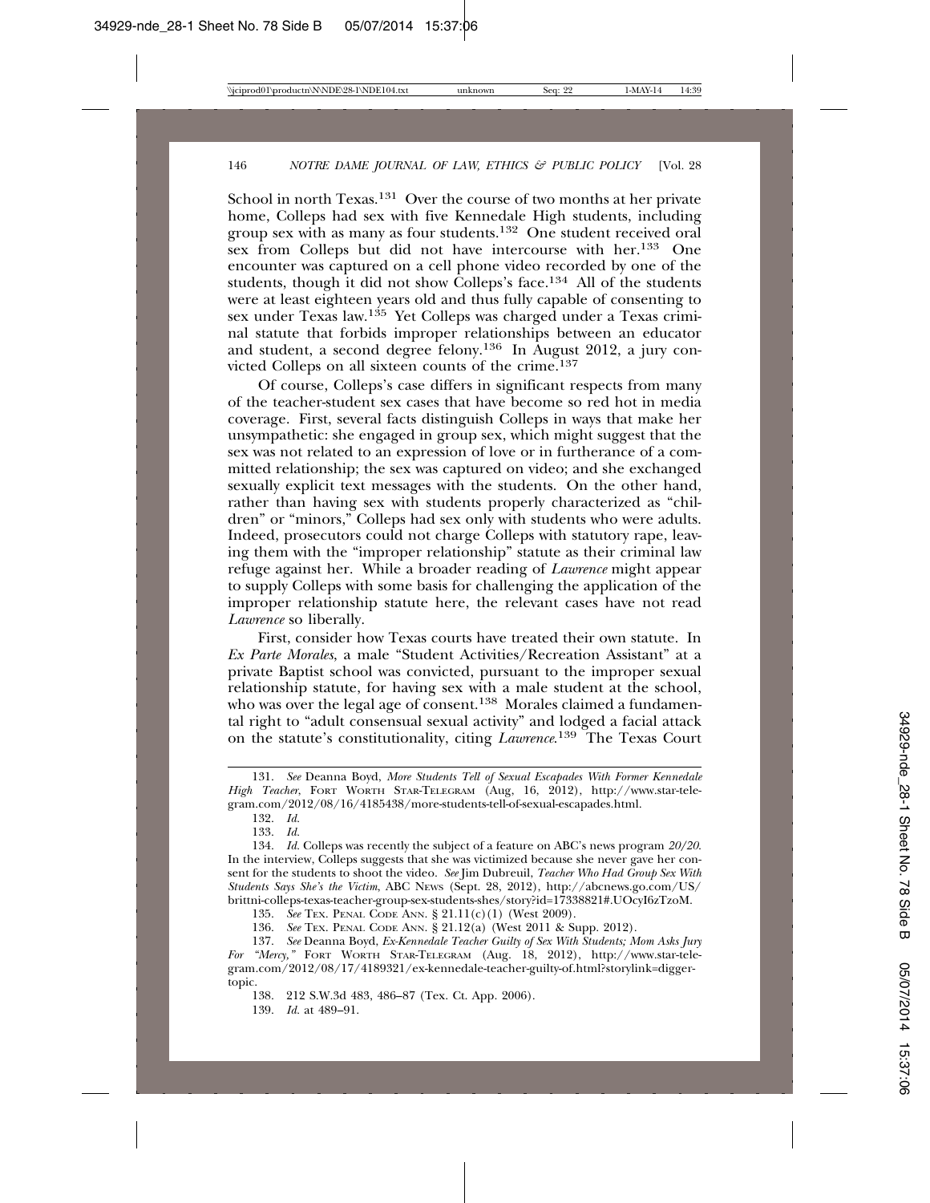School in north Texas.[131] Over the course of two months at her private home, Colleps had sex with five Kennedale High students, including group sex with as many as four students.[132] One student received oral sex from Colleps but did not have intercourse with her.[133] One encounter was captured on a cell phone video recorded by one of the students, though it did not show Colleps's face.[134] All of the students were at least eighteen years old and thus fully capable of consenting to sex under Texas law.[135] Yet Colleps was charged under a Texas criminal statute that forbids improper relationships between an educator and student, a second degree felony.[136] In August 2012, a jury convicted Colleps on all sixteen counts of the crime.[137]

Of course, Colleps's case differs in significant respects from many of the teacher-student sex cases that have become so red hot in media coverage. First, several facts distinguish Colleps in ways that make her unsympathetic: she engaged in group sex, which might suggest that the sex was not related to an expression of love or in furtherance of a committed relationship; the sex was captured on video; and she exchanged sexually explicit text messages with the students. On the other hand, rather than having sex with students properly characterized as "children" or "minors," Colleps had sex only with students who were adults. Indeed, prosecutors could not charge Colleps with statutory rape, leaving them with the "improper relationship" statute as their criminal law refuge against her. While a broader reading of *Lawrence* might appear to supply Colleps with some basis for challenging the application of the improper relationship statute here, the relevant cases have not read *Lawrence* so liberally.

First, consider how Texas courts have treated their own statute. In *Ex Parte Morales*, a male "Student Activities/Recreation Assistant" at a private Baptist school was convicted, pursuant to the improper sexual relationship statute, for having sex with a male student at the school, who was over the legal age of consent.[138] Morales claimed a fundamental right to "adult consensual sexual activity" and lodged a facial attack on the statute's constitutionality, citing *Lawrence*.[139] The Texas Court

---

131. *See* Deanna Boyd, *More Students Tell of Sexual Escapades With Former Kennedale High Teacher*, FORT WORTH STAR-TELEGRAM (Aug, 16, 2012), http://www.star-telegram.com/2012/08/16/4185438/more-students-tell-of-sexual-escapades.html.

132. *Id.*

133. *Id.*

134. *Id.* Colleps was recently the subject of a feature on ABC's news program *20/20*. In the interview, Colleps suggests that she was victimized because she never gave her consent for the students to shoot the video. *See* Jim Dubreuil, *Teacher Who Had Group Sex With Students Says She's the Victim*, ABC NEWS (Sept. 28, 2012), http://abcnews.go.com/US/brittni-colleps-texas-teacher-group-sex-students-shes/story?id=17338821#.UOcyI6zTzoM.

135. *See* TEX. PENAL CODE ANN. § 21.11(c)(1) (West 2009).

136. *See* TEX. PENAL CODE ANN. § 21.12(a) (West 2011 & Supp. 2012).

137. *See* Deanna Boyd, *Ex-Kennedale Teacher Guilty of Sex With Students; Mom Asks Jury For "Mercy,"* FORT WORTH STAR-TELEGRAM (Aug. 18, 2012), http://www.star-telegram.com/2012/08/17/4189321/ex-kennedale-teacher-guilty-of.html?storylink=digger-topic.

138. 212 S.W.3d 483, 486–87 (Tex. Ct. App. 2006).

139. *Id.* at 489–91.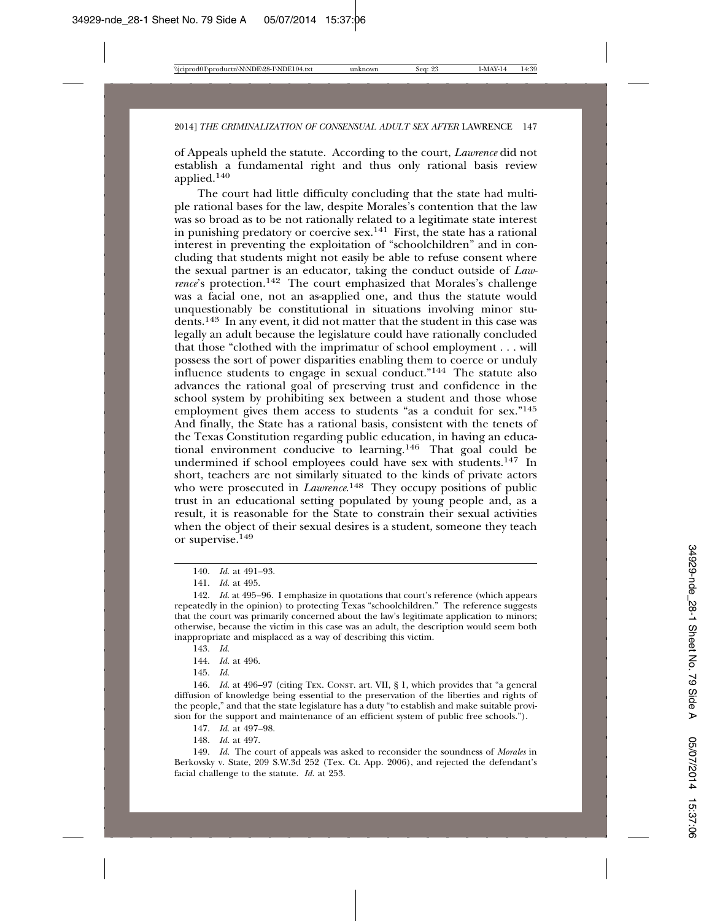of Appeals upheld the statute. According to the court, *Lawrence* did not establish a fundamental right and thus only rational basis review applied.[140]

The court had little difficulty concluding that the state had multiple rational bases for the law, despite Morales's contention that the law was so broad as to be not rationally related to a legitimate state interest in punishing predatory or coercive sex.[141] First, the state has a rational interest in preventing the exploitation of "schoolchildren" and in concluding that students might not easily be able to refuse consent where the sexual partner is an educator, taking the conduct outside of *Lawrence*'s protection.[142] The court emphasized that Morales's challenge was a facial one, not an as-applied one, and thus the statute would unquestionably be constitutional in situations involving minor students.[143] In any event, it did not matter that the student in this case was legally an adult because the legislature could have rationally concluded that those "clothed with the imprimatur of school employment . . . will possess the sort of power disparities enabling them to coerce or unduly influence students to engage in sexual conduct."[144] The statute also advances the rational goal of preserving trust and confidence in the school system by prohibiting sex between a student and those whose employment gives them access to students "as a conduit for sex."[145] And finally, the State has a rational basis, consistent with the tenets of the Texas Constitution regarding public education, in having an educational environment conducive to learning.[146] That goal could be undermined if school employees could have sex with students.[147] In short, teachers are not similarly situated to the kinds of private actors who were prosecuted in *Lawrence*.[148] They occupy positions of public trust in an educational setting populated by young people and, as a result, it is reasonable for the State to constrain their sexual activities when the object of their sexual desires is a student, someone they teach or supervise.[149]

---

140. *Id.* at 491–93.

141. *Id.* at 495.

142. *Id.* at 495–96. I emphasize in quotations that court's reference (which appears repeatedly in the opinion) to protecting Texas "schoolchildren." The reference suggests that the court was primarily concerned about the law's legitimate application to minors; otherwise, because the victim in this case was an adult, the description would seem both inappropriate and misplaced as a way of describing this victim.

143. *Id.*

144. *Id.* at 496.

145. *Id.*

146. *Id.* at 496–97 (citing TEX. CONST. art. VII, § 1, which provides that "a general diffusion of knowledge being essential to the preservation of the liberties and rights of the people," and that the state legislature has a duty "to establish and make suitable provision for the support and maintenance of an efficient system of public free schools.").

147. *Id.* at 497–98.

148. *Id.* at 497.

149. *Id.* The court of appeals was asked to reconsider the soundness of *Morales* in Berkovsky v. State, 209 S.W.3d 252 (Tex. Ct. App. 2006), and rejected the defendant's facial challenge to the statute. *Id.* at 253.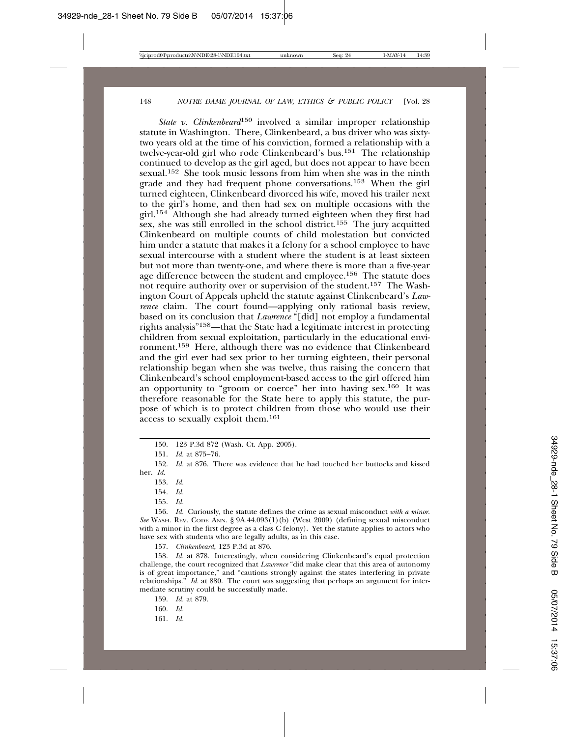*State v. Clinkenbeard*[150] involved a similar improper relationship statute in Washington. There, Clinkenbeard, a bus driver who was sixty-two years old at the time of his conviction, formed a relationship with a twelve-year-old girl who rode Clinkenbeard's bus.[151] The relationship continued to develop as the girl aged, but does not appear to have been sexual.[152] She took music lessons from him when she was in the ninth grade and they had frequent phone conversations.[153] When the girl turned eighteen, Clinkenbeard divorced his wife, moved his trailer next to the girl's home, and then had sex on multiple occasions with the girl.[154] Although she had already turned eighteen when they first had sex, she was still enrolled in the school district.[155] The jury acquitted Clinkenbeard on multiple counts of child molestation but convicted him under a statute that makes it a felony for a school employee to have sexual intercourse with a student where the student is at least sixteen but not more than twenty-one, and where there is more than a five-year age difference between the student and employee.[156] The statute does not require authority over or supervision of the student.[157] The Washington Court of Appeals upheld the statute against Clinkenbeard's *Lawrence* claim. The court found—applying only rational basis review, based on its conclusion that *Lawrence* "[did] not employ a fundamental rights analysis"[158]—that the State had a legitimate interest in protecting children from sexual exploitation, particularly in the educational environment.[159] Here, although there was no evidence that Clinkenbeard and the girl ever had sex prior to her turning eighteen, their personal relationship began when she was twelve, thus raising the concern that Clinkenbeard's school employment-based access to the girl offered him an opportunity to "groom or coerce" her into having sex.[160] It was therefore reasonable for the State here to apply this statute, the purpose of which is to protect children from those who would use their access to sexually exploit them.[161]

---

150. 123 P.3d 872 (Wash. Ct. App. 2005).

151. *Id.* at 875–76.

152. *Id.* at 876. There was evidence that he had touched her buttocks and kissed her. *Id.*

153. *Id.*

154. *Id.*

155. *Id.*

156. *Id.* Curiously, the statute defines the crime as sexual misconduct *with a minor*. *See* WASH. REV. CODE ANN. § 9A.44.093(1)(b) (West 2009) (defining sexual misconduct with a minor in the first degree as a class C felony). Yet the statute applies to actors who have sex with students who are legally adults, as in this case.

157. *Clinkenbeard*, 123 P.3d at 876.

158. *Id.* at 878. Interestingly, when considering Clinkenbeard's equal protection challenge, the court recognized that *Lawrence* "did make clear that this area of autonomy is of great importance," and "cautions strongly against the states interfering in private relationships." *Id.* at 880. The court was suggesting that perhaps an argument for intermediate scrutiny could be successfully made.

159. *Id.* at 879.

160. *Id.*

161. *Id.*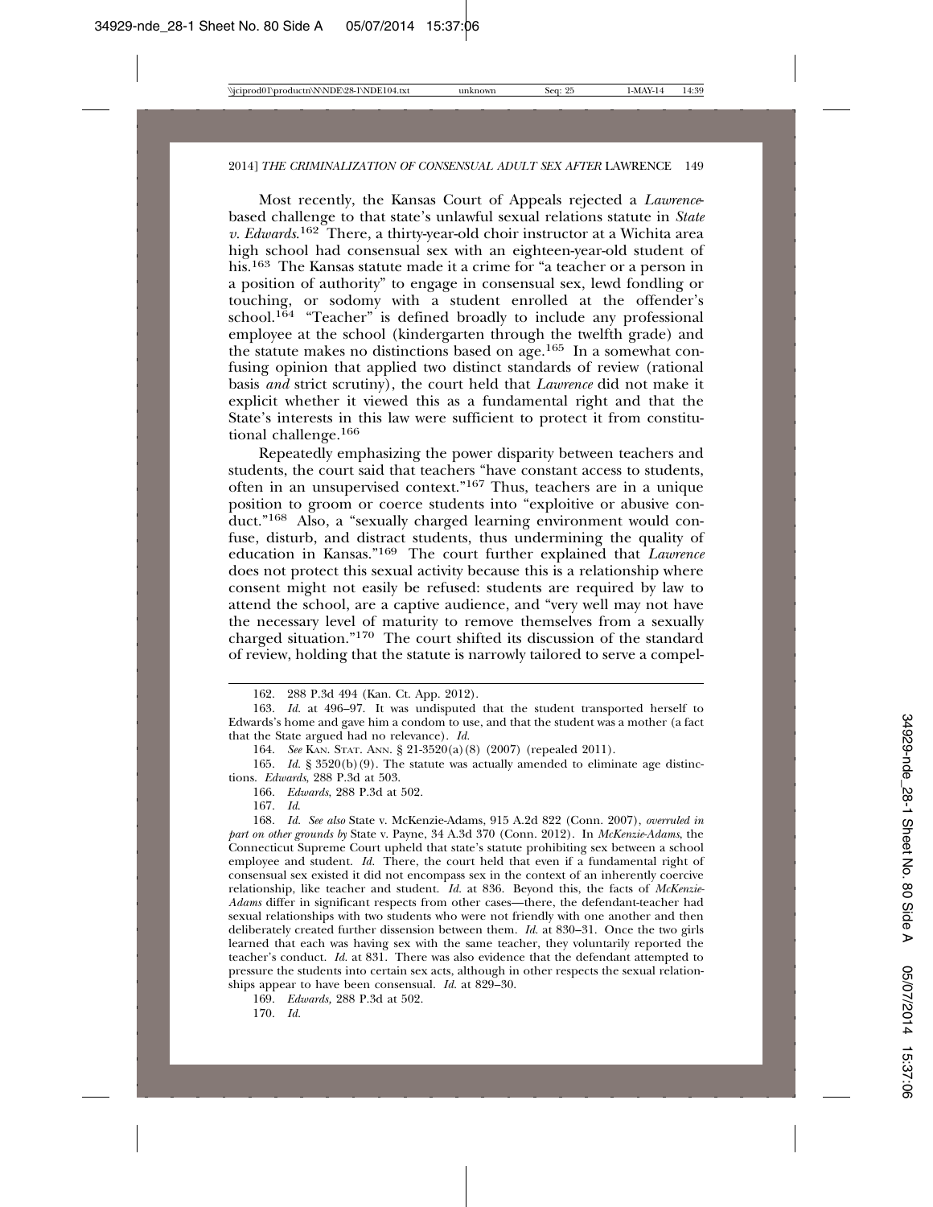Most recently, the Kansas Court of Appeals rejected a *Lawrence*-based challenge to that state's unlawful sexual relations statute in *State v. Edwards*.[162] There, a thirty-year-old choir instructor at a Wichita area high school had consensual sex with an eighteen-year-old student of his.[163] The Kansas statute made it a crime for "a teacher or a person in a position of authority" to engage in consensual sex, lewd fondling or touching, or sodomy with a student enrolled at the offender's school.[164] "Teacher" is defined broadly to include any professional employee at the school (kindergarten through the twelfth grade) and the statute makes no distinctions based on age.[165] In a somewhat confusing opinion that applied two distinct standards of review (rational basis *and* strict scrutiny), the court held that *Lawrence* did not make it explicit whether it viewed this as a fundamental right and that the State's interests in this law were sufficient to protect it from constitutional challenge.[166]

Repeatedly emphasizing the power disparity between teachers and students, the court said that teachers "have constant access to students, often in an unsupervised context."[167] Thus, teachers are in a unique position to groom or coerce students into "exploitive or abusive conduct."[168] Also, a "sexually charged learning environment would confuse, disturb, and distract students, thus undermining the quality of education in Kansas."[169] The court further explained that *Lawrence* does not protect this sexual activity because this is a relationship where consent might not easily be refused: students are required by law to attend the school, are a captive audience, and "very well may not have the necessary level of maturity to remove themselves from a sexually charged situation."[170] The court shifted its discussion of the standard of review, holding that the statute is narrowly tailored to serve a compel-

---

162. 288 P.3d 494 (Kan. Ct. App. 2012).

163. *Id.* at 496–97. It was undisputed that the student transported herself to Edwards's home and gave him a condom to use, and that the student was a mother (a fact that the State argued had no relevance). *Id.*

164. *See* KAN. STAT. ANN. § 21-3520(a)(8) (2007) (repealed 2011).

165. *Id.* § 3520(b)(9). The statute was actually amended to eliminate age distinctions. *Edwards*, 288 P.3d at 503.

166. *Edwards*, 288 P.3d at 502.

167. *Id.*

168. *Id. See also* State v. McKenzie-Adams, 915 A.2d 822 (Conn. 2007), *overruled in part on other grounds by* State v. Payne, 34 A.3d 370 (Conn. 2012). In *McKenzie-Adams*, the Connecticut Supreme Court upheld that state's statute prohibiting sex between a school employee and student. *Id.* There, the court held that even if a fundamental right of consensual sex existed it did not encompass sex in the context of an inherently coercive relationship, like teacher and student. *Id.* at 836. Beyond this, the facts of *McKenzie-Adams* differ in significant respects from other cases—there, the defendant-teacher had sexual relationships with two students who were not friendly with one another and then deliberately created further dissension between them. *Id.* at 830–31. Once the two girls learned that each was having sex with the same teacher, they voluntarily reported the teacher's conduct. *Id.* at 831. There was also evidence that the defendant attempted to pressure the students into certain sex acts, although in other respects the sexual relationships appear to have been consensual. *Id.* at 829–30.

169. *Edwards,* 288 P.3d at 502.

170. *Id.*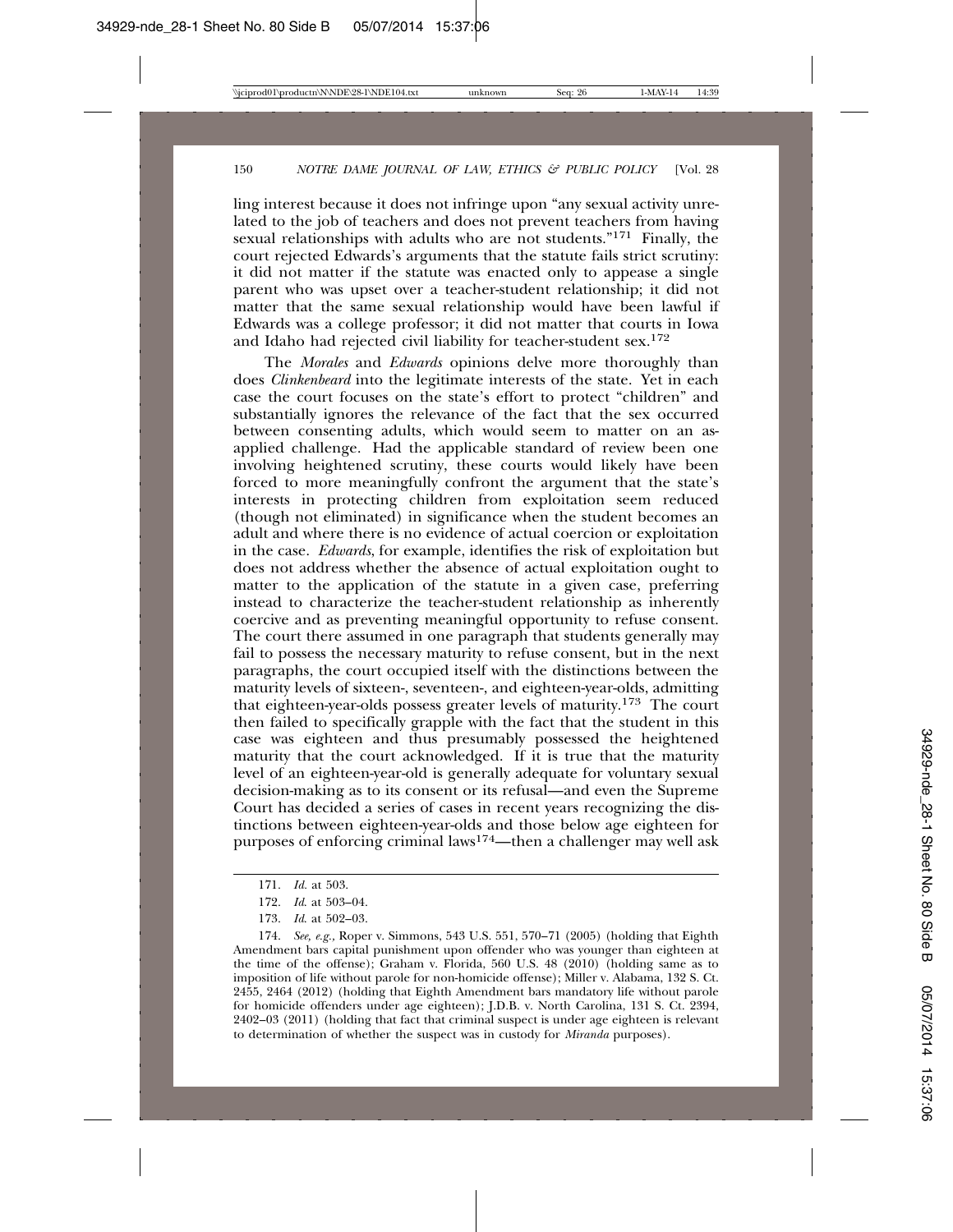ling interest because it does not infringe upon "any sexual activity unrelated to the job of teachers and does not prevent teachers from having sexual relationships with adults who are not students."[171] Finally, the court rejected Edwards's arguments that the statute fails strict scrutiny: it did not matter if the statute was enacted only to appease a single parent who was upset over a teacher-student relationship; it did not matter that the same sexual relationship would have been lawful if Edwards was a college professor; it did not matter that courts in Iowa and Idaho had rejected civil liability for teacher-student sex.[172]

The *Morales* and *Edwards* opinions delve more thoroughly than does *Clinkenbeard* into the legitimate interests of the state. Yet in each case the court focuses on the state's effort to protect "children" and substantially ignores the relevance of the fact that the sex occurred between consenting adults, which would seem to matter on an as-applied challenge. Had the applicable standard of review been one involving heightened scrutiny, these courts would likely have been forced to more meaningfully confront the argument that the state's interests in protecting children from exploitation seem reduced (though not eliminated) in significance when the student becomes an adult and where there is no evidence of actual coercion or exploitation in the case. *Edwards*, for example, identifies the risk of exploitation but does not address whether the absence of actual exploitation ought to matter to the application of the statute in a given case, preferring instead to characterize the teacher-student relationship as inherently coercive and as preventing meaningful opportunity to refuse consent. The court there assumed in one paragraph that students generally may fail to possess the necessary maturity to refuse consent, but in the next paragraphs, the court occupied itself with the distinctions between the maturity levels of sixteen-, seventeen-, and eighteen-year-olds, admitting that eighteen-year-olds possess greater levels of maturity.[173] The court then failed to specifically grapple with the fact that the student in this case was eighteen and thus presumably possessed the heightened maturity that the court acknowledged. If it is true that the maturity level of an eighteen-year-old is generally adequate for voluntary sexual decision-making as to its consent or its refusal—and even the Supreme Court has decided a series of cases in recent years recognizing the distinctions between eighteen-year-olds and those below age eighteen for purposes of enforcing criminal laws[174]—then a challenger may well ask

---

171. *Id.* at 503.

172. *Id.* at 503–04.

173. *Id.* at 502–03.

174. *See, e.g.*, Roper v. Simmons, 543 U.S. 551, 570–71 (2005) (holding that Eighth Amendment bars capital punishment upon offender who was younger than eighteen at the time of the offense); Graham v. Florida, 560 U.S. 48 (2010) (holding same as to imposition of life without parole for non-homicide offense); Miller v. Alabama, 132 S. Ct. 2455, 2464 (2012) (holding that Eighth Amendment bars mandatory life without parole for homicide offenders under age eighteen); J.D.B. v. North Carolina, 131 S. Ct. 2394, 2402–03 (2011) (holding that fact that criminal suspect is under age eighteen is relevant to determination of whether the suspect was in custody for *Miranda* purposes).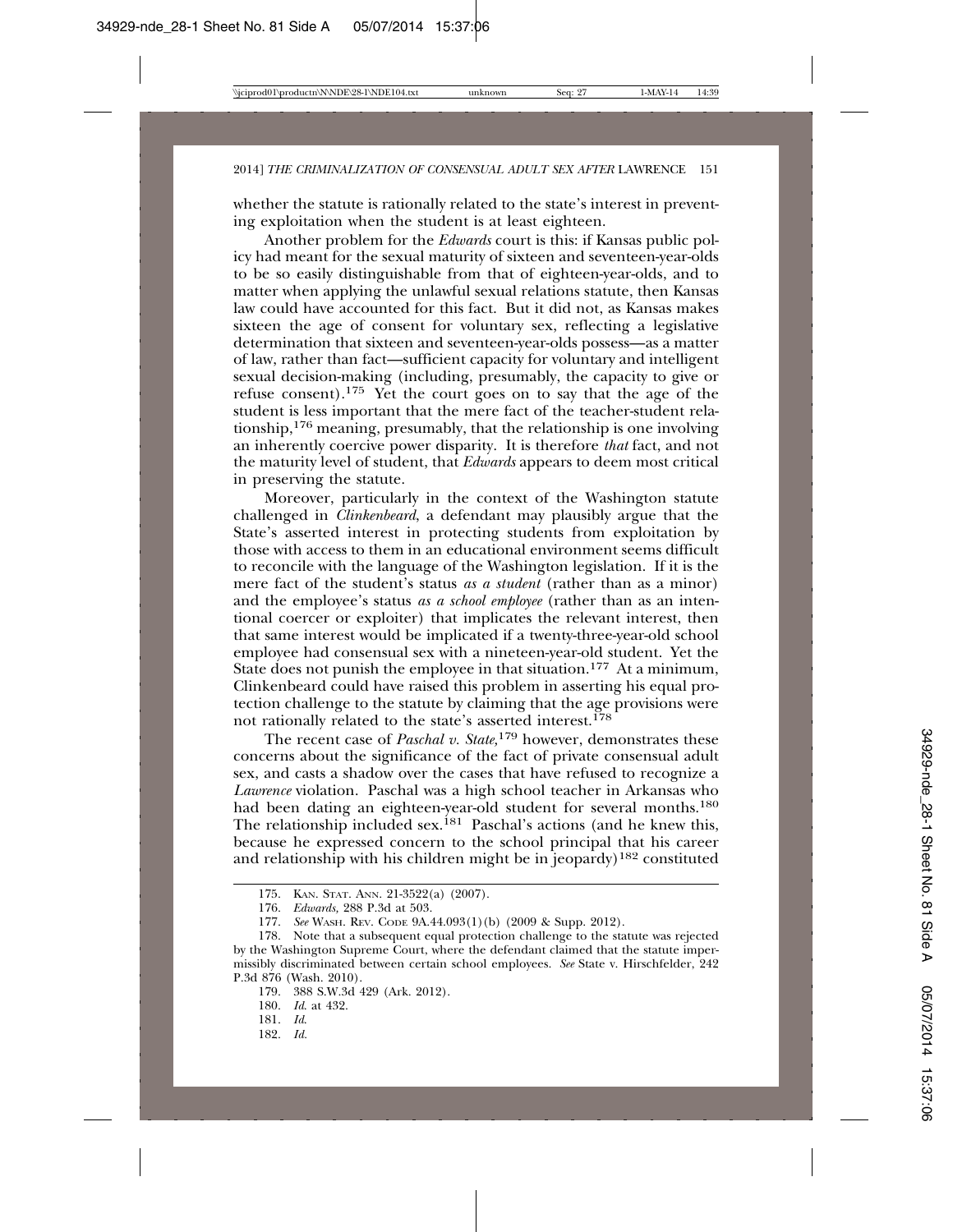whether the statute is rationally related to the state's interest in preventing exploitation when the student is at least eighteen.

Another problem for the *Edwards* court is this: if Kansas public policy had meant for the sexual maturity of sixteen and seventeen-year-olds to be so easily distinguishable from that of eighteen-year-olds, and to matter when applying the unlawful sexual relations statute, then Kansas law could have accounted for this fact. But it did not, as Kansas makes sixteen the age of consent for voluntary sex, reflecting a legislative determination that sixteen and seventeen-year-olds possess—as a matter of law, rather than fact—sufficient capacity for voluntary and intelligent sexual decision-making (including, presumably, the capacity to give or refuse consent).[175] Yet the court goes on to say that the age of the student is less important that the mere fact of the teacher-student relationship,[176] meaning, presumably, that the relationship is one involving an inherently coercive power disparity. It is therefore *that* fact, and not the maturity level of student, that *Edwards* appears to deem most critical in preserving the statute.

Moreover, particularly in the context of the Washington statute challenged in *Clinkenbeard*, a defendant may plausibly argue that the State's asserted interest in protecting students from exploitation by those with access to them in an educational environment seems difficult to reconcile with the language of the Washington legislation. If it is the mere fact of the student's status *as a student* (rather than as a minor) and the employee's status *as a school employee* (rather than as an intentional coercer or exploiter) that implicates the relevant interest, then that same interest would be implicated if a twenty-three-year-old school employee had consensual sex with a nineteen-year-old student. Yet the State does not punish the employee in that situation.[177] At a minimum, Clinkenbeard could have raised this problem in asserting his equal protection challenge to the statute by claiming that the age provisions were not rationally related to the state's asserted interest.[178]

The recent case of *Paschal v. State*,[179] however, demonstrates these concerns about the significance of the fact of private consensual adult sex, and casts a shadow over the cases that have refused to recognize a *Lawrence* violation. Paschal was a high school teacher in Arkansas who had been dating an eighteen-year-old student for several months.[180] The relationship included sex.[181] Paschal's actions (and he knew this, because he expressed concern to the school principal that his career and relationship with his children might be in jeopardy)[182] constituted

---

175. KAN. STAT. ANN. 21-3522(a) (2007).

176. *Edwards*, 288 P.3d at 503.

177. *See* WASH. REV. CODE 9A.44.093(1)(b) (2009 & Supp. 2012).

178. Note that a subsequent equal protection challenge to the statute was rejected by the Washington Supreme Court, where the defendant claimed that the statute impermissibly discriminated between certain school employees. *See* State v. Hirschfelder, 242 P.3d 876 (Wash. 2010).

179. 388 S.W.3d 429 (Ark. 2012).

180. *Id.* at 432.

181. *Id.*

182. *Id.*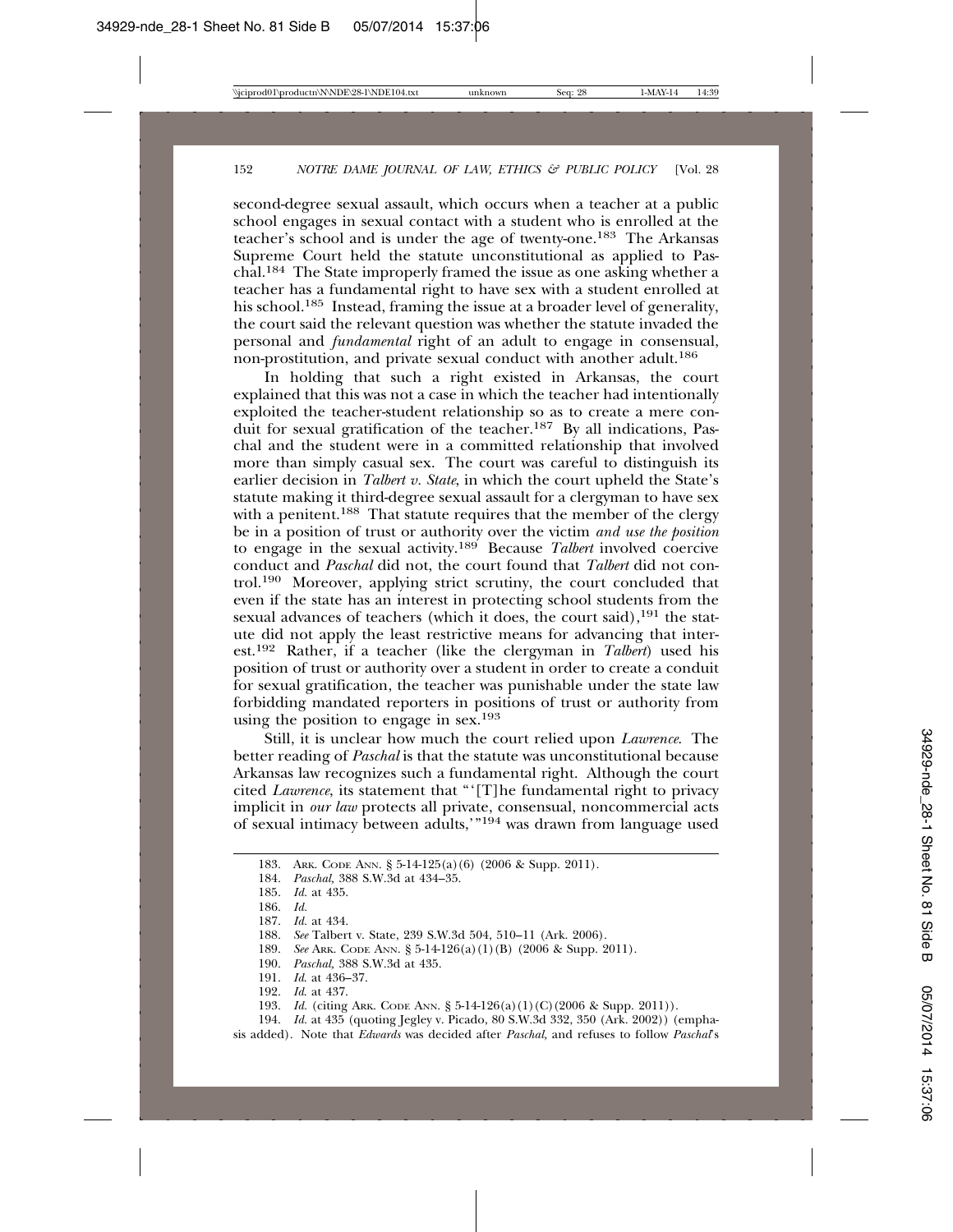second-degree sexual assault, which occurs when a teacher at a public school engages in sexual contact with a student who is enrolled at the teacher's school and is under the age of twenty-one.[183] The Arkansas Supreme Court held the statute unconstitutional as applied to Paschal.[184] The State improperly framed the issue as one asking whether a teacher has a fundamental right to have sex with a student enrolled at his school.[185] Instead, framing the issue at a broader level of generality, the court said the relevant question was whether the statute invaded the personal and *fundamental* right of an adult to engage in consensual, non-prostitution, and private sexual conduct with another adult.[186]

In holding that such a right existed in Arkansas, the court explained that this was not a case in which the teacher had intentionally exploited the teacher-student relationship so as to create a mere conduit for sexual gratification of the teacher.[187] By all indications, Paschal and the student were in a committed relationship that involved more than simply casual sex. The court was careful to distinguish its earlier decision in *Talbert v. State*, in which the court upheld the State's statute making it third-degree sexual assault for a clergyman to have sex with a penitent.[188] That statute requires that the member of the clergy be in a position of trust or authority over the victim *and use the position* to engage in the sexual activity.[189] Because *Talbert* involved coercive conduct and *Paschal* did not, the court found that *Talbert* did not control.[190] Moreover, applying strict scrutiny, the court concluded that even if the state has an interest in protecting school students from the sexual advances of teachers (which it does, the court said),[191] the statute did not apply the least restrictive means for advancing that interest.[192] Rather, if a teacher (like the clergyman in *Talbert*) used his position of trust or authority over a student in order to create a conduit for sexual gratification, the teacher was punishable under the state law forbidding mandated reporters in positions of trust or authority from using the position to engage in sex.[193]

Still, it is unclear how much the court relied upon *Lawrence*. The better reading of *Paschal* is that the statute was unconstitutional because Arkansas law recognizes such a fundamental right. Although the court cited *Lawrence*, its statement that "'[T]he fundamental right to privacy implicit in *our law* protects all private, consensual, noncommercial acts of sexual intimacy between adults,'"[194] was drawn from language used

---

183. Ark. Code Ann. § 5-14-125(a)(6) (2006 & Supp. 2011).

184. *Paschal*, 388 S.W.3d at 434–35.

185. *Id.* at 435.

186. *Id.*

187. *Id.* at 434.

188. *See* Talbert v. State, 239 S.W.3d 504, 510–11 (Ark. 2006).

189. *See* Ark. Code Ann. § 5-14-126(a)(1)(B) (2006 & Supp. 2011).

190. *Paschal*, 388 S.W.3d at 435.

191. *Id.* at 436–37.

192. *Id.* at 437.

193. *Id.* (citing Ark. Code Ann. § 5-14-126(a)(1)(C)(2006 & Supp. 2011)).

194. *Id.* at 435 (quoting Jegley v. Picado, 80 S.W.3d 332, 350 (Ark. 2002)) (emphasis added). Note that *Edwards* was decided after *Paschal*, and refuses to follow *Paschal*'s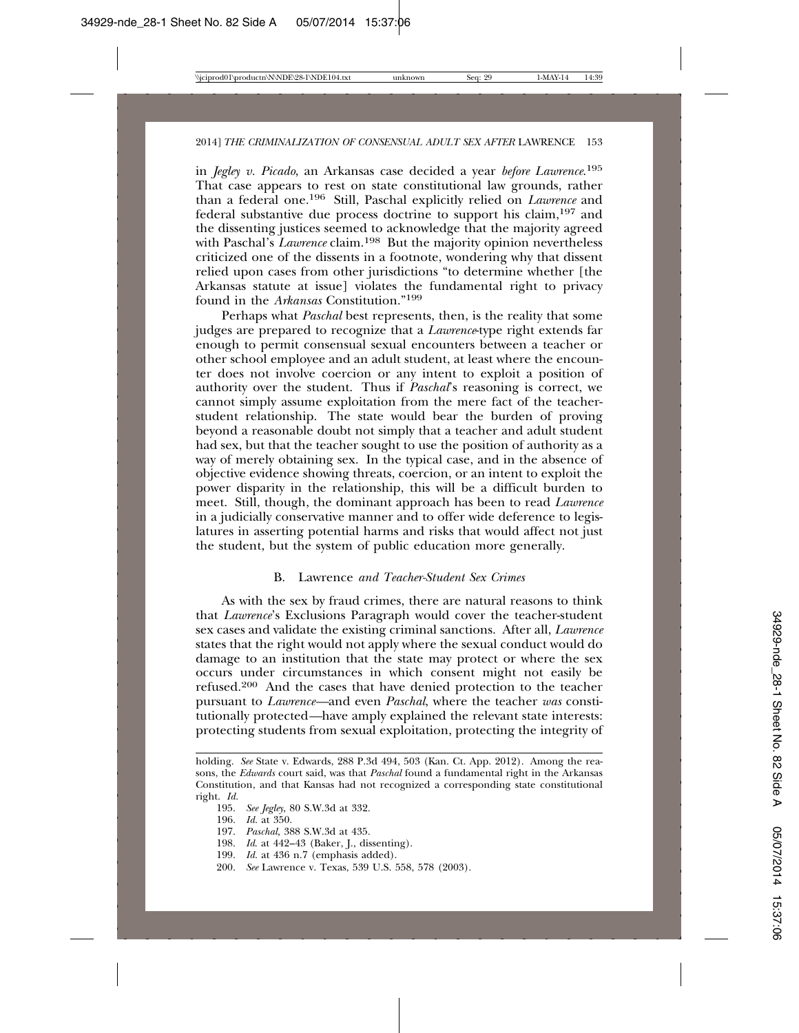in *Jegley v. Picado*, an Arkansas case decided a year *before Lawrence*.[195] That case appears to rest on state constitutional law grounds, rather than a federal one.[196] Still, Paschal explicitly relied on *Lawrence* and federal substantive due process doctrine to support his claim,[197] and the dissenting justices seemed to acknowledge that the majority agreed with Paschal's *Lawrence* claim.[198] But the majority opinion nevertheless criticized one of the dissents in a footnote, wondering why that dissent relied upon cases from other jurisdictions "to determine whether [the Arkansas statute at issue] violates the fundamental right to privacy found in the *Arkansas* Constitution."[199]

Perhaps what *Paschal* best represents, then, is the reality that some judges are prepared to recognize that a *Lawrence*-type right extends far enough to permit consensual sexual encounters between a teacher or other school employee and an adult student, at least where the encounter does not involve coercion or any intent to exploit a position of authority over the student. Thus if *Paschal*'s reasoning is correct, we cannot simply assume exploitation from the mere fact of the teacher-student relationship. The state would bear the burden of proving beyond a reasonable doubt not simply that a teacher and adult student had sex, but that the teacher sought to use the position of authority as a way of merely obtaining sex. In the typical case, and in the absence of objective evidence showing threats, coercion, or an intent to exploit the power disparity in the relationship, this will be a difficult burden to meet. Still, though, the dominant approach has been to read *Lawrence* in a judicially conservative manner and to offer wide deference to legislatures in asserting potential harms and risks that would affect not just the student, but the system of public education more generally.

### B. *Lawrence and Teacher-Student Sex Crimes*

As with the sex by fraud crimes, there are natural reasons to think that *Lawrence*'s Exclusions Paragraph would cover the teacher-student sex cases and validate the existing criminal sanctions. After all, *Lawrence* states that the right would not apply where the sexual conduct would do damage to an institution that the state may protect or where the sex occurs under circumstances in which consent might not easily be refused.[200] And the cases that have denied protection to the teacher pursuant to *Lawrence*—and even *Paschal*, where the teacher *was* constitutionally protected—have amply explained the relevant state interests: protecting students from sexual exploitation, protecting the integrity of

---

holding. *See* State v. Edwards, 288 P.3d 494, 503 (Kan. Ct. App. 2012). Among the reasons, the *Edwards* court said, was that *Paschal* found a fundamental right in the Arkansas Constitution, and that Kansas had not recognized a corresponding state constitutional right. *Id.*

195. *See Jegley*, 80 S.W.3d at 332.

196. *Id.* at 350.

197. *Paschal*, 388 S.W.3d at 435.

198. *Id.* at 442–43 (Baker, J., dissenting).

199. *Id.* at 436 n.7 (emphasis added).

200. *See* Lawrence v. Texas, 539 U.S. 558, 578 (2003).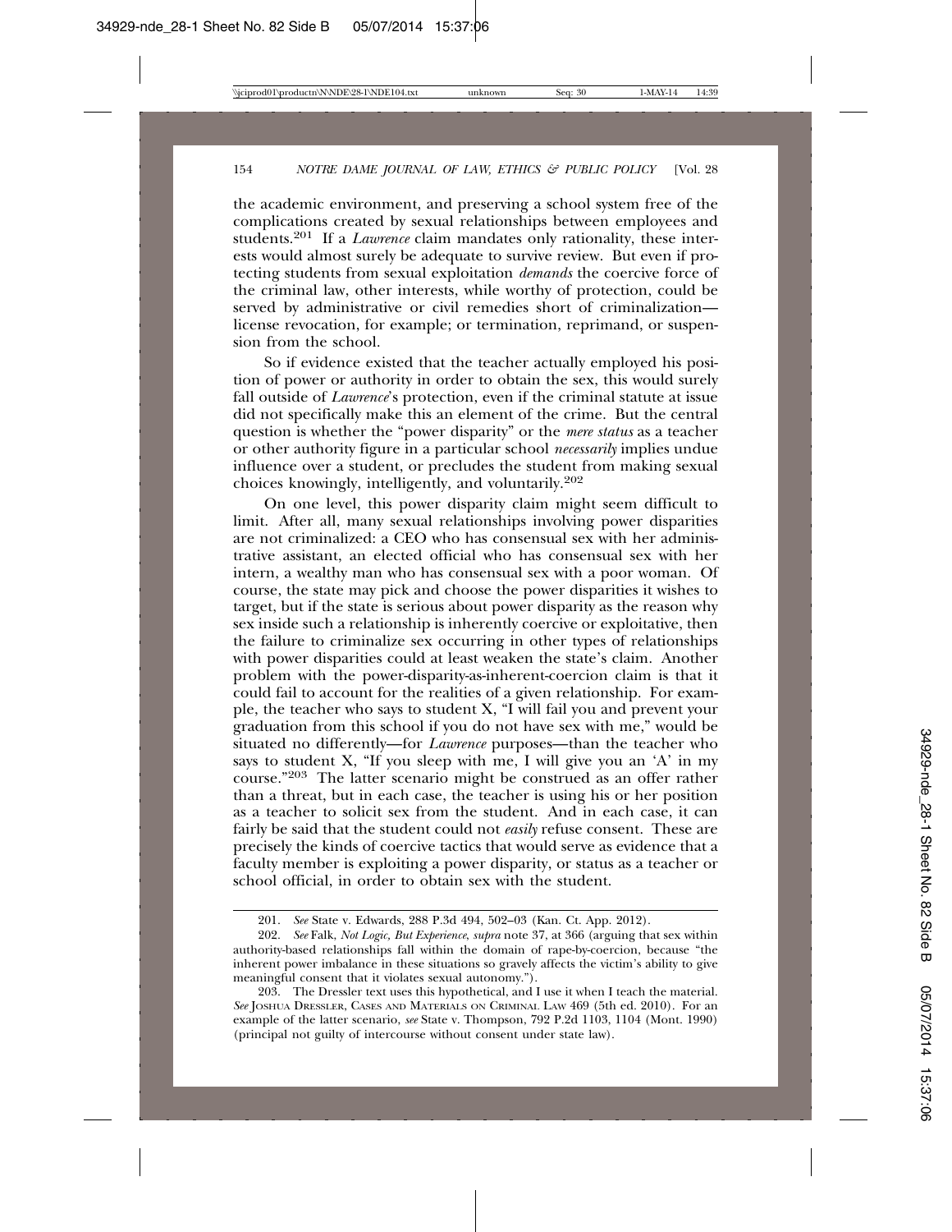the academic environment, and preserving a school system free of the complications created by sexual relationships between employees and students.[201] If a *Lawrence* claim mandates only rationality, these interests would almost surely be adequate to survive review. But even if protecting students from sexual exploitation *demands* the coercive force of the criminal law, other interests, while worthy of protection, could be served by administrative or civil remedies short of criminalization—license revocation, for example; or termination, reprimand, or suspension from the school.

So if evidence existed that the teacher actually employed his position of power or authority in order to obtain the sex, this would surely fall outside of *Lawrence*'s protection, even if the criminal statute at issue did not specifically make this an element of the crime. But the central question is whether the "power disparity" or the *mere status* as a teacher or other authority figure in a particular school *necessarily* implies undue influence over a student, or precludes the student from making sexual choices knowingly, intelligently, and voluntarily.[202]

On one level, this power disparity claim might seem difficult to limit. After all, many sexual relationships involving power disparities are not criminalized: a CEO who has consensual sex with her administrative assistant, an elected official who has consensual sex with her intern, a wealthy man who has consensual sex with a poor woman. Of course, the state may pick and choose the power disparities it wishes to target, but if the state is serious about power disparity as the reason why sex inside such a relationship is inherently coercive or exploitative, then the failure to criminalize sex occurring in other types of relationships with power disparities could at least weaken the state's claim. Another problem with the power-disparity-as-inherent-coercion claim is that it could fail to account for the realities of a given relationship. For example, the teacher who says to student X, "I will fail you and prevent your graduation from this school if you do not have sex with me," would be situated no differently—for *Lawrence* purposes—than the teacher who says to student X, "If you sleep with me, I will give you an 'A' in my course."[203] The latter scenario might be construed as an offer rather than a threat, but in each case, the teacher is using his or her position as a teacher to solicit sex from the student. And in each case, it can fairly be said that the student could not *easily* refuse consent. These are precisely the kinds of coercive tactics that would serve as evidence that a faculty member is exploiting a power disparity, or status as a teacher or school official, in order to obtain sex with the student.

---

201. *See* State v. Edwards, 288 P.3d 494, 502–03 (Kan. Ct. App. 2012).

202. *See* Falk, *Not Logic, But Experience*, *supra* note 37, at 366 (arguing that sex within authority-based relationships fall within the domain of rape-by-coercion, because "the inherent power imbalance in these situations so gravely affects the victim's ability to give meaningful consent that it violates sexual autonomy.").

203. The Dressler text uses this hypothetical, and I use it when I teach the material. *See* JOSHUA DRESSLER, CASES AND MATERIALS ON CRIMINAL LAW 469 (5th ed. 2010). For an example of the latter scenario, *see* State v. Thompson, 792 P.2d 1103, 1104 (Mont. 1990) (principal not guilty of intercourse without consent under state law).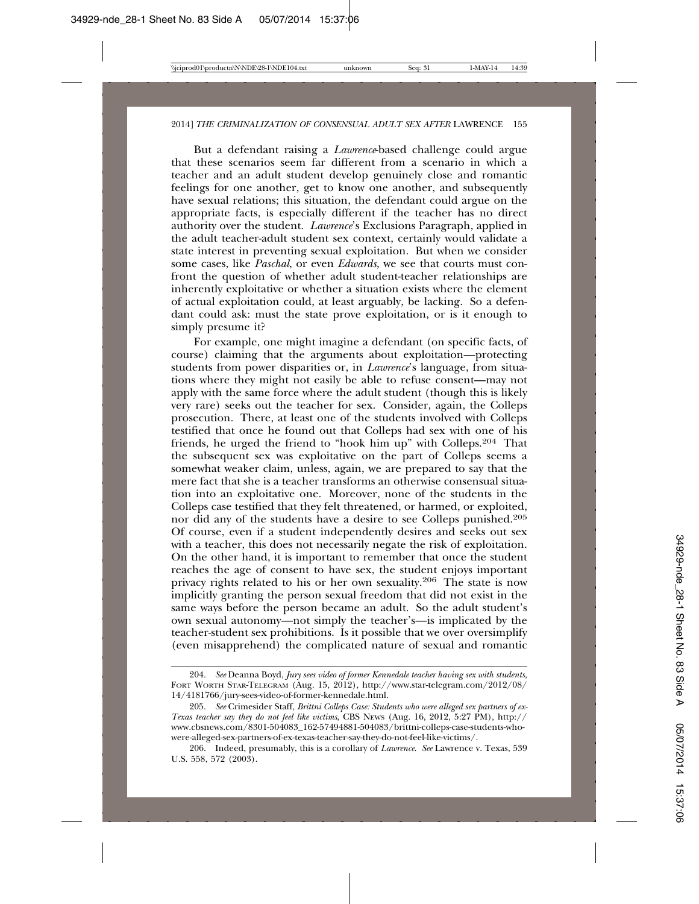But a defendant raising a *Lawrence*-based challenge could argue that these scenarios seem far different from a scenario in which a teacher and an adult student develop genuinely close and romantic feelings for one another, get to know one another, and subsequently have sexual relations; this situation, the defendant could argue on the appropriate facts, is especially different if the teacher has no direct authority over the student. *Lawrence*'s Exclusions Paragraph, applied in the adult teacher-adult student sex context, certainly would validate a state interest in preventing sexual exploitation. But when we consider some cases, like *Paschal*, or even *Edwards*, we see that courts must confront the question of whether adult student-teacher relationships are inherently exploitative or whether a situation exists where the element of actual exploitation could, at least arguably, be lacking. So a defendant could ask: must the state prove exploitation, or is it enough to simply presume it?

For example, one might imagine a defendant (on specific facts, of course) claiming that the arguments about exploitation—protecting students from power disparities or, in *Lawrence*'s language, from situations where they might not easily be able to refuse consent—may not apply with the same force where the adult student (though this is likely very rare) seeks out the teacher for sex. Consider, again, the Colleps prosecution. There, at least one of the students involved with Colleps testified that once he found out that Colleps had sex with one of his friends, he urged the friend to "hook him up" with Colleps.[204] That the subsequent sex was exploitative on the part of Colleps seems a somewhat weaker claim, unless, again, we are prepared to say that the mere fact that she is a teacher transforms an otherwise consensual situation into an exploitative one. Moreover, none of the students in the Colleps case testified that they felt threatened, or harmed, or exploited, nor did any of the students have a desire to see Colleps punished.[205] Of course, even if a student independently desires and seeks out sex with a teacher, this does not necessarily negate the risk of exploitation. On the other hand, it is important to remember that once the student reaches the age of consent to have sex, the student enjoys important privacy rights related to his or her own sexuality.[206] The state is now implicitly granting the person sexual freedom that did not exist in the same ways before the person became an adult. So the adult student's own sexual autonomy—not simply the teacher's—is implicated by the teacher-student sex prohibitions. Is it possible that we over oversimplify (even misapprehend) the complicated nature of sexual and romantic

---

204. *See* Deanna Boyd, *Jury sees video of former Kennedale teacher having sex with students*, FORT WORTH STAR-TELEGRAM (Aug. 15, 2012), http://www.star-telegram.com/2012/08/14/4181766/jury-sees-video-of-former-kennedale.html.

205. *See* Crimesider Staff, *Brittni Colleps Case: Students who were alleged sex partners of ex-Texas teacher say they do not feel like victims*, CBS NEWS (Aug. 16, 2012, 5:27 PM), http://www.cbsnews.com/8301-504083_162-57494881-504083/brittni-colleps-case-students-who-were-alleged-sex-partners-of-ex-texas-teacher-say-they-do-not-feel-like-victims/.

206. Indeed, presumably, this is a corollary of *Lawrence*. *See* Lawrence v. Texas, 539 U.S. 558, 572 (2003).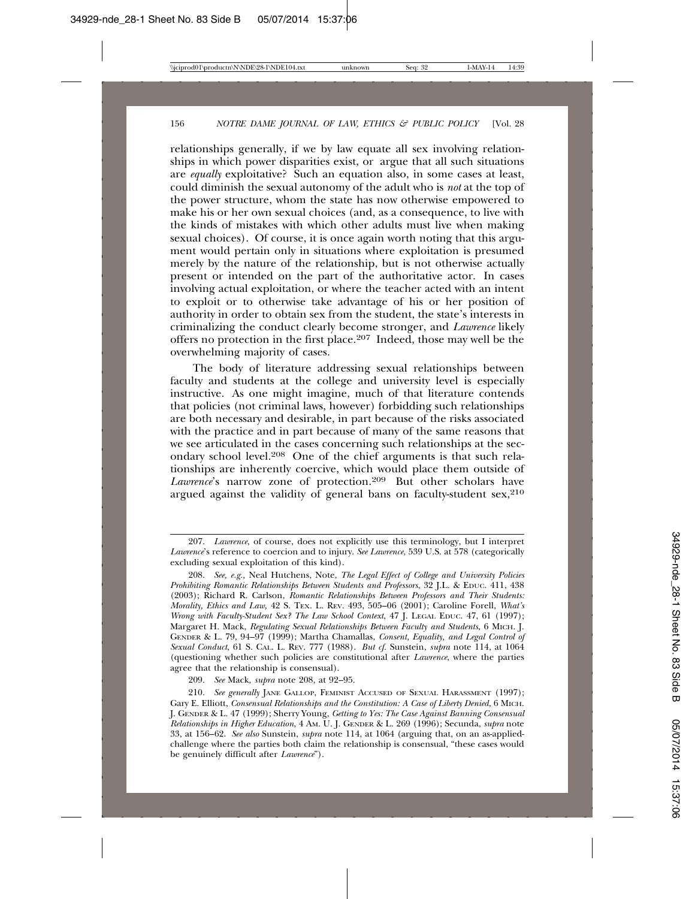relationships generally, if we by law equate all sex involving relationships in which power disparities exist, or argue that all such situations are *equally* exploitative? Such an equation also, in some cases at least, could diminish the sexual autonomy of the adult who is *not* at the top of the power structure, whom the state has now otherwise empowered to make his or her own sexual choices (and, as a consequence, to live with the kinds of mistakes with which other adults must live when making sexual choices). Of course, it is once again worth noting that this argument would pertain only in situations where exploitation is presumed merely by the nature of the relationship, but is not otherwise actually present or intended on the part of the authoritative actor. In cases involving actual exploitation, or where the teacher acted with an intent to exploit or to otherwise take advantage of his or her position of authority in order to obtain sex from the student, the state's interests in criminalizing the conduct clearly become stronger, and *Lawrence* likely offers no protection in the first place.[207] Indeed, those may well be the overwhelming majority of cases.

The body of literature addressing sexual relationships between faculty and students at the college and university level is especially instructive. As one might imagine, much of that literature contends that policies (not criminal laws, however) forbidding such relationships are both necessary and desirable, in part because of the risks associated with the practice and in part because of many of the same reasons that we see articulated in the cases concerning such relationships at the secondary school level.[208] One of the chief arguments is that such relationships are inherently coercive, which would place them outside of *Lawrence*'s narrow zone of protection.[209] But other scholars have argued against the validity of general bans on faculty-student sex,[210]

---

207. *Lawrence*, of course, does not explicitly use this terminology, but I interpret *Lawrence*'s reference to coercion and to injury. *See Lawrence*, 539 U.S. at 578 (categorically excluding sexual exploitation of this kind).

208. *See, e.g.*, Neal Hutchens, Note, *The Legal Effect of College and University Policies Prohibiting Romantic Relationships Between Students and Professors*, 32 J.L. & EDUC. 411, 438 (2003); Richard R. Carlson, *Romantic Relationships Between Professors and Their Students: Morality, Ethics and Law*, 42 S. TEX. L. REV. 493, 505–06 (2001); Caroline Forell, *What's Wrong with Faculty-Student Sex? The Law School Context*, 47 J. LEGAL EDUC. 47, 61 (1997); Margaret H. Mack, *Regulating Sexual Relationships Between Faculty and Students*, 6 MICH. J. GENDER & L. 79, 94–97 (1999); Martha Chamallas, *Consent, Equality, and Legal Control of Sexual Conduct*, 61 S. CAL. L. REV. 777 (1988). *But cf.* Sunstein, *supra* note 114, at 1064 (questioning whether such policies are constitutional after *Lawrence*, where the parties agree that the relationship is consensual).

209. *See* Mack, *supra* note 208, at 92–95.

210. *See generally* JANE GALLOP, FEMINIST ACCUSED OF SEXUAL HARASSMENT (1997); Gary E. Elliott, *Consensual Relationships and the Constitution: A Case of Liberty Denied*, 6 MICH. J. GENDER & L. 47 (1999); Sherry Young, *Getting to Yes: The Case Against Banning Consensual Relationships in Higher Education*, 4 AM. U. J. GENDER & L. 269 (1996); Secunda, *supra* note 33, at 156–62. *See also* Sunstein, *supra* note 114, at 1064 (arguing that, on an as-applied-challenge where the parties both claim the relationship is consensual, "these cases would be genuinely difficult after *Lawrence*").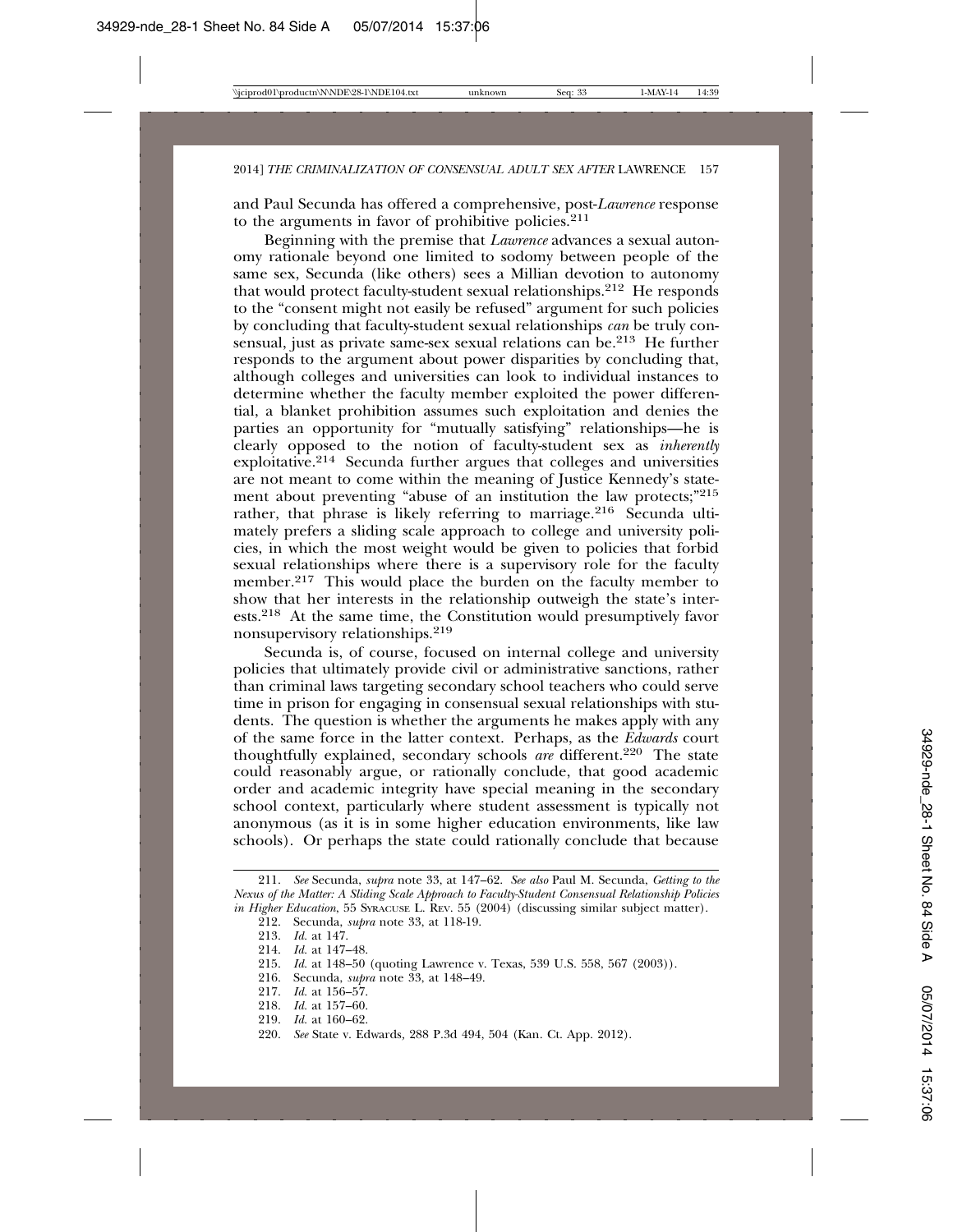and Paul Secunda has offered a comprehensive, post-*Lawrence* response to the arguments in favor of prohibitive policies.[211]

Beginning with the premise that *Lawrence* advances a sexual autonomy rationale beyond one limited to sodomy between people of the same sex, Secunda (like others) sees a Millian devotion to autonomy that would protect faculty-student sexual relationships.[212] He responds to the "consent might not easily be refused" argument for such policies by concluding that faculty-student sexual relationships *can* be truly consensual, just as private same-sex sexual relations can be.[213] He further responds to the argument about power disparities by concluding that, although colleges and universities can look to individual instances to determine whether the faculty member exploited the power differential, a blanket prohibition assumes such exploitation and denies the parties an opportunity for "mutually satisfying" relationships—he is clearly opposed to the notion of faculty-student sex as *inherently* exploitative.[214] Secunda further argues that colleges and universities are not meant to come within the meaning of Justice Kennedy's statement about preventing "abuse of an institution the law protects;"[215] rather, that phrase is likely referring to marriage.[216] Secunda ultimately prefers a sliding scale approach to college and university policies, in which the most weight would be given to policies that forbid sexual relationships where there is a supervisory role for the faculty member.[217] This would place the burden on the faculty member to show that her interests in the relationship outweigh the state's interests.[218] At the same time, the Constitution would presumptively favor nonsupervisory relationships.[219]

Secunda is, of course, focused on internal college and university policies that ultimately provide civil or administrative sanctions, rather than criminal laws targeting secondary school teachers who could serve time in prison for engaging in consensual sexual relationships with students. The question is whether the arguments he makes apply with any of the same force in the latter context. Perhaps, as the *Edwards* court thoughtfully explained, secondary schools *are* different.[220] The state could reasonably argue, or rationally conclude, that good academic order and academic integrity have special meaning in the secondary school context, particularly where student assessment is typically not anonymous (as it is in some higher education environments, like law schools). Or perhaps the state could rationally conclude that because

---

211. *See* Secunda, *supra* note 33, at 147–62. *See also* Paul M. Secunda, *Getting to the Nexus of the Matter: A Sliding Scale Approach to Faculty-Student Consensual Relationship Policies in Higher Education*, 55 SYRACUSE L. REV. 55 (2004) (discussing similar subject matter).

212. Secunda, *supra* note 33, at 118-19.

213. *Id.* at 147.

214. *Id.* at 147–48.

215. *Id.* at 148–50 (quoting Lawrence v. Texas, 539 U.S. 558, 567 (2003)).

216. Secunda, *supra* note 33, at 148–49.

217. *Id.* at 156–57.

218. *Id.* at 157–60.

219. *Id.* at 160–62.

220. *See* State v. Edwards, 288 P.3d 494, 504 (Kan. Ct. App. 2012).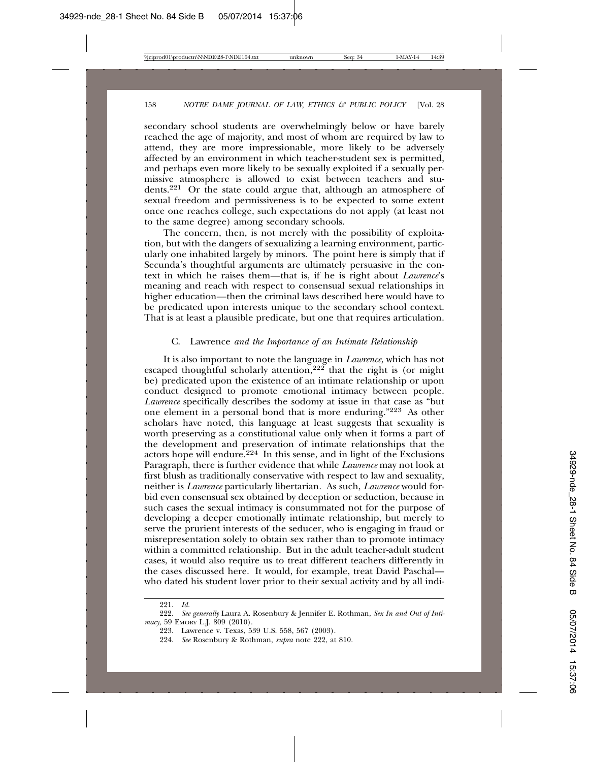secondary school students are overwhelmingly below or have barely reached the age of majority, and most of whom are required by law to attend, they are more impressionable, more likely to be adversely affected by an environment in which teacher-student sex is permitted, and perhaps even more likely to be sexually exploited if a sexually permissive atmosphere is allowed to exist between teachers and students.[221] Or the state could argue that, although an atmosphere of sexual freedom and permissiveness is to be expected to some extent once one reaches college, such expectations do not apply (at least not to the same degree) among secondary schools.

The concern, then, is not merely with the possibility of exploitation, but with the dangers of sexualizing a learning environment, particularly one inhabited largely by minors. The point here is simply that if Secunda's thoughtful arguments are ultimately persuasive in the context in which he raises them—that is, if he is right about *Lawrence*'s meaning and reach with respect to consensual sexual relationships in higher education—then the criminal laws described here would have to be predicated upon interests unique to the secondary school context. That is at least a plausible predicate, but one that requires articulation.

### C. Lawrence *and the Importance of an Intimate Relationship*

It is also important to note the language in *Lawrence*, which has not escaped thoughtful scholarly attention,[222] that the right is (or might be) predicated upon the existence of an intimate relationship or upon conduct designed to promote emotional intimacy between people. *Lawrence* specifically describes the sodomy at issue in that case as "but one element in a personal bond that is more enduring."[223] As other scholars have noted, this language at least suggests that sexuality is worth preserving as a constitutional value only when it forms a part of the development and preservation of intimate relationships that the actors hope will endure.[224] In this sense, and in light of the Exclusions Paragraph, there is further evidence that while *Lawrence* may not look at first blush as traditionally conservative with respect to law and sexuality, neither is *Lawrence* particularly libertarian. As such, *Lawrence* would forbid even consensual sex obtained by deception or seduction, because in such cases the sexual intimacy is consummated not for the purpose of developing a deeper emotionally intimate relationship, but merely to serve the prurient interests of the seducer, who is engaging in fraud or misrepresentation solely to obtain sex rather than to promote intimacy within a committed relationship. But in the adult teacher-adult student cases, it would also require us to treat different teachers differently in the cases discussed here. It would, for example, treat David Paschal—who dated his student lover prior to their sexual activity and by all indi-

221. *Id.*

222. *See generally* Laura A. Rosenbury & Jennifer E. Rothman, *Sex In and Out of Intimacy*, 59 EMORY L.J. 809 (2010).

223. Lawrence v. Texas, 539 U.S. 558, 567 (2003).

224. *See* Rosenbury & Rothman, *supra* note 222, at 810.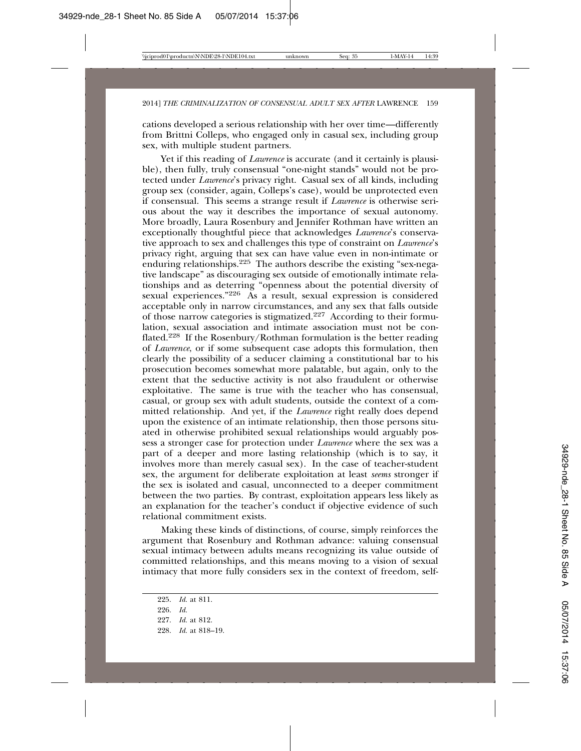cations developed a serious relationship with her over time—differently from Brittni Colleps, who engaged only in casual sex, including group sex, with multiple student partners.

Yet if this reading of *Lawrence* is accurate (and it certainly is plausible), then fully, truly consensual "one-night stands" would not be protected under *Lawrence*'s privacy right. Casual sex of all kinds, including group sex (consider, again, Colleps's case), would be unprotected even if consensual. This seems a strange result if *Lawrence* is otherwise serious about the way it describes the importance of sexual autonomy. More broadly, Laura Rosenbury and Jennifer Rothman have written an exceptionally thoughtful piece that acknowledges *Lawrence*'s conservative approach to sex and challenges this type of constraint on *Lawrence*'s privacy right, arguing that sex can have value even in non-intimate or enduring relationships.[225] The authors describe the existing "sex-negative landscape" as discouraging sex outside of emotionally intimate relationships and as deterring "openness about the potential diversity of sexual experiences."[226] As a result, sexual expression is considered acceptable only in narrow circumstances, and any sex that falls outside of those narrow categories is stigmatized.[227] According to their formulation, sexual association and intimate association must not be conflated.[228] If the Rosenbury/Rothman formulation is the better reading of *Lawrence*, or if some subsequent case adopts this formulation, then clearly the possibility of a seducer claiming a constitutional bar to his prosecution becomes somewhat more palatable, but again, only to the extent that the seductive activity is not also fraudulent or otherwise exploitative. The same is true with the teacher who has consensual, casual, or group sex with adult students, outside the context of a committed relationship. And yet, if the *Lawrence* right really does depend upon the existence of an intimate relationship, then those persons situated in otherwise prohibited sexual relationships would arguably possess a stronger case for protection under *Lawrence* where the sex was a part of a deeper and more lasting relationship (which is to say, it involves more than merely casual sex). In the case of teacher-student sex, the argument for deliberate exploitation at least *seems* stronger if the sex is isolated and casual, unconnected to a deeper commitment between the two parties. By contrast, exploitation appears less likely as an explanation for the teacher's conduct if objective evidence of such relational commitment exists.

Making these kinds of distinctions, of course, simply reinforces the argument that Rosenbury and Rothman advance: valuing consensual sexual intimacy between adults means recognizing its value outside of committed relationships, and this means moving to a vision of sexual intimacy that more fully considers sex in the context of freedom, self-

225. *Id.* at 811.

226. *Id.*

227. *Id.* at 812.

228. *Id.* at 818–19.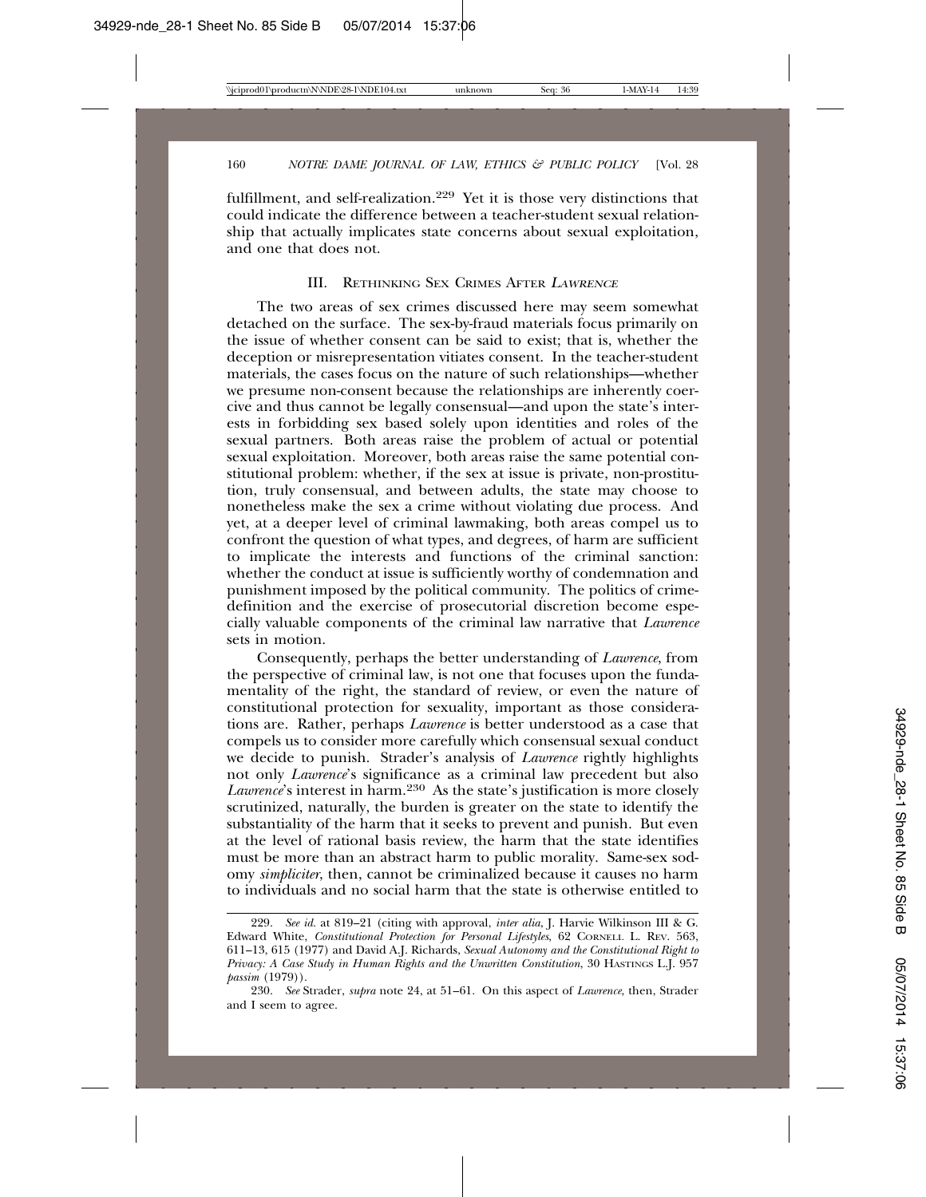fulfillment, and self-realization.[229] Yet it is those very distinctions that could indicate the difference between a teacher-student sexual relationship that actually implicates state concerns about sexual exploitation, and one that does not.

## III. Rethinking Sex Crimes After *Lawrence*

The two areas of sex crimes discussed here may seem somewhat detached on the surface. The sex-by-fraud materials focus primarily on the issue of whether consent can be said to exist; that is, whether the deception or misrepresentation vitiates consent. In the teacher-student materials, the cases focus on the nature of such relationships—whether we presume non-consent because the relationships are inherently coercive and thus cannot be legally consensual—and upon the state's interests in forbidding sex based solely upon identities and roles of the sexual partners. Both areas raise the problem of actual or potential sexual exploitation. Moreover, both areas raise the same potential constitutional problem: whether, if the sex at issue is private, non-prostitution, truly consensual, and between adults, the state may choose to nonetheless make the sex a crime without violating due process. And yet, at a deeper level of criminal lawmaking, both areas compel us to confront the question of what types, and degrees, of harm are sufficient to implicate the interests and functions of the criminal sanction: whether the conduct at issue is sufficiently worthy of condemnation and punishment imposed by the political community. The politics of crime-definition and the exercise of prosecutorial discretion become especially valuable components of the criminal law narrative that *Lawrence* sets in motion.

Consequently, perhaps the better understanding of *Lawrence*, from the perspective of criminal law, is not one that focuses upon the fundamentality of the right, the standard of review, or even the nature of constitutional protection for sexuality, important as those considerations are. Rather, perhaps *Lawrence* is better understood as a case that compels us to consider more carefully which consensual sexual conduct we decide to punish. Strader's analysis of *Lawrence* rightly highlights not only *Lawrence*'s significance as a criminal law precedent but also *Lawrence*'s interest in harm.[230] As the state's justification is more closely scrutinized, naturally, the burden is greater on the state to identify the substantiality of the harm that it seeks to prevent and punish. But even at the level of rational basis review, the harm that the state identifies must be more than an abstract harm to public morality. Same-sex sodomy *simpliciter*, then, cannot be criminalized because it causes no harm to individuals and no social harm that the state is otherwise entitled to

---

229. *See id.* at 819–21 (citing with approval, *inter alia*, J. Harvie Wilkinson III & G. Edward White, *Constitutional Protection for Personal Lifestyles*, 62 Cornell L. Rev. 563, 611–13, 615 (1977) and David A.J. Richards, *Sexual Autonomy and the Constitutional Right to Privacy: A Case Study in Human Rights and the Unwritten Constitution*, 30 Hastings L.J. 957 *passim* (1979)).

230. *See* Strader, *supra* note 24, at 51–61. On this aspect of *Lawrence*, then, Strader and I seem to agree.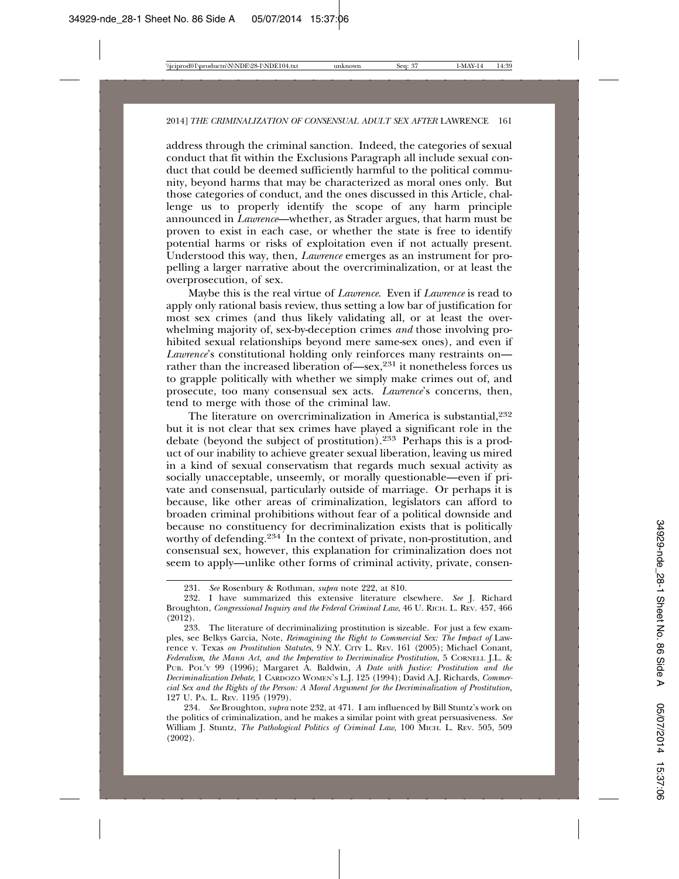address through the criminal sanction. Indeed, the categories of sexual conduct that fit within the Exclusions Paragraph all include sexual conduct that could be deemed sufficiently harmful to the political community, beyond harms that may be characterized as moral ones only. But those categories of conduct, and the ones discussed in this Article, challenge us to properly identify the scope of any harm principle announced in *Lawrence*—whether, as Strader argues, that harm must be proven to exist in each case, or whether the state is free to identify potential harms or risks of exploitation even if not actually present. Understood this way, then, *Lawrence* emerges as an instrument for propelling a larger narrative about the overcriminalization, or at least the overprosecution, of sex.

Maybe this is the real virtue of *Lawrence*. Even if *Lawrence* is read to apply only rational basis review, thus setting a low bar of justification for most sex crimes (and thus likely validating all, or at least the overwhelming majority of, sex-by-deception crimes *and* those involving prohibited sexual relationships beyond mere same-sex ones), and even if *Lawrence*'s constitutional holding only reinforces many restraints on—rather than the increased liberation of—sex,[231] it nonetheless forces us to grapple politically with whether we simply make crimes out of, and prosecute, too many consensual sex acts. *Lawrence*'s concerns, then, tend to merge with those of the criminal law.

The literature on overcriminalization in America is substantial,[232] but it is not clear that sex crimes have played a significant role in the debate (beyond the subject of prostitution).[233] Perhaps this is a product of our inability to achieve greater sexual liberation, leaving us mired in a kind of sexual conservatism that regards much sexual activity as socially unacceptable, unseemly, or morally questionable—even if private and consensual, particularly outside of marriage. Or perhaps it is because, like other areas of criminalization, legislators can afford to broaden criminal prohibitions without fear of a political downside and because no constituency for decriminalization exists that is politically worthy of defending.[234] In the context of private, non-prostitution, and consensual sex, however, this explanation for criminalization does not seem to apply—unlike other forms of criminal activity, private, consen-

---

231. *See* Rosenbury & Rothman, *supra* note 222, at 810.

232. I have summarized this extensive literature elsewhere. *See* J. Richard Broughton, *Congressional Inquiry and the Federal Criminal Law*, 46 U. RICH. L. REV. 457, 466 (2012).

233. The literature of decriminalizing prostitution is sizeable. For just a few examples, see Belkys Garcia, Note, *Reimagining the Right to Commercial Sex: The Impact of* Lawrence v. Texas *on Prostitution Statutes*, 9 N.Y. CITY L. REV. 161 (2005); Michael Conant, *Federalism, the Mann Act, and the Imperative to Decriminalize Prostitution*, 5 CORNELL J.L. & PUB. POL'Y 99 (1996); Margaret A. Baldwin, *A Date with Justice: Prostitution and the Decriminalization Debate*, 1 CARDOZO WOMEN'S L.J. 125 (1994); David A.J. Richards, *Commercial Sex and the Rights of the Person: A Moral Argument for the Decriminalization of Prostitution*, 127 U. PA. L. REV. 1195 (1979).

234. *See* Broughton, *supra* note 232, at 471. I am influenced by Bill Stuntz's work on the politics of criminalization, and he makes a similar point with great persuasiveness. *See* William J. Stuntz, *The Pathological Politics of Criminal Law*, 100 MICH. L. REV. 505, 509 (2002).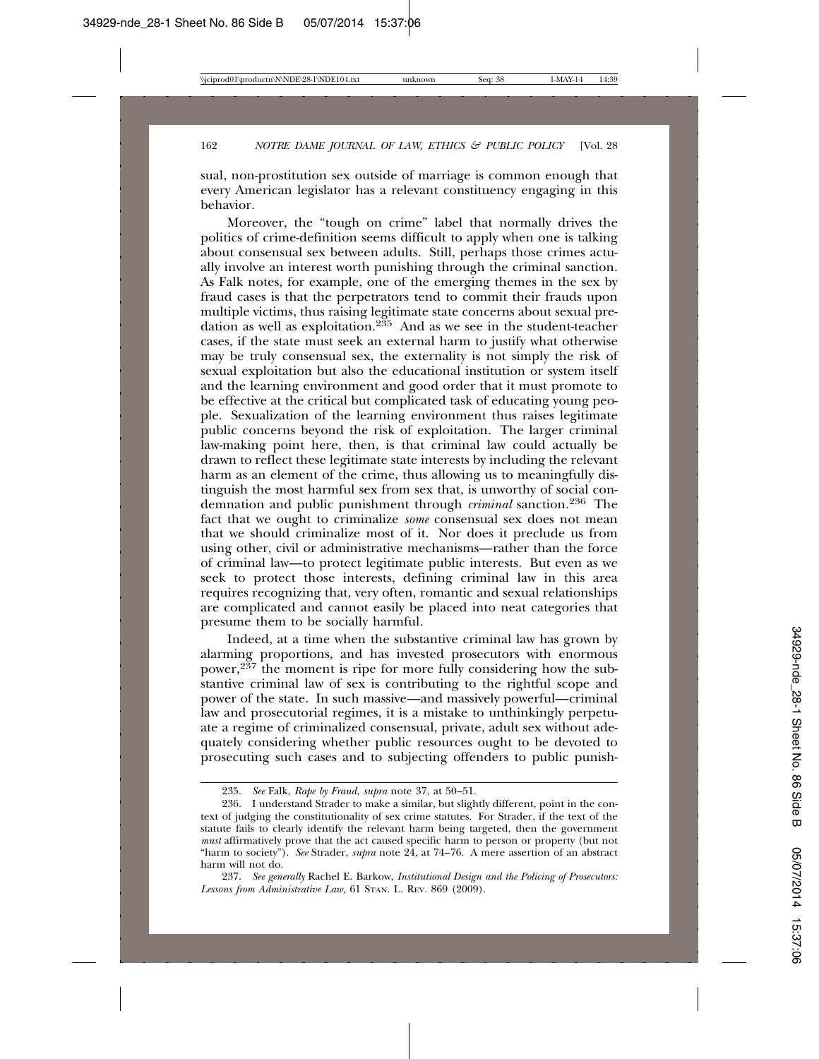sual, non-prostitution sex outside of marriage is common enough that every American legislator has a relevant constituency engaging in this behavior.

Moreover, the "tough on crime" label that normally drives the politics of crime-definition seems difficult to apply when one is talking about consensual sex between adults. Still, perhaps those crimes actually involve an interest worth punishing through the criminal sanction. As Falk notes, for example, one of the emerging themes in the sex by fraud cases is that the perpetrators tend to commit their frauds upon multiple victims, thus raising legitimate state concerns about sexual predation as well as exploitation.[235] And as we see in the student-teacher cases, if the state must seek an external harm to justify what otherwise may be truly consensual sex, the externality is not simply the risk of sexual exploitation but also the educational institution or system itself and the learning environment and good order that it must promote to be effective at the critical but complicated task of educating young people. Sexualization of the learning environment thus raises legitimate public concerns beyond the risk of exploitation. The larger criminal law-making point here, then, is that criminal law could actually be drawn to reflect these legitimate state interests by including the relevant harm as an element of the crime, thus allowing us to meaningfully distinguish the most harmful sex from sex that, is unworthy of social condemnation and public punishment through *criminal* sanction.[236] The fact that we ought to criminalize *some* consensual sex does not mean that we should criminalize most of it. Nor does it preclude us from using other, civil or administrative mechanisms—rather than the force of criminal law—to protect legitimate public interests. But even as we seek to protect those interests, defining criminal law in this area requires recognizing that, very often, romantic and sexual relationships are complicated and cannot easily be placed into neat categories that presume them to be socially harmful.

Indeed, at a time when the substantive criminal law has grown by alarming proportions, and has invested prosecutors with enormous power,[237] the moment is ripe for more fully considering how the substantive criminal law of sex is contributing to the rightful scope and power of the state. In such massive—and massively powerful—criminal law and prosecutorial regimes, it is a mistake to unthinkingly perpetuate a regime of criminalized consensual, private, adult sex without adequately considering whether public resources ought to be devoted to prosecuting such cases and to subjecting offenders to public punish-

---

235. *See* Falk, *Rape by Fraud*, *supra* note 37, at 50–51.

236. I understand Strader to make a similar, but slightly different, point in the context of judging the constitutionality of sex crime statutes. For Strader, if the text of the statute fails to clearly identify the relevant harm being targeted, then the government *must* affirmatively prove that the act caused specific harm to person or property (but not "harm to society"). *See* Strader, *supra* note 24, at 74–76. A mere assertion of an abstract harm will not do.

237. *See generally* Rachel E. Barkow, *Institutional Design and the Policing of Prosecutors: Lessons from Administrative Law,* 61 STAN. L. REV. 869 (2009).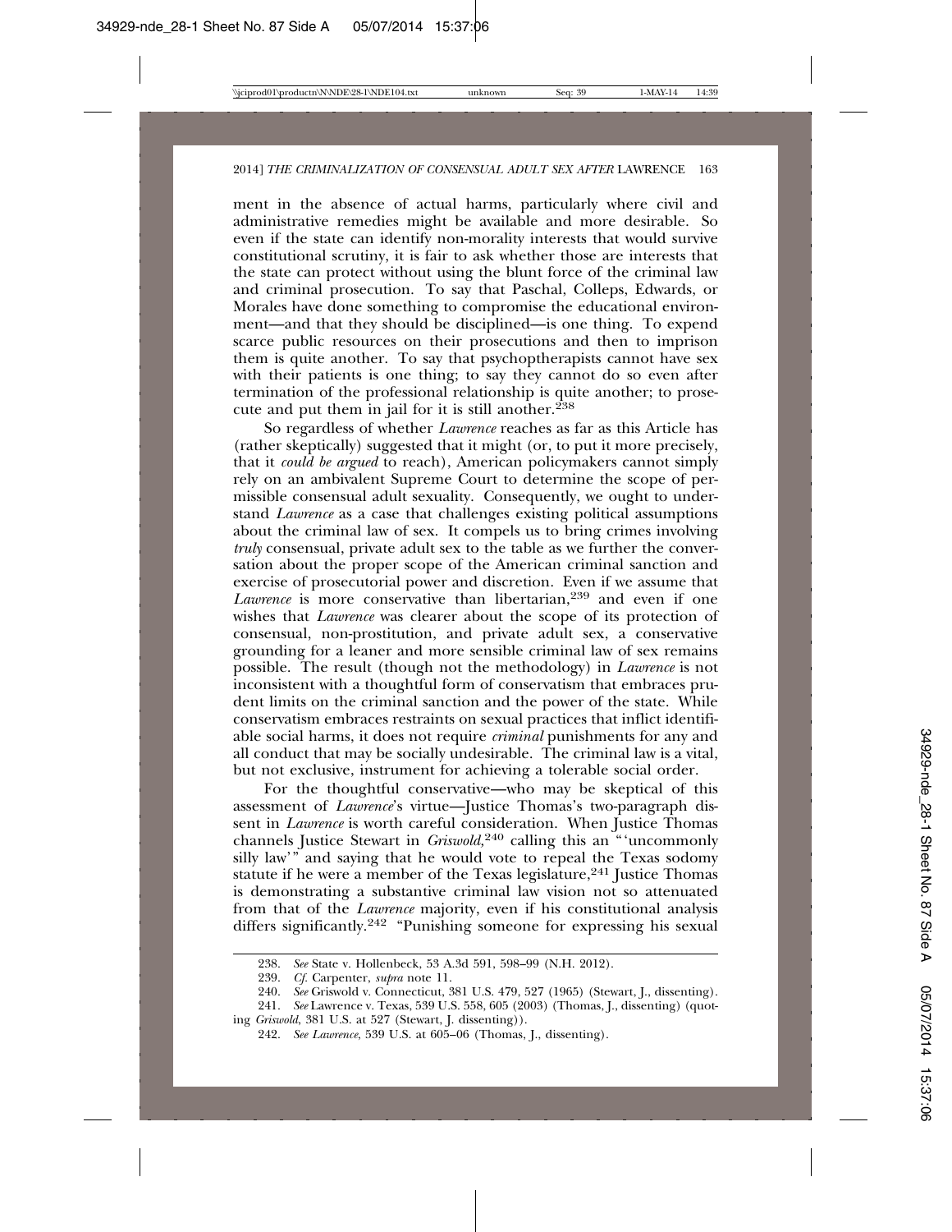ment in the absence of actual harms, particularly where civil and administrative remedies might be available and more desirable. So even if the state can identify non-morality interests that would survive constitutional scrutiny, it is fair to ask whether those are interests that the state can protect without using the blunt force of the criminal law and criminal prosecution. To say that Paschal, Colleps, Edwards, or Morales have done something to compromise the educational environment—and that they should be disciplined—is one thing. To expend scarce public resources on their prosecutions and then to imprison them is quite another. To say that psychoptherapists cannot have sex with their patients is one thing; to say they cannot do so even after termination of the professional relationship is quite another; to prosecute and put them in jail for it is still another.[238]

So regardless of whether *Lawrence* reaches as far as this Article has (rather skeptically) suggested that it might (or, to put it more precisely, that it *could be argued* to reach), American policymakers cannot simply rely on an ambivalent Supreme Court to determine the scope of permissible consensual adult sexuality. Consequently, we ought to understand *Lawrence* as a case that challenges existing political assumptions about the criminal law of sex. It compels us to bring crimes involving *truly* consensual, private adult sex to the table as we further the conversation about the proper scope of the American criminal sanction and exercise of prosecutorial power and discretion. Even if we assume that *Lawrence* is more conservative than libertarian,[239] and even if one wishes that *Lawrence* was clearer about the scope of its protection of consensual, non-prostitution, and private adult sex, a conservative grounding for a leaner and more sensible criminal law of sex remains possible. The result (though not the methodology) in *Lawrence* is not inconsistent with a thoughtful form of conservatism that embraces prudent limits on the criminal sanction and the power of the state. While conservatism embraces restraints on sexual practices that inflict identifiable social harms, it does not require *criminal* punishments for any and all conduct that may be socially undesirable. The criminal law is a vital, but not exclusive, instrument for achieving a tolerable social order.

For the thoughtful conservative—who may be skeptical of this assessment of *Lawrence*'s virtue—Justice Thomas's two-paragraph dissent in *Lawrence* is worth careful consideration. When Justice Thomas channels Justice Stewart in *Griswold*,[240] calling this an "'uncommonly silly law'" and saying that he would vote to repeal the Texas sodomy statute if he were a member of the Texas legislature,[241] Justice Thomas is demonstrating a substantive criminal law vision not so attenuated from that of the *Lawrence* majority, even if his constitutional analysis differs significantly.[242] "Punishing someone for expressing his sexual

---

238. *See* State v. Hollenbeck, 53 A.3d 591, 598–99 (N.H. 2012).

239. *Cf.* Carpenter, *supra* note 11.

240. *See* Griswold v. Connecticut, 381 U.S. 479, 527 (1965) (Stewart, J., dissenting).

241. *See* Lawrence v. Texas, 539 U.S. 558, 605 (2003) (Thomas, J., dissenting) (quoting *Griswold*, 381 U.S. at 527 (Stewart, J. dissenting)).

242. *See Lawrence*, 539 U.S. at 605–06 (Thomas, J., dissenting).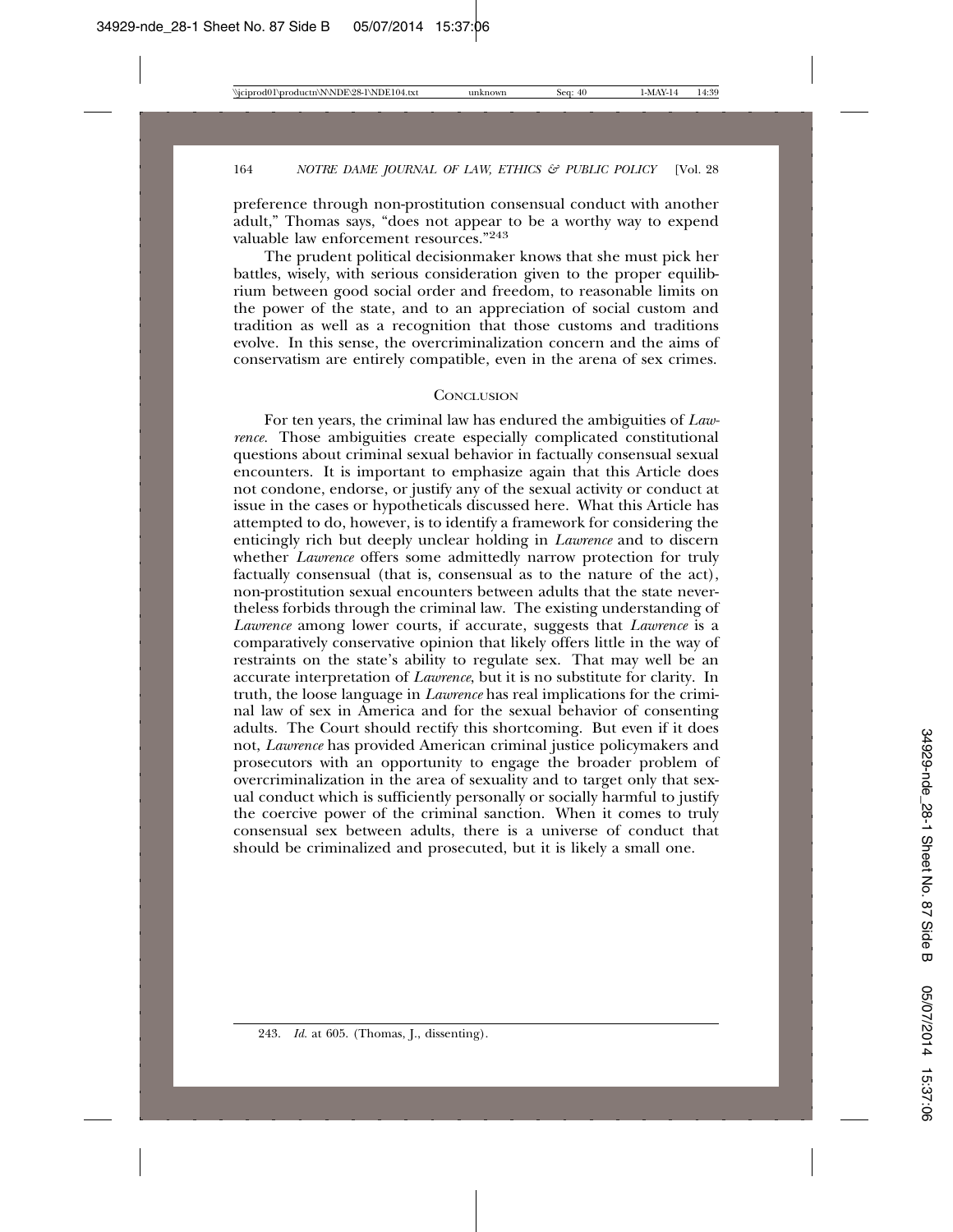preference through non-prostitution consensual conduct with another adult," Thomas says, "does not appear to be a worthy way to expend valuable law enforcement resources."[243]

The prudent political decisionmaker knows that she must pick her battles, wisely, with serious consideration given to the proper equilibrium between good social order and freedom, to reasonable limits on the power of the state, and to an appreciation of social custom and tradition as well as a recognition that those customs and traditions evolve. In this sense, the overcriminalization concern and the aims of conservatism are entirely compatible, even in the arena of sex crimes.

## CONCLUSION

For ten years, the criminal law has endured the ambiguities of *Lawrence*. Those ambiguities create especially complicated constitutional questions about criminal sexual behavior in factually consensual sexual encounters. It is important to emphasize again that this Article does not condone, endorse, or justify any of the sexual activity or conduct at issue in the cases or hypotheticals discussed here. What this Article has attempted to do, however, is to identify a framework for considering the enticingly rich but deeply unclear holding in *Lawrence* and to discern whether *Lawrence* offers some admittedly narrow protection for truly factually consensual (that is, consensual as to the nature of the act), non-prostitution sexual encounters between adults that the state nevertheless forbids through the criminal law. The existing understanding of *Lawrence* among lower courts, if accurate, suggests that *Lawrence* is a comparatively conservative opinion that likely offers little in the way of restraints on the state's ability to regulate sex. That may well be an accurate interpretation of *Lawrence*, but it is no substitute for clarity. In truth, the loose language in *Lawrence* has real implications for the criminal law of sex in America and for the sexual behavior of consenting adults. The Court should rectify this shortcoming. But even if it does not, *Lawrence* has provided American criminal justice policymakers and prosecutors with an opportunity to engage the broader problem of overcriminalization in the area of sexuality and to target only that sexual conduct which is sufficiently personally or socially harmful to justify the coercive power of the criminal sanction. When it comes to truly consensual sex between adults, there is a universe of conduct that should be criminalized and prosecuted, but it is likely a small one.

---

243. *Id.* at 605. (Thomas, J., dissenting).